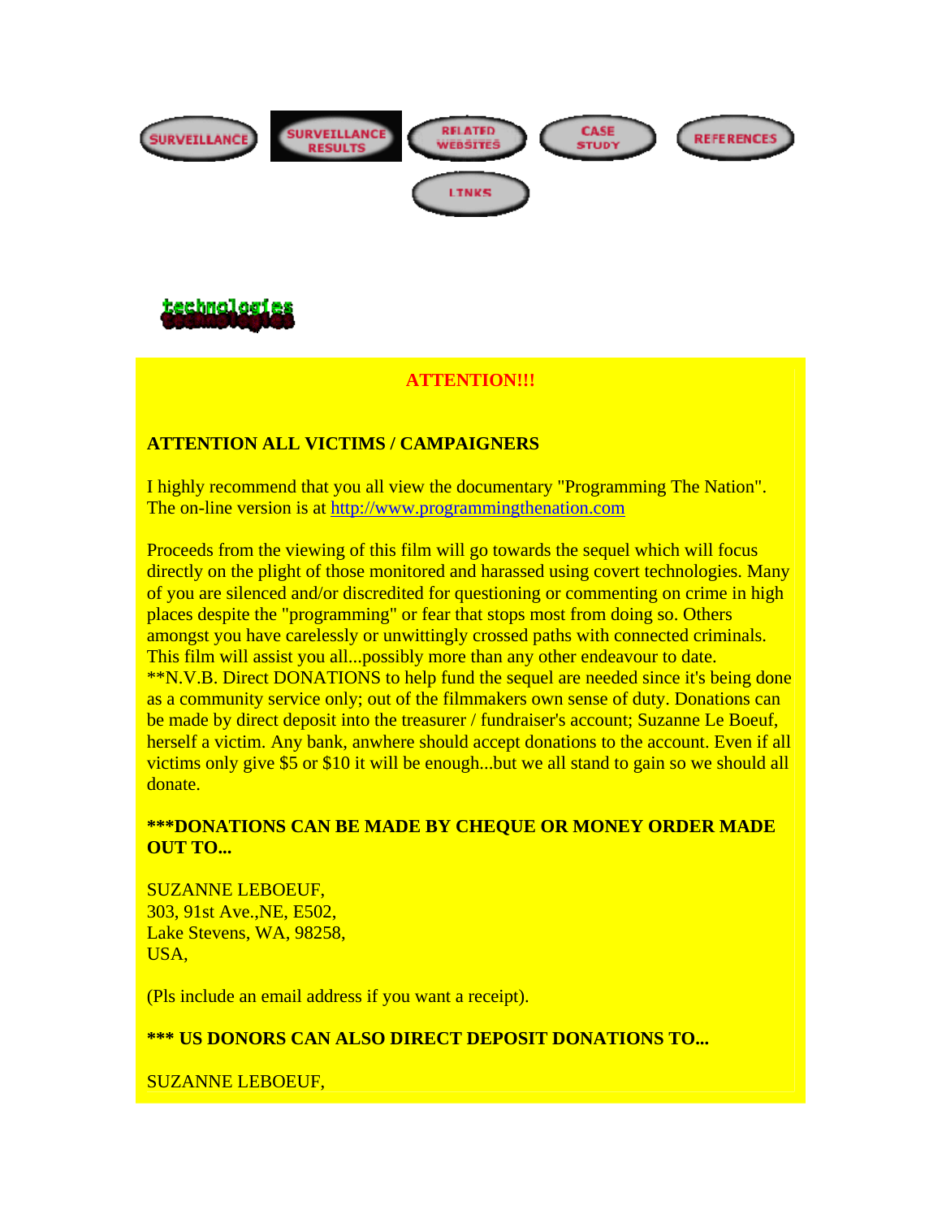SURVEILLANCE | SURVEILLANCE RESULTS | RELATED WEBSITES | CASE STUDY | REFERENCES

LINKS

technologies

**ATTENTION!!!**

**ATTENTION ALL VICTIMS / CAMPAIGNERS**

I highly recommend that you all view the documentary "Programming The Nation". The on-line version is at http://www.programmingthenation.com

Proceeds from the viewing of this film will go towards the sequel which will focus directly on the plight of those monitored and harassed using covert technologies. Many of you are silenced and/or discredited for questioning or commenting on crime in high places despite the "programming" or fear that stops most from doing so. Others amongst you have carelessly or unwittingly crossed paths with connected criminals. This film will assist you all...possibly more than any other endeavour to date. **N.V.B. Direct DONATIONS to help fund the sequel are needed since it's being done as a community service only; out of the filmmakers own sense of duty. Donations can be made by direct deposit into the treasurer / fundraiser's account; Suzanne Le Boeuf, herself a victim. Any bank, anwhere should accept donations to the account. Even if all victims only give $5 or $10 it will be enough...but we all stand to gain so we should all donate.

**\*\*\*DONATIONS CAN BE MADE BY CHEQUE OR MONEY ORDER MADE OUT TO...**

SUZANNE LEBOEUF,  
303, 91st Ave.,NE, E502,  
Lake Stevens, WA, 98258,  
USA,

(Pls include an email address if you want a receipt).

**\*\*\* US DONORS CAN ALSO DIRECT DEPOSIT DONATIONS TO...**

SUZANNE LEBOEUF,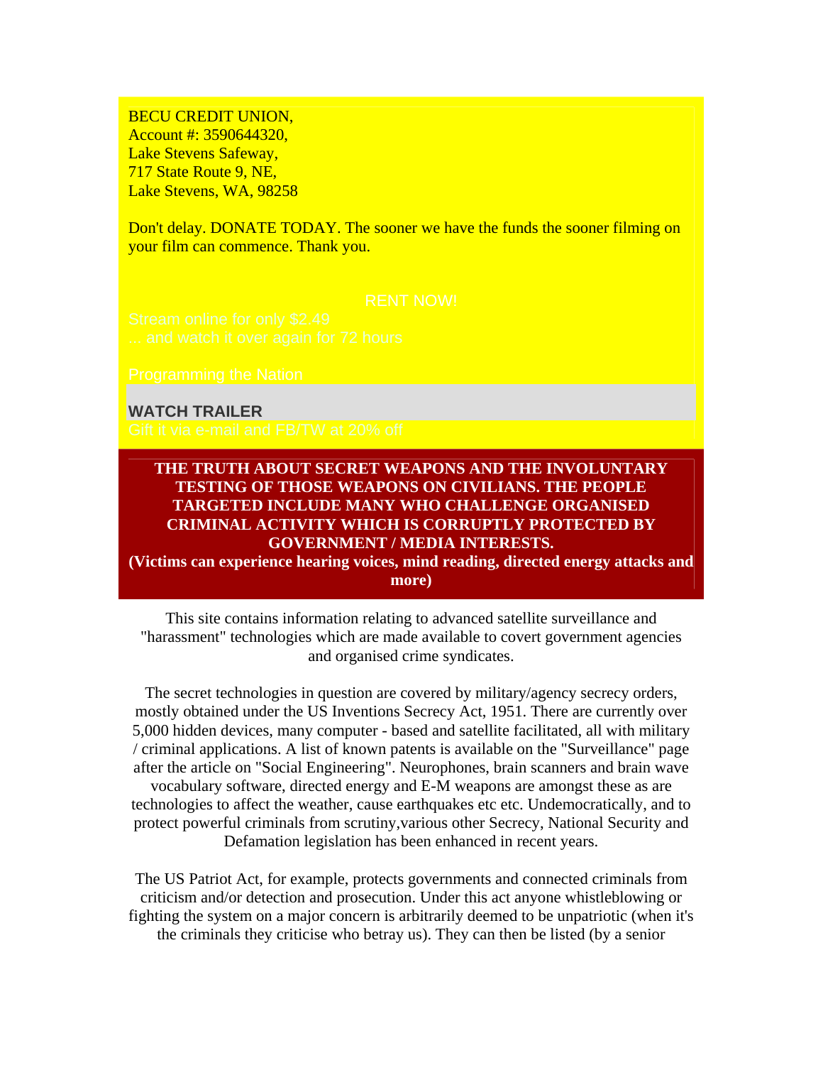BECU CREDIT UNION,
Account #: 3590644320,
Lake Stevens Safeway,
717 State Route 9, NE,
Lake Stevens, WA, 98258

Don't delay. DONATE TODAY. The sooner we have the funds the sooner filming on your film can commence. Thank you.

RENT NOW!

Stream online for only $2.49
... and watch it over again for 72 hours

Programming the Nation

**WATCH TRAILER**

Gift it via e-mail and FB/TW at 20% off

**THE TRUTH ABOUT SECRET WEAPONS AND THE INVOLUNTARY TESTING OF THOSE WEAPONS ON CIVILIANS. THE PEOPLE TARGETED INCLUDE MANY WHO CHALLENGE ORGANISED CRIMINAL ACTIVITY WHICH IS CORRUPTLY PROTECTED BY GOVERNMENT / MEDIA INTERESTS.**
**(Victims can experience hearing voices, mind reading, directed energy attacks and more)**

This site contains information relating to advanced satellite surveillance and "harassment" technologies which are made available to covert government agencies and organised crime syndicates.

The secret technologies in question are covered by military/agency secrecy orders, mostly obtained under the US Inventions Secrecy Act, 1951. There are currently over 5,000 hidden devices, many computer - based and satellite facilitated, all with military / criminal applications. A list of known patents is available on the "Surveillance" page after the article on "Social Engineering". Neurophones, brain scanners and brain wave vocabulary software, directed energy and E-M weapons are amongst these as are technologies to affect the weather, cause earthquakes etc etc. Undemocratically, and to protect powerful criminals from scrutiny,various other Secrecy, National Security and Defamation legislation has been enhanced in recent years.

The US Patriot Act, for example, protects governments and connected criminals from criticism and/or detection and prosecution. Under this act anyone whistleblowing or fighting the system on a major concern is arbitrarily deemed to be unpatriotic (when it's the criminals they criticise who betray us). They can then be listed (by a senior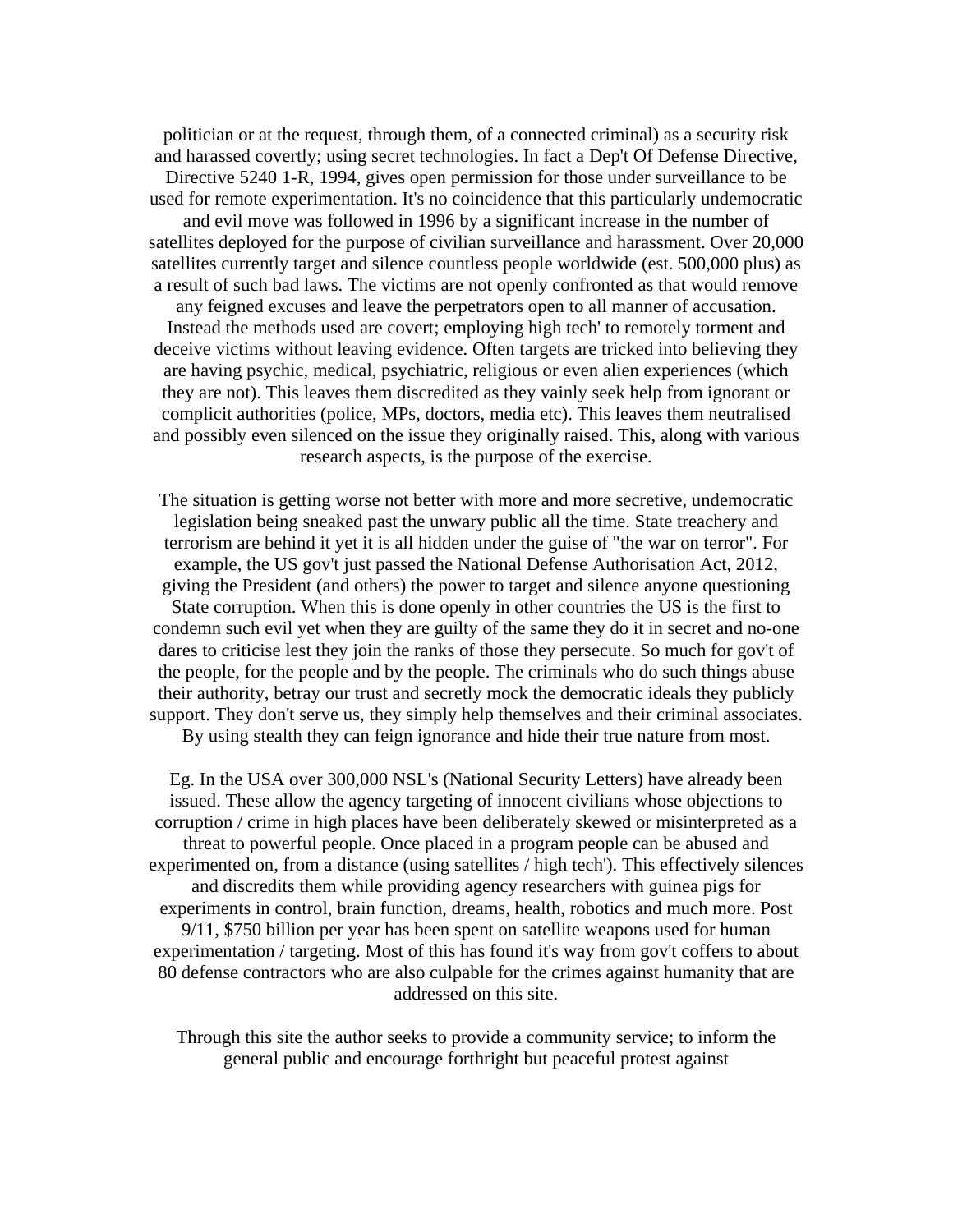politician or at the request, through them, of a connected criminal) as a security risk and harassed covertly; using secret technologies. In fact a Dep't Of Defense Directive, Directive 5240 1-R, 1994, gives open permission for those under surveillance to be used for remote experimentation. It's no coincidence that this particularly undemocratic and evil move was followed in 1996 by a significant increase in the number of satellites deployed for the purpose of civilian surveillance and harassment. Over 20,000 satellites currently target and silence countless people worldwide (est. 500,000 plus) as a result of such bad laws. The victims are not openly confronted as that would remove any feigned excuses and leave the perpetrators open to all manner of accusation. Instead the methods used are covert; employing high tech' to remotely torment and deceive victims without leaving evidence. Often targets are tricked into believing they are having psychic, medical, psychiatric, religious or even alien experiences (which they are not). This leaves them discredited as they vainly seek help from ignorant or complicit authorities (police, MPs, doctors, media etc). This leaves them neutralised and possibly even silenced on the issue they originally raised. This, along with various research aspects, is the purpose of the exercise.

The situation is getting worse not better with more and more secretive, undemocratic legislation being sneaked past the unwary public all the time. State treachery and terrorism are behind it yet it is all hidden under the guise of "the war on terror". For example, the US gov't just passed the National Defense Authorisation Act, 2012, giving the President (and others) the power to target and silence anyone questioning State corruption. When this is done openly in other countries the US is the first to condemn such evil yet when they are guilty of the same they do it in secret and no-one dares to criticise lest they join the ranks of those they persecute. So much for gov't of the people, for the people and by the people. The criminals who do such things abuse their authority, betray our trust and secretly mock the democratic ideals they publicly support. They don't serve us, they simply help themselves and their criminal associates. By using stealth they can feign ignorance and hide their true nature from most.

Eg. In the USA over 300,000 NSL's (National Security Letters) have already been issued. These allow the agency targeting of innocent civilians whose objections to corruption / crime in high places have been deliberately skewed or misinterpreted as a threat to powerful people. Once placed in a program people can be abused and experimented on, from a distance (using satellites / high tech'). This effectively silences and discredits them while providing agency researchers with guinea pigs for experiments in control, brain function, dreams, health, robotics and much more. Post 9/11, $750 billion per year has been spent on satellite weapons used for human experimentation / targeting. Most of this has found it's way from gov't coffers to about 80 defense contractors who are also culpable for the crimes against humanity that are addressed on this site.

Through this site the author seeks to provide a community service; to inform the general public and encourage forthright but peaceful protest against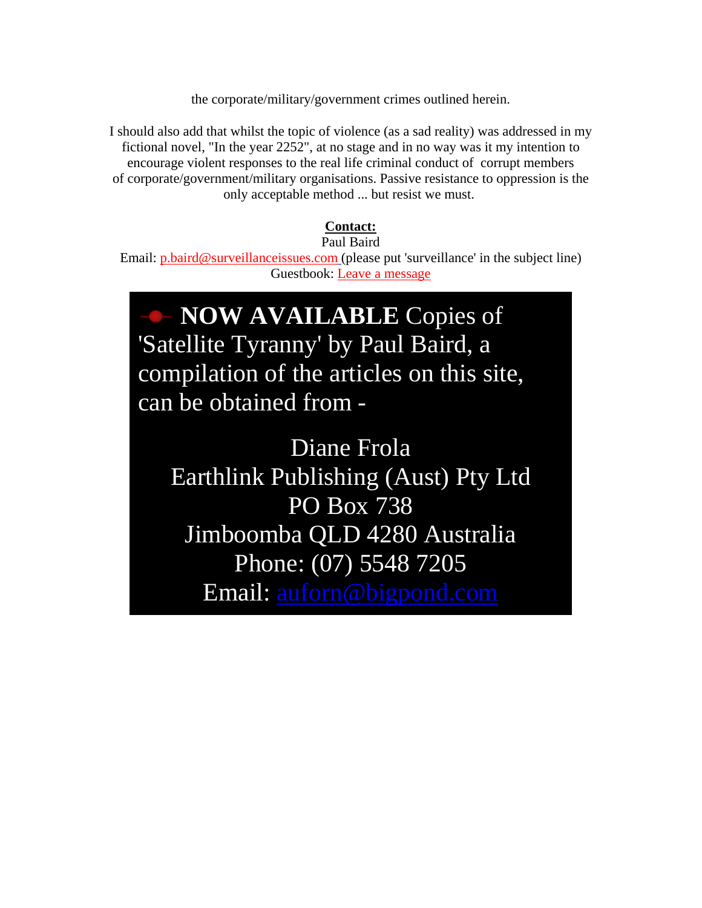the corporate/military/government crimes outlined herein.

I should also add that whilst the topic of violence (as a sad reality) was addressed in my fictional novel, "In the year 2252", at no stage and in no way was it my intention to encourage violent responses to the real life criminal conduct of corrupt members of corporate/government/military organisations. Passive resistance to oppression is the only acceptable method ... but resist we must.

**Contact:**
Paul Baird
Email: p.baird@surveillanceissues.com (please put 'surveillance' in the subject line)
Guestbook: Leave a message

**NOW AVAILABLE** Copies of 'Satellite Tyranny' by Paul Baird, a compilation of the articles on this site, can be obtained from -

Diane Frola
Earthlink Publishing (Aust) Pty Ltd
PO Box 738
Jimboomba QLD 4280 Australia
Phone: (07) 5548 7205
Email: auforn@bigpond.com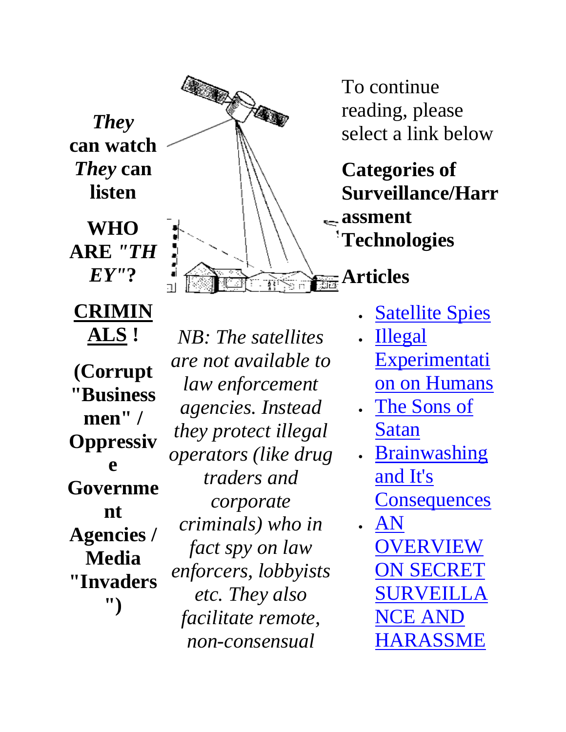***They* can watch *They* can listen**

**WHO ARE *"THEY"*?**

**<u>CRIMINALS</u> !**

**(Corrupt "Business men" / Oppressive Government Agencies / Media "Invaders")**

*NB: The satellites are not available to law enforcement agencies. Instead they protect illegal operators (like drug traders and corporate criminals) who in fact spy on law enforcers, lobbyists etc. They also facilitate remote, non-consensual*

To continue reading, please select a link below

**Categories of Surveillance/Harrassment Technologies**

**Articles**

- Satellite Spies
- Illegal Experimentation on Humans
- The Sons of Satan
- Brainwashing and It's Consequences
- AN OVERVIEW ON SECRET SURVEILLANCE AND HARASSME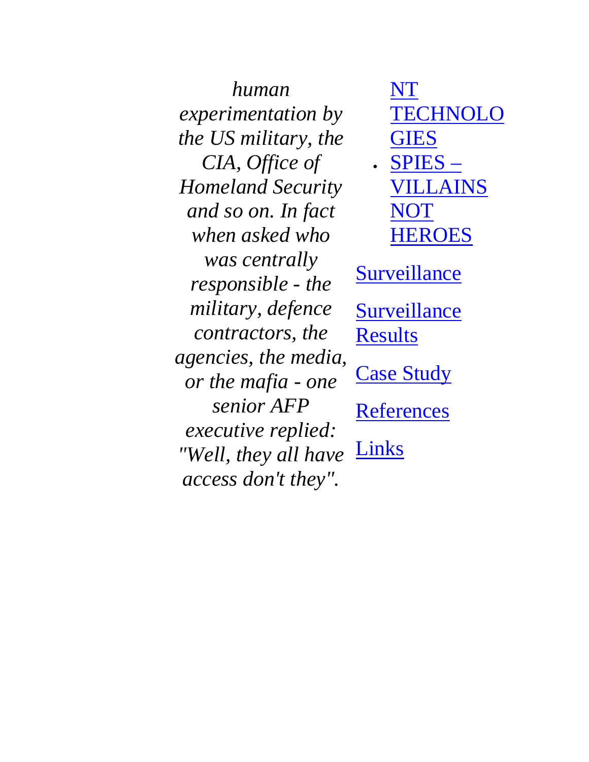*human experimentation by the US military, the CIA, Office of Homeland Security and so on. In fact when asked who was centrally responsible - the military, defence contractors, the agencies, the media, or the mafia - one senior AFP executive replied: "Well, they all have access don't they".*

NT TECHNOLOGIES

- SPIES – VILLAINS NOT HEROES

Surveillance

Surveillance Results

Case Study

References

Links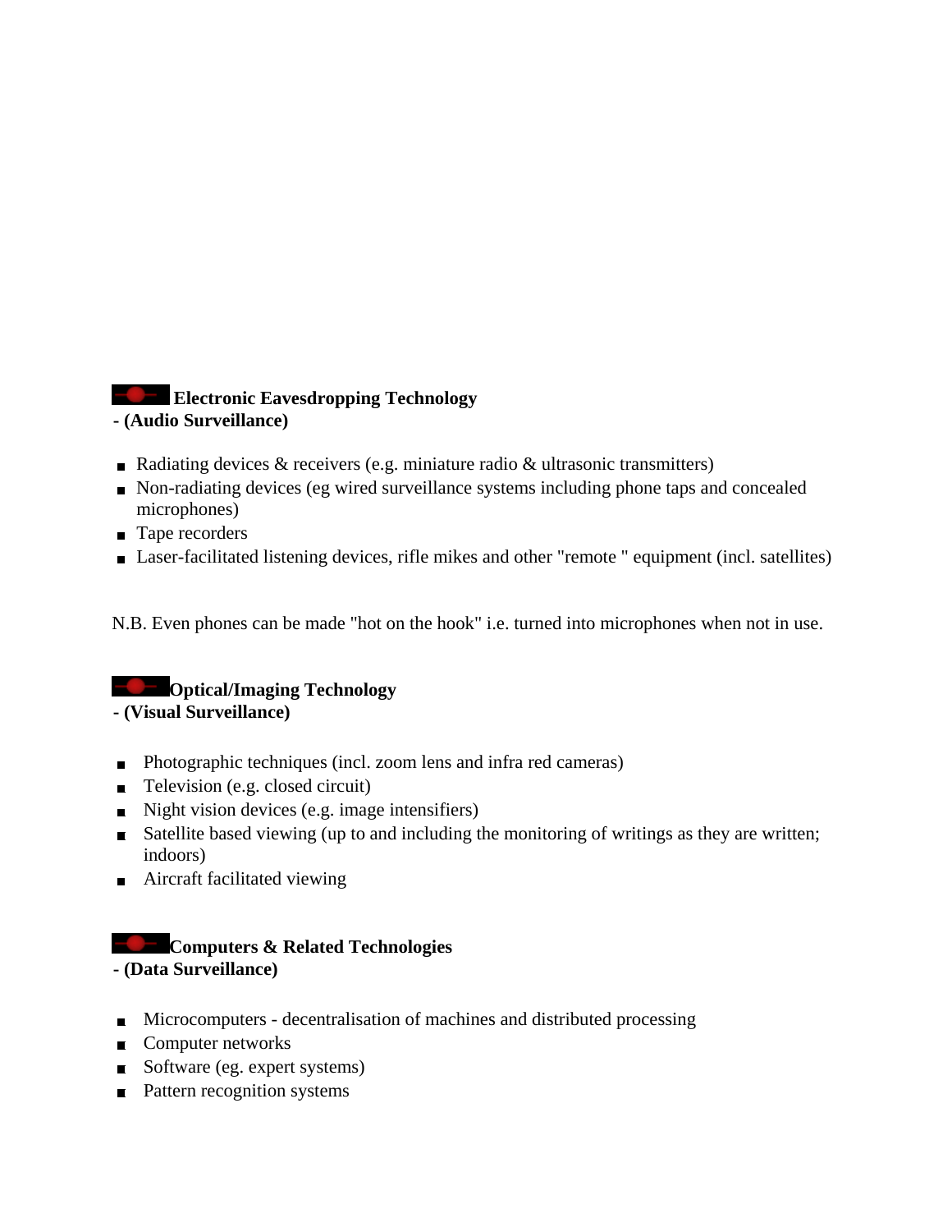## Electronic Eavesdropping Technology
**- (Audio Surveillance)**

- Radiating devices & receivers (e.g. miniature radio & ultrasonic transmitters)
- Non-radiating devices (eg wired surveillance systems including phone taps and concealed microphones)
- Tape recorders
- Laser-facilitated listening devices, rifle mikes and other "remote " equipment (incl. satellites)

N.B. Even phones can be made "hot on the hook" i.e. turned into microphones when not in use.

## Optical/Imaging Technology
**- (Visual Surveillance)**

- Photographic techniques (incl. zoom lens and infra red cameras)
- Television (e.g. closed circuit)
- Night vision devices (e.g. image intensifiers)
- Satellite based viewing (up to and including the monitoring of writings as they are written; indoors)
- Aircraft facilitated viewing

## Computers & Related Technologies
**- (Data Surveillance)**

- Microcomputers - decentralisation of machines and distributed processing
- Computer networks
- Software (eg. expert systems)
- Pattern recognition systems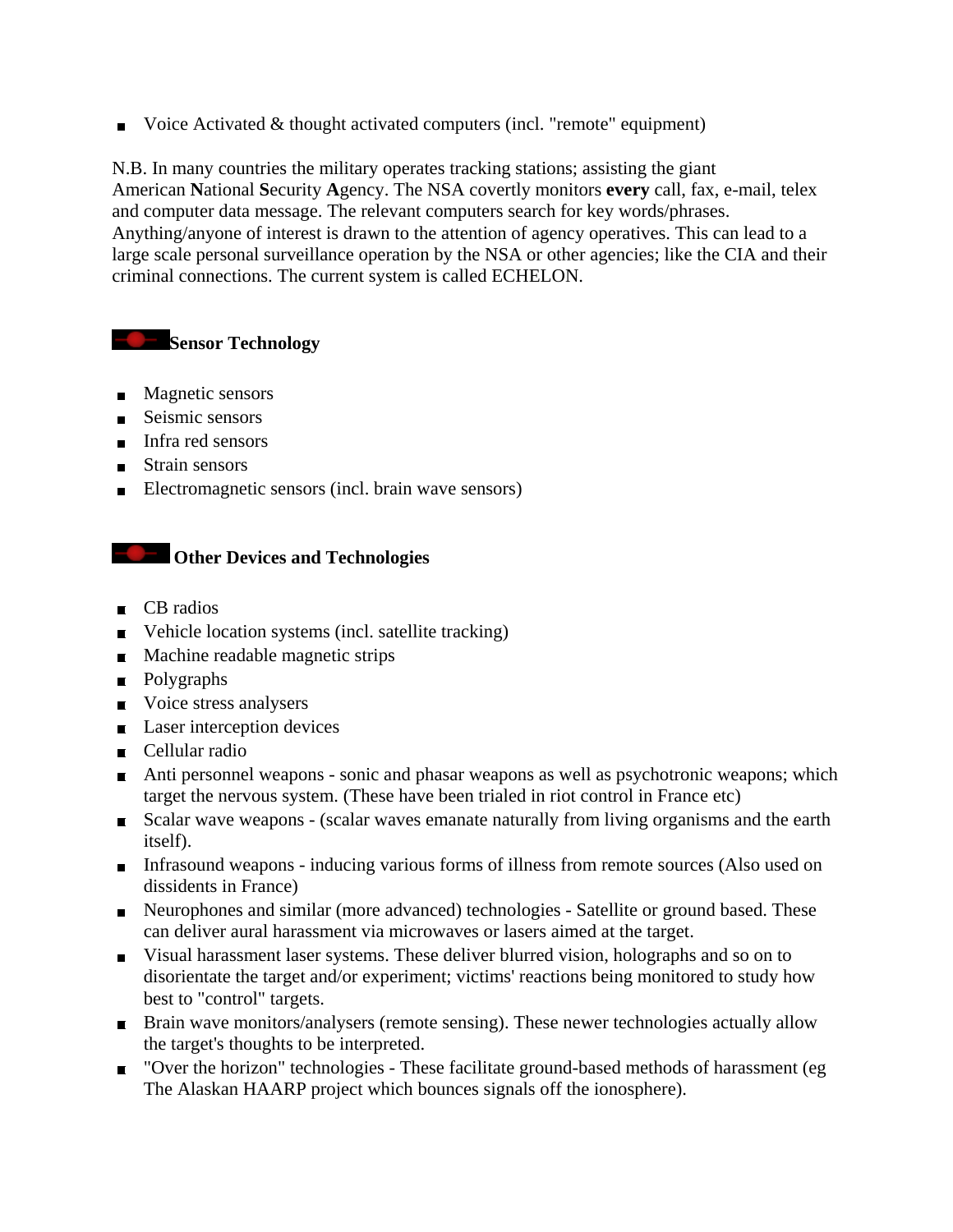- Voice Activated & thought activated computers (incl. "remote" equipment)

N.B. In many countries the military operates tracking stations; assisting the giant American **N**ational **S**ecurity **A**gency. The NSA covertly monitors **every** call, fax, e-mail, telex and computer data message. The relevant computers search for key words/phrases. Anything/anyone of interest is drawn to the attention of agency operatives. This can lead to a large scale personal surveillance operation by the NSA or other agencies; like the CIA and their criminal connections. The current system is called ECHELON.

## Sensor Technology

- Magnetic sensors
- Seismic sensors
- Infra red sensors
- Strain sensors
- Electromagnetic sensors (incl. brain wave sensors)

## Other Devices and Technologies

- CB radios
- Vehicle location systems (incl. satellite tracking)
- Machine readable magnetic strips
- Polygraphs
- Voice stress analysers
- Laser interception devices
- Cellular radio
- Anti personnel weapons - sonic and phasar weapons as well as psychotronic weapons; which target the nervous system. (These have been trialed in riot control in France etc)
- Scalar wave weapons - (scalar waves emanate naturally from living organisms and the earth itself).
- Infrasound weapons - inducing various forms of illness from remote sources (Also used on dissidents in France)
- Neurophones and similar (more advanced) technologies - Satellite or ground based. These can deliver aural harassment via microwaves or lasers aimed at the target.
- Visual harassment laser systems. These deliver blurred vision, holographs and so on to disorientate the target and/or experiment; victims' reactions being monitored to study how best to "control" targets.
- Brain wave monitors/analysers (remote sensing). These newer technologies actually allow the target's thoughts to be interpreted.
- "Over the horizon" technologies - These facilitate ground-based methods of harassment (eg The Alaskan HAARP project which bounces signals off the ionosphere).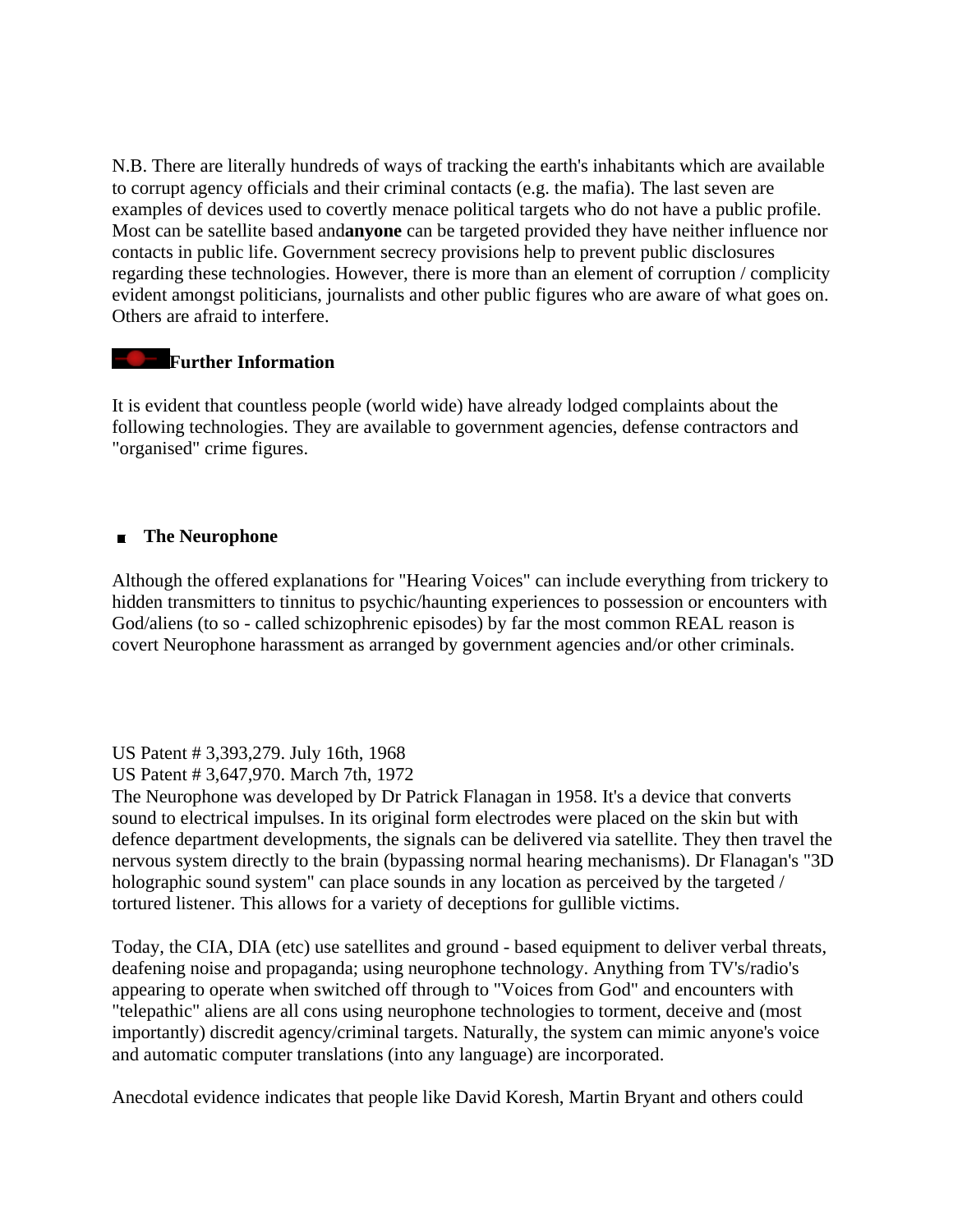N.B. There are literally hundreds of ways of tracking the earth's inhabitants which are available to corrupt agency officials and their criminal contacts (e.g. the mafia). The last seven are examples of devices used to covertly menace political targets who do not have a public profile. Most can be satellite based and**anyone** can be targeted provided they have neither influence nor contacts in public life. Government secrecy provisions help to prevent public disclosures regarding these technologies. However, there is more than an element of corruption / complicity evident amongst politicians, journalists and other public figures who are aware of what goes on. Others are afraid to interfere.

## Further Information

It is evident that countless people (world wide) have already lodged complaints about the following technologies. They are available to government agencies, defense contractors and "organised" crime figures.

- **The Neurophone**

Although the offered explanations for "Hearing Voices" can include everything from trickery to hidden transmitters to tinnitus to psychic/haunting experiences to possession or encounters with God/aliens (to so - called schizophrenic episodes) by far the most common REAL reason is covert Neurophone harassment as arranged by government agencies and/or other criminals.

US Patent # 3,393,279. July 16th, 1968
US Patent # 3,647,970. March 7th, 1972
The Neurophone was developed by Dr Patrick Flanagan in 1958. It's a device that converts sound to electrical impulses. In its original form electrodes were placed on the skin but with defence department developments, the signals can be delivered via satellite. They then travel the nervous system directly to the brain (bypassing normal hearing mechanisms). Dr Flanagan's "3D holographic sound system" can place sounds in any location as perceived by the targeted / tortured listener. This allows for a variety of deceptions for gullible victims.

Today, the CIA, DIA (etc) use satellites and ground - based equipment to deliver verbal threats, deafening noise and propaganda; using neurophone technology. Anything from TV's/radio's appearing to operate when switched off through to "Voices from God" and encounters with "telepathic" aliens are all cons using neurophone technologies to torment, deceive and (most importantly) discredit agency/criminal targets. Naturally, the system can mimic anyone's voice and automatic computer translations (into any language) are incorporated.

Anecdotal evidence indicates that people like David Koresh, Martin Bryant and others could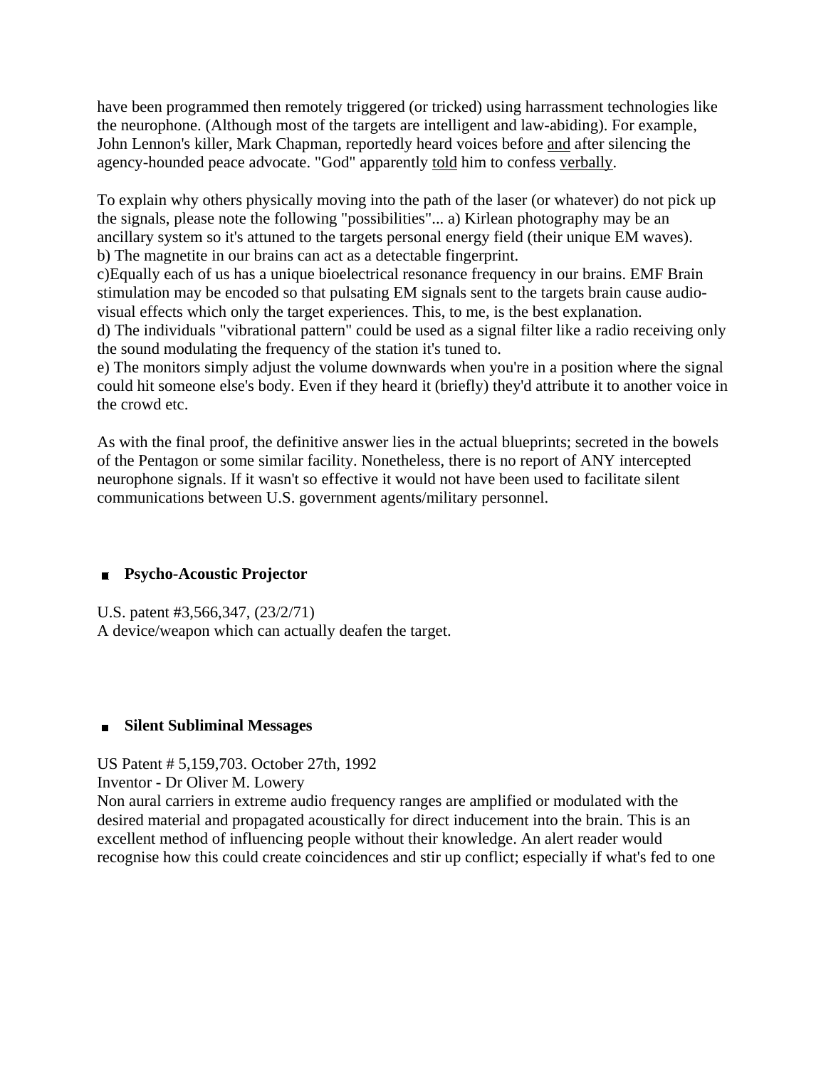have been programmed then remotely triggered (or tricked) using harrassment technologies like the neurophone. (Although most of the targets are intelligent and law-abiding). For example, John Lennon's killer, Mark Chapman, reportedly heard voices before <u>and</u> after silencing the agency-hounded peace advocate. "God" apparently <u>told</u> him to confess <u>verbally</u>.

To explain why others physically moving into the path of the laser (or whatever) do not pick up the signals, please note the following "possibilities"... a) Kirlean photography may be an ancillary system so it's attuned to the targets personal energy field (their unique EM waves).
b) The magnetite in our brains can act as a detectable fingerprint.
c)Equally each of us has a unique bioelectrical resonance frequency in our brains. EMF Brain stimulation may be encoded so that pulsating EM signals sent to the targets brain cause audio-visual effects which only the target experiences. This, to me, is the best explanation.
d) The individuals "vibrational pattern" could be used as a signal filter like a radio receiving only the sound modulating the frequency of the station it's tuned to.
e) The monitors simply adjust the volume downwards when you're in a position where the signal could hit someone else's body. Even if they heard it (briefly) they'd attribute it to another voice in the crowd etc.

As with the final proof, the definitive answer lies in the actual blueprints; secreted in the bowels of the Pentagon or some similar facility. Nonetheless, there is no report of ANY intercepted neurophone signals. If it wasn't so effective it would not have been used to facilitate silent communications between U.S. government agents/military personnel.

- **Psycho-Acoustic Projector**

U.S. patent #3,566,347, (23/2/71)
A device/weapon which can actually deafen the target.

- **Silent Subliminal Messages**

US Patent # 5,159,703. October 27th, 1992
Inventor - Dr Oliver M. Lowery
Non aural carriers in extreme audio frequency ranges are amplified or modulated with the desired material and propagated acoustically for direct inducement into the brain. This is an excellent method of influencing people without their knowledge. An alert reader would recognise how this could create coincidences and stir up conflict; especially if what's fed to one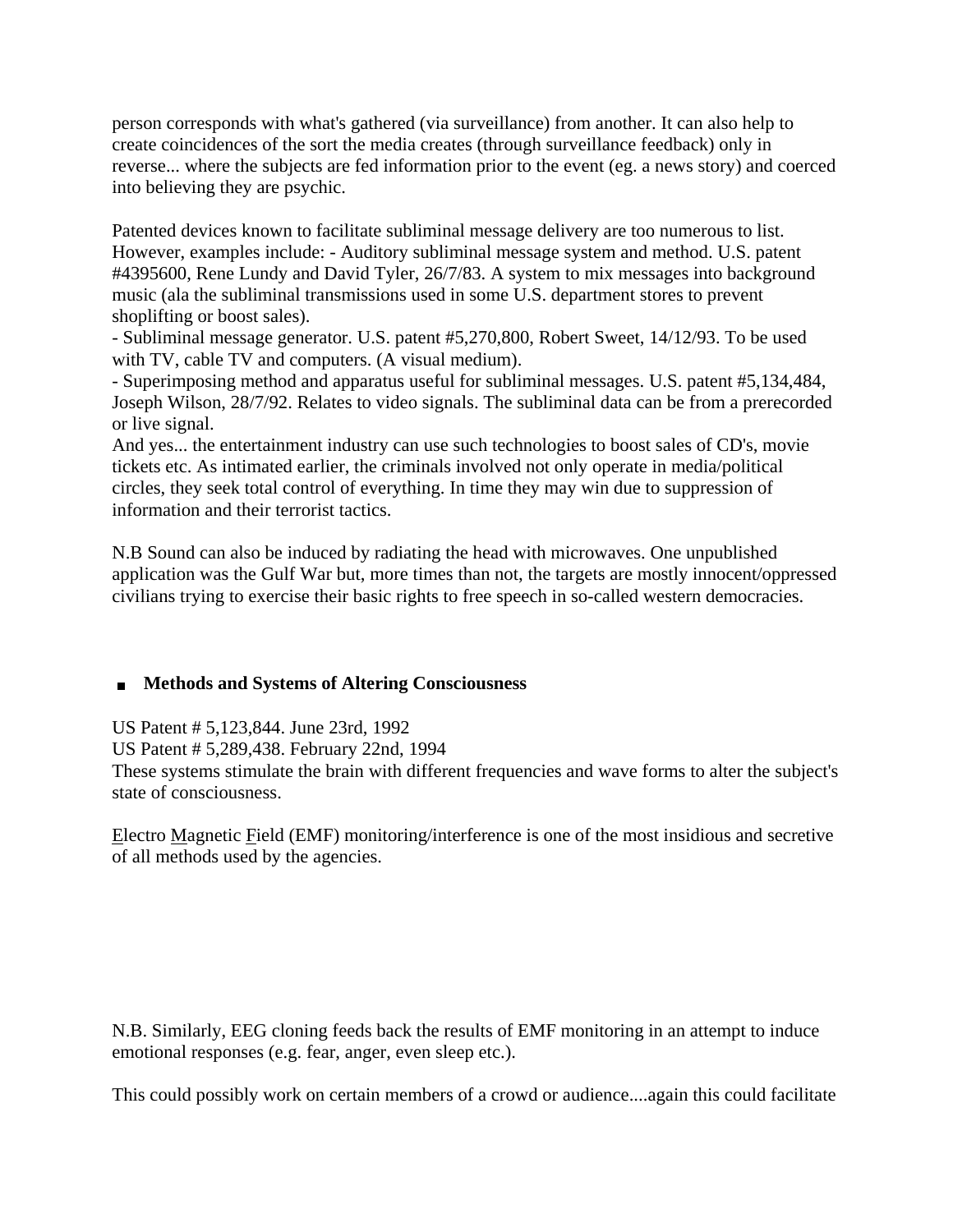person corresponds with what's gathered (via surveillance) from another. It can also help to create coincidences of the sort the media creates (through surveillance feedback) only in reverse... where the subjects are fed information prior to the event (eg. a news story) and coerced into believing they are psychic.

Patented devices known to facilitate subliminal message delivery are too numerous to list. However, examples include: - Auditory subliminal message system and method. U.S. patent #4395600, Rene Lundy and David Tyler, 26/7/83. A system to mix messages into background music (ala the subliminal transmissions used in some U.S. department stores to prevent shoplifting or boost sales).
- Subliminal message generator. U.S. patent #5,270,800, Robert Sweet, 14/12/93. To be used with TV, cable TV and computers. (A visual medium).
- Superimposing method and apparatus useful for subliminal messages. U.S. patent #5,134,484, Joseph Wilson, 28/7/92. Relates to video signals. The subliminal data can be from a prerecorded or live signal.
And yes... the entertainment industry can use such technologies to boost sales of CD's, movie tickets etc. As intimated earlier, the criminals involved not only operate in media/political circles, they seek total control of everything. In time they may win due to suppression of information and their terrorist tactics.

N.B Sound can also be induced by radiating the head with microwaves. One unpublished application was the Gulf War but, more times than not, the targets are mostly innocent/oppressed civilians trying to exercise their basic rights to free speech in so-called western democracies.

- **Methods and Systems of Altering Consciousness**

US Patent # 5,123,844. June 23rd, 1992
US Patent # 5,289,438. February 22nd, 1994
These systems stimulate the brain with different frequencies and wave forms to alter the subject's state of consciousness.

Electro Magnetic Field (EMF) monitoring/interference is one of the most insidious and secretive of all methods used by the agencies.

N.B. Similarly, EEG cloning feeds back the results of EMF monitoring in an attempt to induce emotional responses (e.g. fear, anger, even sleep etc.).

This could possibly work on certain members of a crowd or audience....again this could facilitate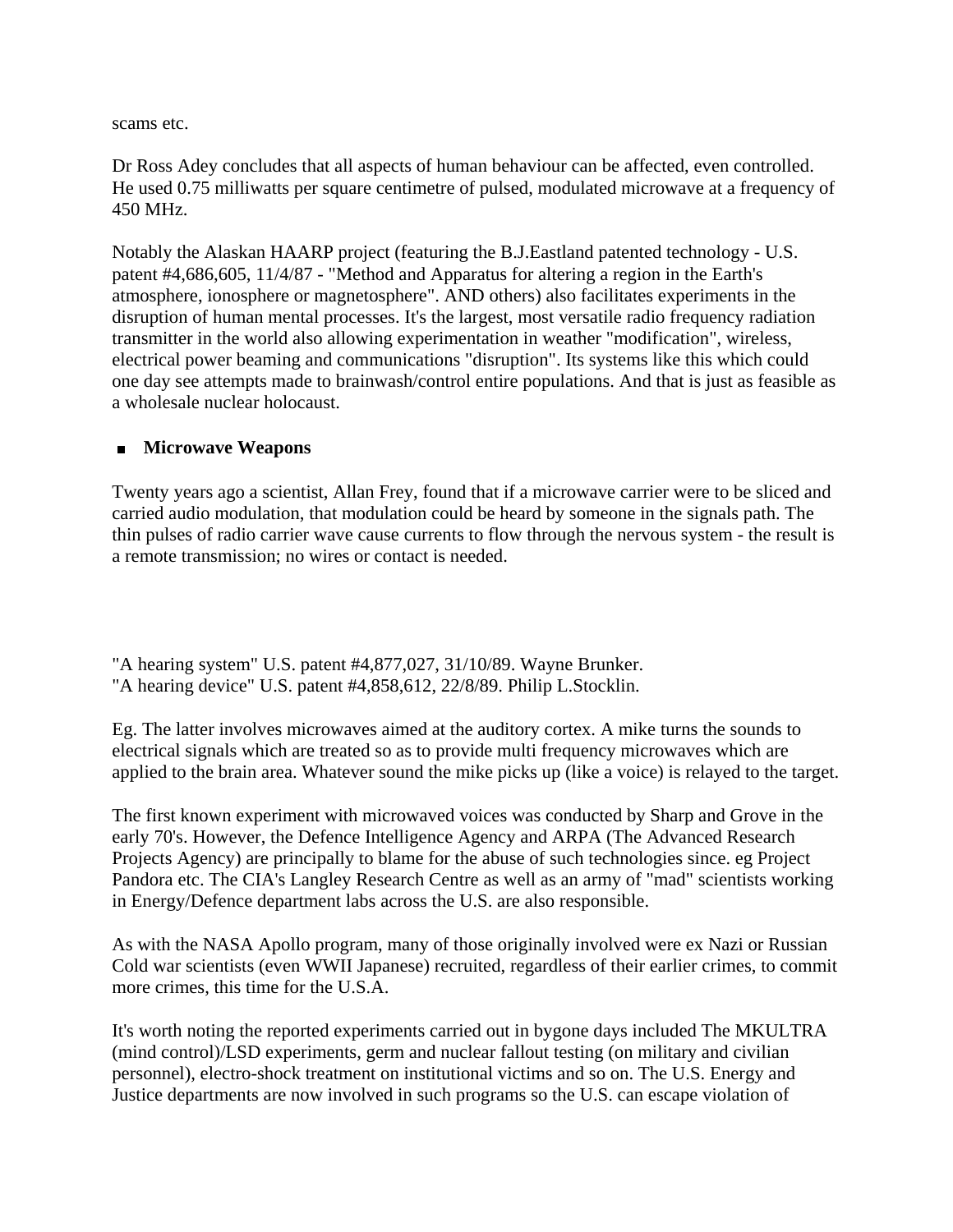scams etc.

Dr Ross Adey concludes that all aspects of human behaviour can be affected, even controlled. He used 0.75 milliwatts per square centimetre of pulsed, modulated microwave at a frequency of 450 MHz.

Notably the Alaskan HAARP project (featuring the B.J.Eastland patented technology - U.S. patent #4,686,605, 11/4/87 - "Method and Apparatus for altering a region in the Earth's atmosphere, ionosphere or magnetosphere". AND others) also facilitates experiments in the disruption of human mental processes. It's the largest, most versatile radio frequency radiation transmitter in the world also allowing experimentation in weather "modification", wireless, electrical power beaming and communications "disruption". Its systems like this which could one day see attempts made to brainwash/control entire populations. And that is just as feasible as a wholesale nuclear holocaust.

- **Microwave Weapons**

Twenty years ago a scientist, Allan Frey, found that if a microwave carrier were to be sliced and carried audio modulation, that modulation could be heard by someone in the signals path. The thin pulses of radio carrier wave cause currents to flow through the nervous system - the result is a remote transmission; no wires or contact is needed.

"A hearing system" U.S. patent #4,877,027, 31/10/89. Wayne Brunker.
"A hearing device" U.S. patent #4,858,612, 22/8/89. Philip L.Stocklin.

Eg. The latter involves microwaves aimed at the auditory cortex. A mike turns the sounds to electrical signals which are treated so as to provide multi frequency microwaves which are applied to the brain area. Whatever sound the mike picks up (like a voice) is relayed to the target.

The first known experiment with microwaved voices was conducted by Sharp and Grove in the early 70's. However, the Defence Intelligence Agency and ARPA (The Advanced Research Projects Agency) are principally to blame for the abuse of such technologies since. eg Project Pandora etc. The CIA's Langley Research Centre as well as an army of "mad" scientists working in Energy/Defence department labs across the U.S. are also responsible.

As with the NASA Apollo program, many of those originally involved were ex Nazi or Russian Cold war scientists (even WWII Japanese) recruited, regardless of their earlier crimes, to commit more crimes, this time for the U.S.A.

It's worth noting the reported experiments carried out in bygone days included The MKULTRA (mind control)/LSD experiments, germ and nuclear fallout testing (on military and civilian personnel), electro-shock treatment on institutional victims and so on. The U.S. Energy and Justice departments are now involved in such programs so the U.S. can escape violation of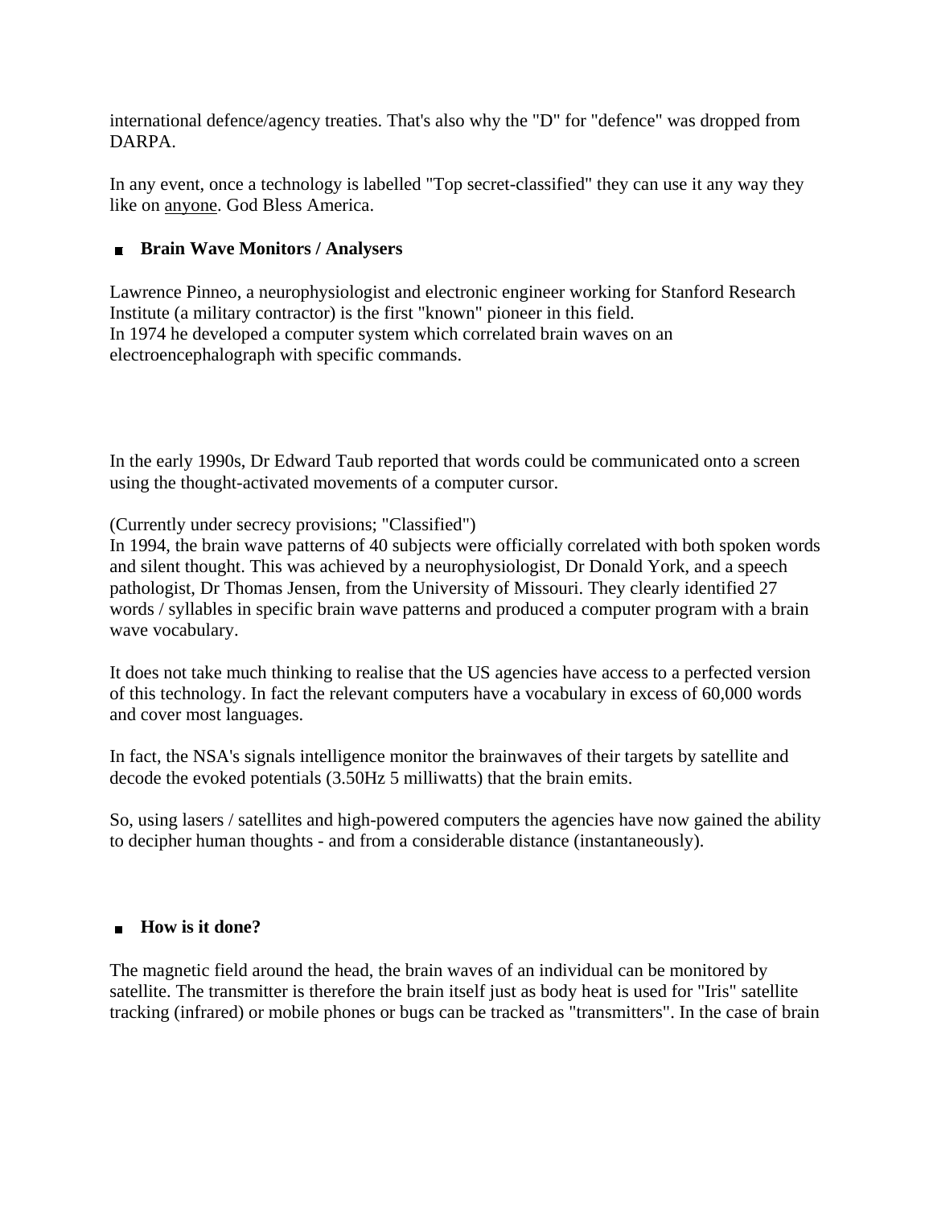international defence/agency treaties. That's also why the "D" for "defence" was dropped from DARPA.

In any event, once a technology is labelled "Top secret-classified" they can use it any way they like on <u>anyone</u>. God Bless America.

- **Brain Wave Monitors / Analysers**

Lawrence Pinneo, a neurophysiologist and electronic engineer working for Stanford Research Institute (a military contractor) is the first "known" pioneer in this field.
In 1974 he developed a computer system which correlated brain waves on an electroencephalograph with specific commands.

In the early 1990s, Dr Edward Taub reported that words could be communicated onto a screen using the thought-activated movements of a computer cursor.

(Currently under secrecy provisions; "Classified")
In 1994, the brain wave patterns of 40 subjects were officially correlated with both spoken words and silent thought. This was achieved by a neurophysiologist, Dr Donald York, and a speech pathologist, Dr Thomas Jensen, from the University of Missouri. They clearly identified 27 words / syllables in specific brain wave patterns and produced a computer program with a brain wave vocabulary.

It does not take much thinking to realise that the US agencies have access to a perfected version of this technology. In fact the relevant computers have a vocabulary in excess of 60,000 words and cover most languages.

In fact, the NSA's signals intelligence monitor the brainwaves of their targets by satellite and decode the evoked potentials (3.50Hz 5 milliwatts) that the brain emits.

So, using lasers / satellites and high-powered computers the agencies have now gained the ability to decipher human thoughts - and from a considerable distance (instantaneously).

- **How is it done?**

The magnetic field around the head, the brain waves of an individual can be monitored by satellite. The transmitter is therefore the brain itself just as body heat is used for "Iris" satellite tracking (infrared) or mobile phones or bugs can be tracked as "transmitters". In the case of brain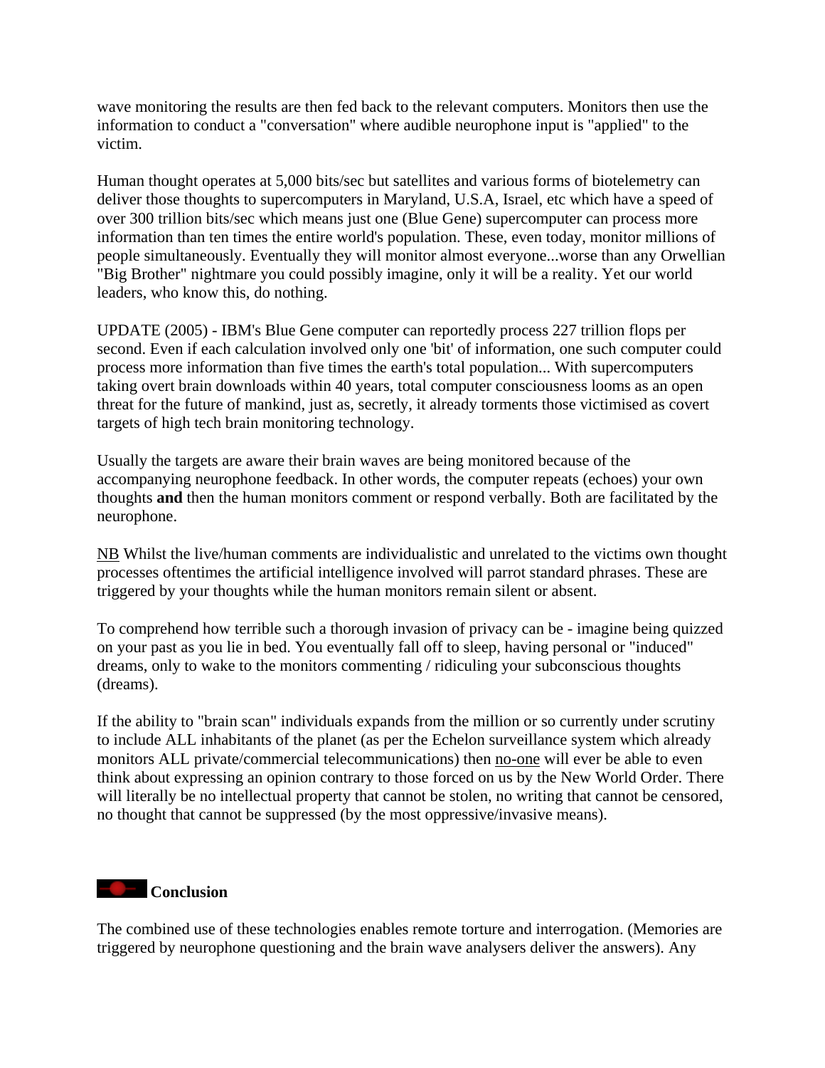wave monitoring the results are then fed back to the relevant computers. Monitors then use the information to conduct a "conversation" where audible neurophone input is "applied" to the victim.

Human thought operates at 5,000 bits/sec but satellites and various forms of biotelemetry can deliver those thoughts to supercomputers in Maryland, U.S.A, Israel, etc which have a speed of over 300 trillion bits/sec which means just one (Blue Gene) supercomputer can process more information than ten times the entire world's population. These, even today, monitor millions of people simultaneously. Eventually they will monitor almost everyone...worse than any Orwellian "Big Brother" nightmare you could possibly imagine, only it will be a reality. Yet our world leaders, who know this, do nothing.

UPDATE (2005) - IBM's Blue Gene computer can reportedly process 227 trillion flops per second. Even if each calculation involved only one 'bit' of information, one such computer could process more information than five times the earth's total population... With supercomputers taking overt brain downloads within 40 years, total computer consciousness looms as an open threat for the future of mankind, just as, secretly, it already torments those victimised as covert targets of high tech brain monitoring technology.

Usually the targets are aware their brain waves are being monitored because of the accompanying neurophone feedback. In other words, the computer repeats (echoes) your own thoughts **and** then the human monitors comment or respond verbally. Both are facilitated by the neurophone.

NB Whilst the live/human comments are individualistic and unrelated to the victims own thought processes oftentimes the artificial intelligence involved will parrot standard phrases. These are triggered by your thoughts while the human monitors remain silent or absent.

To comprehend how terrible such a thorough invasion of privacy can be - imagine being quizzed on your past as you lie in bed. You eventually fall off to sleep, having personal or "induced" dreams, only to wake to the monitors commenting / ridiculing your subconscious thoughts (dreams).

If the ability to "brain scan" individuals expands from the million or so currently under scrutiny to include ALL inhabitants of the planet (as per the Echelon surveillance system which already monitors ALL private/commercial telecommunications) then no-one will ever be able to even think about expressing an opinion contrary to those forced on us by the New World Order. There will literally be no intellectual property that cannot be stolen, no writing that cannot be censored, no thought that cannot be suppressed (by the most oppressive/invasive means).

## Conclusion

The combined use of these technologies enables remote torture and interrogation. (Memories are triggered by neurophone questioning and the brain wave analysers deliver the answers). Any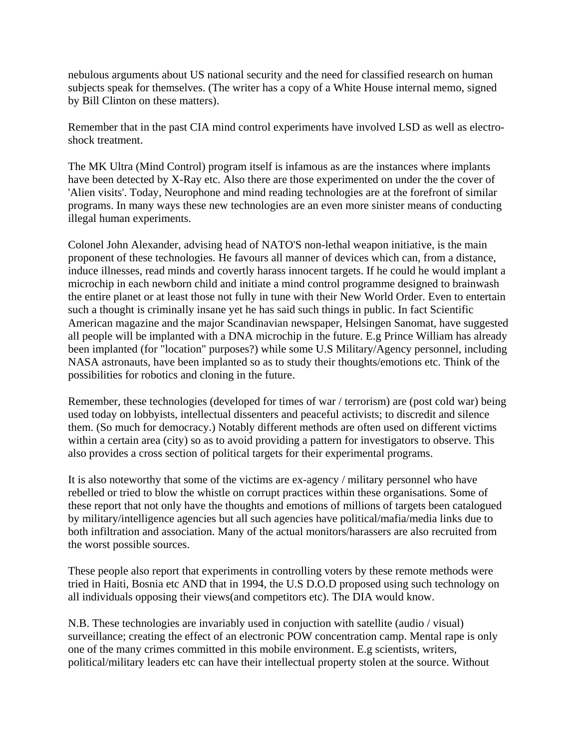nebulous arguments about US national security and the need for classified research on human subjects speak for themselves. (The writer has a copy of a White House internal memo, signed by Bill Clinton on these matters).

Remember that in the past CIA mind control experiments have involved LSD as well as electro-shock treatment.

The MK Ultra (Mind Control) program itself is infamous as are the instances where implants have been detected by X-Ray etc. Also there are those experimented on under the the cover of 'Alien visits'. Today, Neurophone and mind reading technologies are at the forefront of similar programs. In many ways these new technologies are an even more sinister means of conducting illegal human experiments.

Colonel John Alexander, advising head of NATO'S non-lethal weapon initiative, is the main proponent of these technologies. He favours all manner of devices which can, from a distance, induce illnesses, read minds and covertly harass innocent targets. If he could he would implant a microchip in each newborn child and initiate a mind control programme designed to brainwash the entire planet or at least those not fully in tune with their New World Order. Even to entertain such a thought is criminally insane yet he has said such things in public. In fact Scientific American magazine and the major Scandinavian newspaper, Helsingen Sanomat, have suggested all people will be implanted with a DNA microchip in the future. E.g Prince William has already been implanted (for "location" purposes?) while some U.S Military/Agency personnel, including NASA astronauts, have been implanted so as to study their thoughts/emotions etc. Think of the possibilities for robotics and cloning in the future.

Remember, these technologies (developed for times of war / terrorism) are (post cold war) being used today on lobbyists, intellectual dissenters and peaceful activists; to discredit and silence them. (So much for democracy.) Notably different methods are often used on different victims within a certain area (city) so as to avoid providing a pattern for investigators to observe. This also provides a cross section of political targets for their experimental programs.

It is also noteworthy that some of the victims are ex-agency / military personnel who have rebelled or tried to blow the whistle on corrupt practices within these organisations. Some of these report that not only have the thoughts and emotions of millions of targets been catalogued by military/intelligence agencies but all such agencies have political/mafia/media links due to both infiltration and association. Many of the actual monitors/harassers are also recruited from the worst possible sources.

These people also report that experiments in controlling voters by these remote methods were tried in Haiti, Bosnia etc AND that in 1994, the U.S D.O.D proposed using such technology on all individuals opposing their views(and competitors etc). The DIA would know.

N.B. These technologies are invariably used in conjuction with satellite (audio / visual) surveillance; creating the effect of an electronic POW concentration camp. Mental rape is only one of the many crimes committed in this mobile environment. E.g scientists, writers, political/military leaders etc can have their intellectual property stolen at the source. Without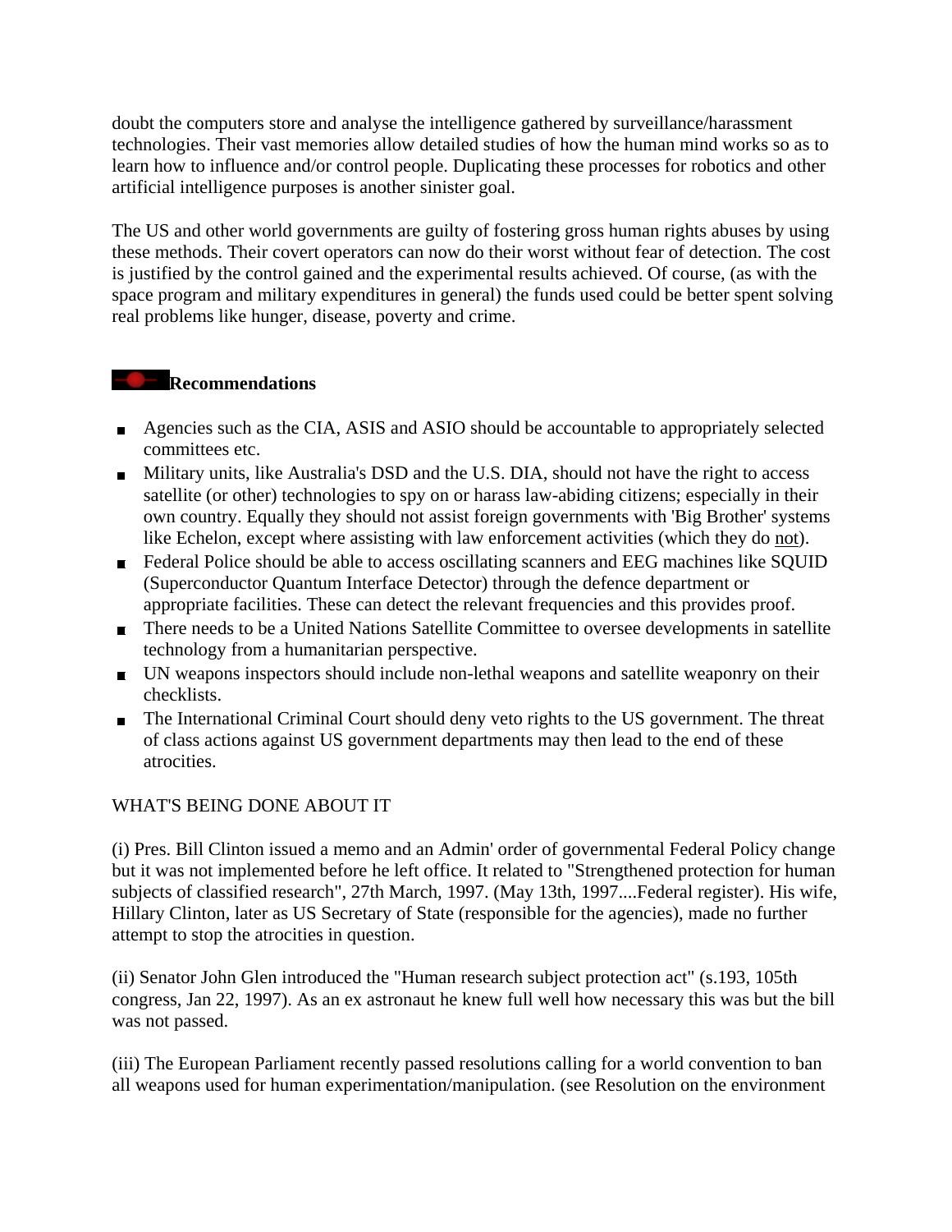doubt the computers store and analyse the intelligence gathered by surveillance/harassment technologies. Their vast memories allow detailed studies of how the human mind works so as to learn how to influence and/or control people. Duplicating these processes for robotics and other artificial intelligence purposes is another sinister goal.

The US and other world governments are guilty of fostering gross human rights abuses by using these methods. Their covert operators can now do their worst without fear of detection. The cost is justified by the control gained and the experimental results achieved. Of course, (as with the space program and military expenditures in general) the funds used could be better spent solving real problems like hunger, disease, poverty and crime.

### Recommendations

- Agencies such as the CIA, ASIS and ASIO should be accountable to appropriately selected committees etc.
- Military units, like Australia's DSD and the U.S. DIA, should not have the right to access satellite (or other) technologies to spy on or harass law-abiding citizens; especially in their own country. Equally they should not assist foreign governments with 'Big Brother' systems like Echelon, except where assisting with law enforcement activities (which they do not).
- Federal Police should be able to access oscillating scanners and EEG machines like SQUID (Superconductor Quantum Interface Detector) through the defence department or appropriate facilities. These can detect the relevant frequencies and this provides proof.
- There needs to be a United Nations Satellite Committee to oversee developments in satellite technology from a humanitarian perspective.
- UN weapons inspectors should include non-lethal weapons and satellite weaponry on their checklists.
- The International Criminal Court should deny veto rights to the US government. The threat of class actions against US government departments may then lead to the end of these atrocities.

WHAT'S BEING DONE ABOUT IT

(i) Pres. Bill Clinton issued a memo and an Admin' order of governmental Federal Policy change but it was not implemented before he left office. It related to "Strengthened protection for human subjects of classified research", 27th March, 1997. (May 13th, 1997....Federal register). His wife, Hillary Clinton, later as US Secretary of State (responsible for the agencies), made no further attempt to stop the atrocities in question.

(ii) Senator John Glen introduced the "Human research subject protection act" (s.193, 105th congress, Jan 22, 1997). As an ex astronaut he knew full well how necessary this was but the bill was not passed.

(iii) The European Parliament recently passed resolutions calling for a world convention to ban all weapons used for human experimentation/manipulation. (see Resolution on the environment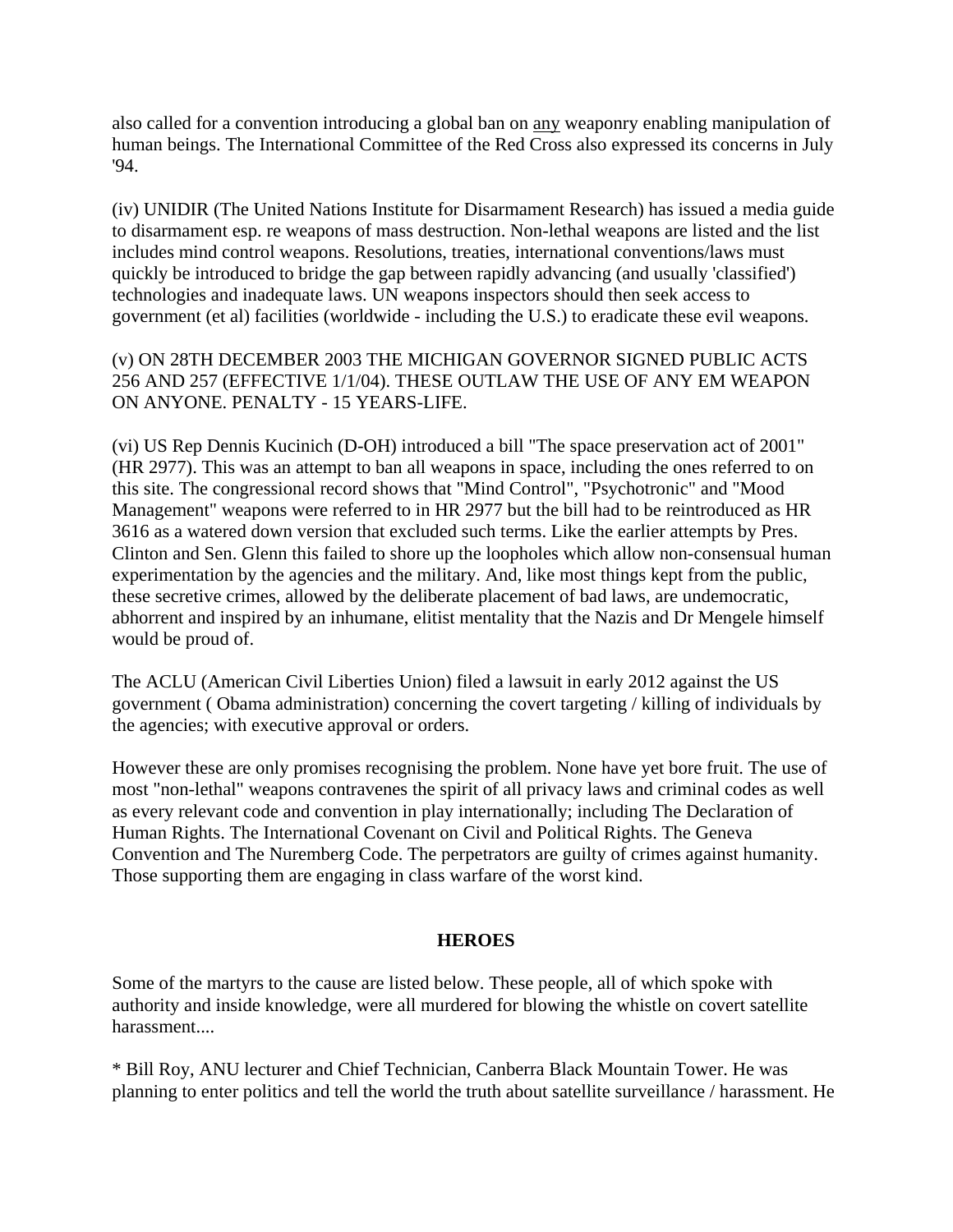also called for a convention introducing a global ban on <u>any</u> weaponry enabling manipulation of human beings. The International Committee of the Red Cross also expressed its concerns in July '94.

(iv) UNIDIR (The United Nations Institute for Disarmament Research) has issued a media guide to disarmament esp. re weapons of mass destruction. Non-lethal weapons are listed and the list includes mind control weapons. Resolutions, treaties, international conventions/laws must quickly be introduced to bridge the gap between rapidly advancing (and usually 'classified') technologies and inadequate laws. UN weapons inspectors should then seek access to government (et al) facilities (worldwide - including the U.S.) to eradicate these evil weapons.

(v) ON 28TH DECEMBER 2003 THE MICHIGAN GOVERNOR SIGNED PUBLIC ACTS 256 AND 257 (EFFECTIVE 1/1/04). THESE OUTLAW THE USE OF ANY EM WEAPON ON ANYONE. PENALTY - 15 YEARS-LIFE.

(vi) US Rep Dennis Kucinich (D-OH) introduced a bill "The space preservation act of 2001" (HR 2977). This was an attempt to ban all weapons in space, including the ones referred to on this site. The congressional record shows that "Mind Control", "Psychotronic" and "Mood Management" weapons were referred to in HR 2977 but the bill had to be reintroduced as HR 3616 as a watered down version that excluded such terms. Like the earlier attempts by Pres. Clinton and Sen. Glenn this failed to shore up the loopholes which allow non-consensual human experimentation by the agencies and the military. And, like most things kept from the public, these secretive crimes, allowed by the deliberate placement of bad laws, are undemocratic, abhorrent and inspired by an inhumane, elitist mentality that the Nazis and Dr Mengele himself would be proud of.

The ACLU (American Civil Liberties Union) filed a lawsuit in early 2012 against the US government ( Obama administration) concerning the covert targeting / killing of individuals by the agencies; with executive approval or orders.

However these are only promises recognising the problem. None have yet bore fruit. The use of most "non-lethal" weapons contravenes the spirit of all privacy laws and criminal codes as well as every relevant code and convention in play internationally; including The Declaration of Human Rights. The International Covenant on Civil and Political Rights. The Geneva Convention and The Nuremberg Code. The perpetrators are guilty of crimes against humanity. Those supporting them are engaging in class warfare of the worst kind.

## HEROES

Some of the martyrs to the cause are listed below. These people, all of which spoke with authority and inside knowledge, were all murdered for blowing the whistle on covert satellite harassment....

* Bill Roy, ANU lecturer and Chief Technician, Canberra Black Mountain Tower. He was planning to enter politics and tell the world the truth about satellite surveillance / harassment. He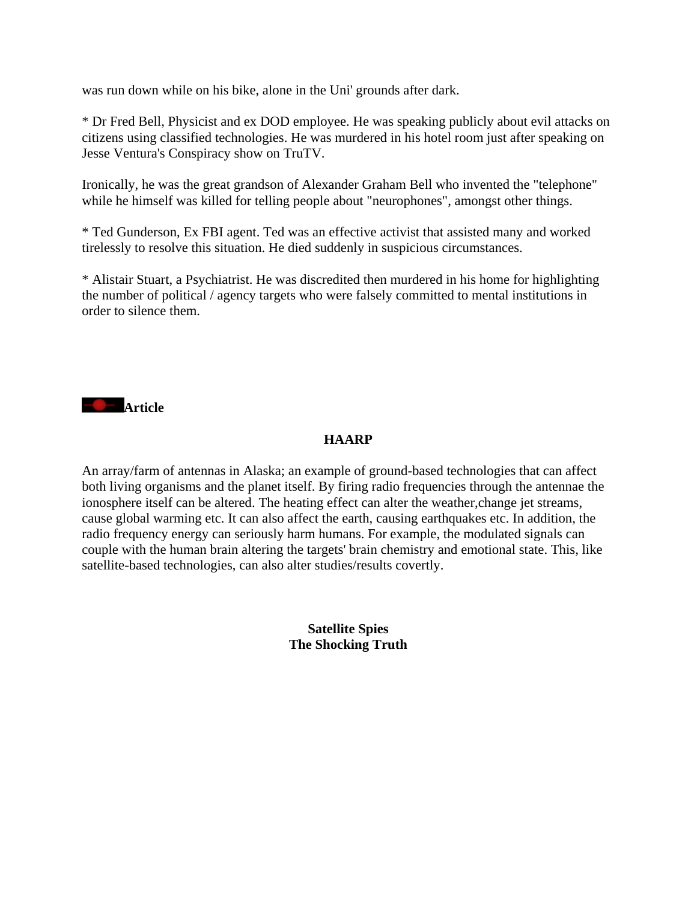was run down while on his bike, alone in the Uni' grounds after dark.

* Dr Fred Bell, Physicist and ex DOD employee. He was speaking publicly about evil attacks on citizens using classified technologies. He was murdered in his hotel room just after speaking on Jesse Ventura's Conspiracy show on TruTV.

Ironically, he was the great grandson of Alexander Graham Bell who invented the "telephone" while he himself was killed for telling people about "neurophones", amongst other things.

* Ted Gunderson, Ex FBI agent. Ted was an effective activist that assisted many and worked tirelessly to resolve this situation. He died suddenly in suspicious circumstances.

* Alistair Stuart, a Psychiatrist. He was discredited then murdered in his home for highlighting the number of political / agency targets who were falsely committed to mental institutions in order to silence them.

**Article**

## HAARP

An array/farm of antennas in Alaska; an example of ground-based technologies that can affect both living organisms and the planet itself. By firing radio frequencies through the antennae the ionosphere itself can be altered. The heating effect can alter the weather,change jet streams, cause global warming etc. It can also affect the earth, causing earthquakes etc. In addition, the radio frequency energy can seriously harm humans. For example, the modulated signals can couple with the human brain altering the targets' brain chemistry and emotional state. This, like satellite-based technologies, can also alter studies/results covertly.

**Satellite Spies**
**The Shocking Truth**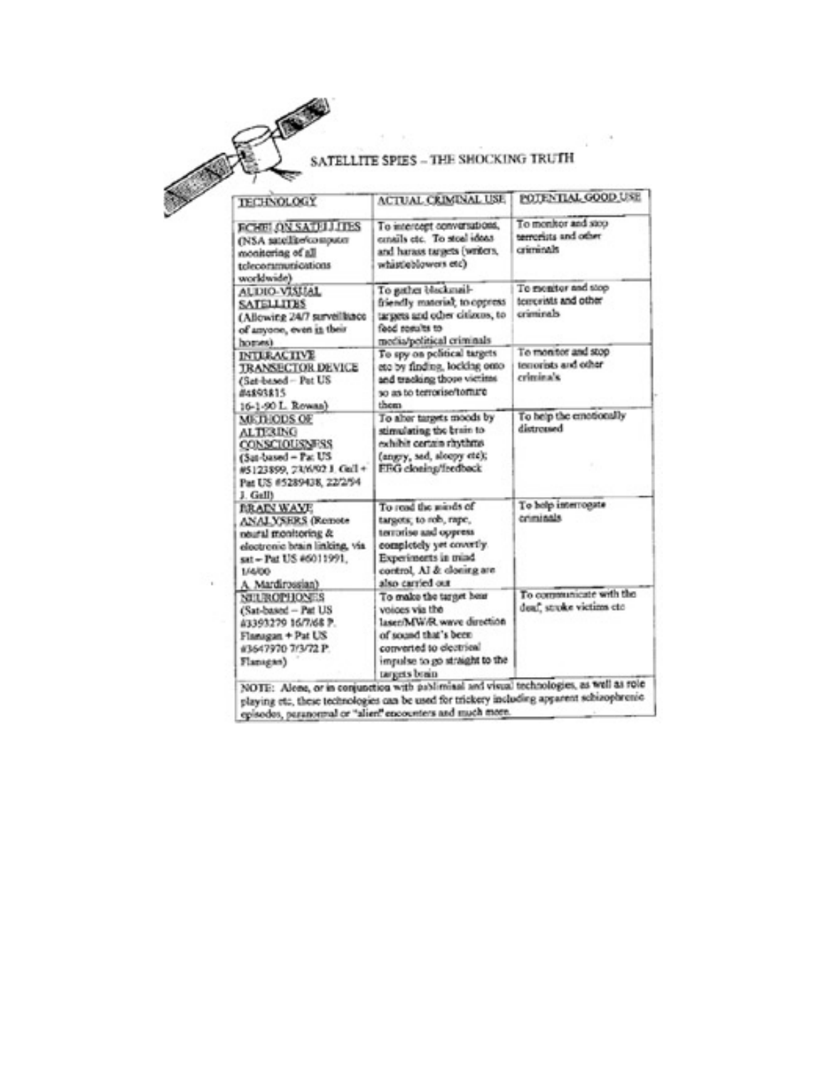# SATELLITE SPIES – THE SHOCKING TRUTH

| TECHNOLOGY | ACTUAL CRIMINAL USE | POTENTIAL GOOD USE |
|---|---|---|
| ECHELON SATELLITES (NSA satellite/computer monitoring of all telecommunications worldwide) | To intercept conversations, emails etc. To steal ideas and harass targets (writers, whistleblowers etc) | To monitor and stop terrorists and other criminals |
| AUDIO-VISUAL SATELLITES (Allowing 24/7 surveillance of anyone, even in their homes) | To gather blackmail-friendly material, to oppress targets and other citizens, to feed results to media/political criminals | To monitor and stop terrorists and other criminals |
| INTERACTIVE TRANSECTOR DEVICE (Sat-based – Pat US #4893815 16-1-90 L. Rowan) | To spy on political targets etc by finding, locking onto and tracking those victims so as to terrorise/torture them | To monitor and stop terrorists and other criminals |
| METHODS OF ALTERING CONSCIOUSNESS (Sat-based – Pat US #5123899, 23/6/92 J. Gall + Pat US #5289438, 22/2/94 J. Gall) | To alter targets moods by stimulating the brain to exhibit certain rhythms (angry, sad, sleepy etc); EEG cloning/feedback | To help the emotionally distressed |
| BRAIN WAVE ANALYSERS (Remote neural monitoring & electronic brain linking, via sat – Pat US #6011991, 1/4/00 A. Mardirossian) | To read the minds of targets, to rob, rape, terrorise and oppress completely yet covertly. Experiments in mind control, AI & cloning are also carried out | To help interrogate criminals |
| NEUROPHONES (Sat-based – Pat US #3393279 16/7/68 P. Flanagan + Pat US #3647970 7/3/72 P. Flanagan) | To make the target hear voices via the laser/MW/R wave direction of sound that's been converted to electrical impulse to go straight to the targets brain | To communicate with the deaf, stroke victims etc |

NOTE: Alone, or in conjunction with subliminal and visual technologies, as well as role playing etc, these technologies can be used for trickery including apparent schizophrenic episodes, paranormal or "alien" encounters and much more.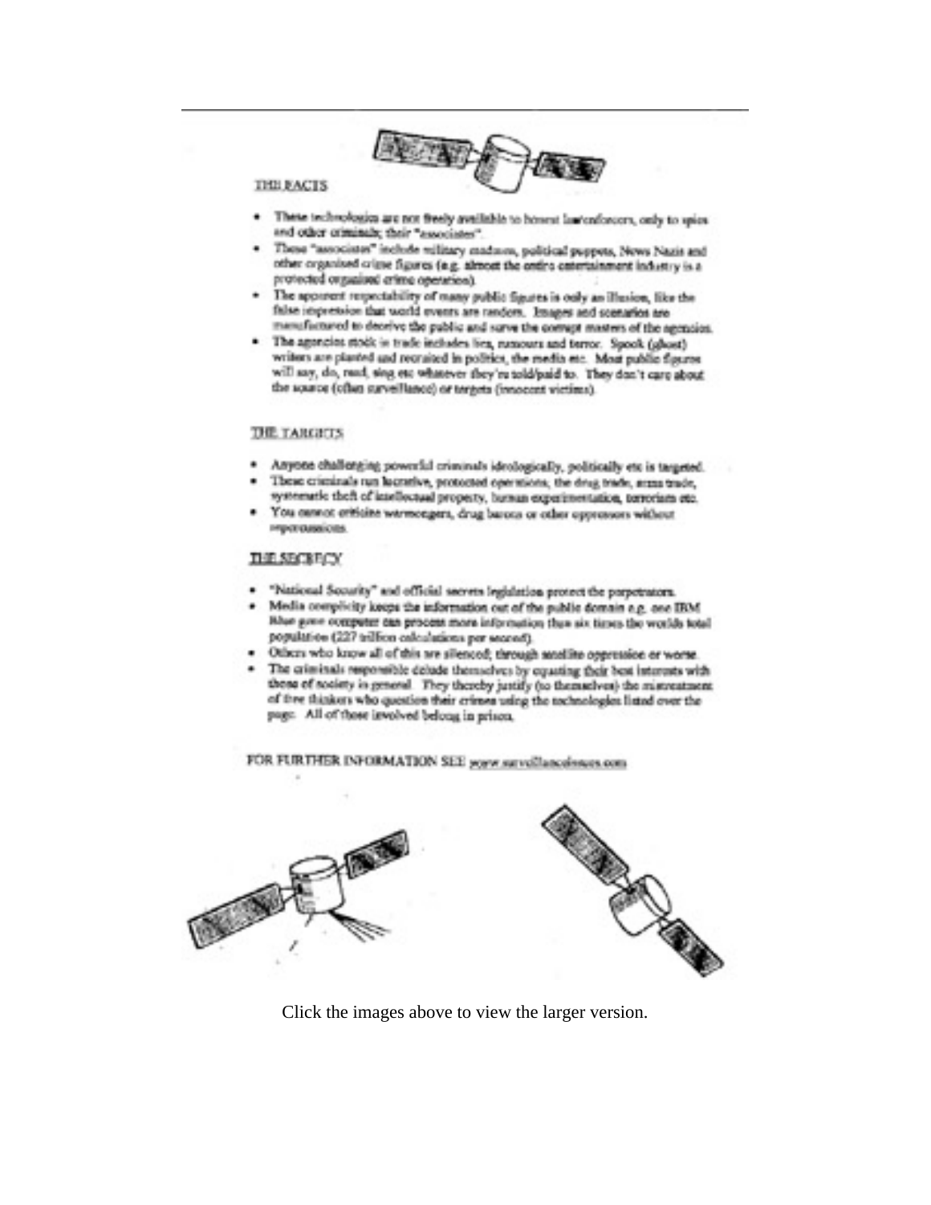THE FACTS

- These technologies are not freely available to honest lawenforcers, only to spies and other criminals; their "associates".
- These "associates" include military madmen, political puppets, News Nazis and other organised crime figures (e.g. almost the entire entertainment industry is a protected organised crime operation).
- The apparent respectability of many public figures is only an illusion, like the false impression that world events are random. Images and scenarios are manufactured to deceive the public and serve the corrupt masters of the agencies.
- The agencies stock in trade includes lies, rumours and terror. Spook (ghost) writers are planted and recruited in politics, the media etc. Most public figures will say, do, read, sing etc whatever they're told/paid to. They don't care about the source (often surveillance) or targets (innocent victims).

THE TARGETS

- Anyone challenging powerful criminals ideologically, politically etc is targeted.
- These criminals run lucrative, protected operations, the drug trade, arms trade, systematic theft of intellectual property, human experimentation, terrorism etc.
- You cannot criticise warmongers, drug barons or other oppressors without repercussions.

THE SECRECY

- "National Security" and official secrets legislation protect the perpetrators.
- Media complicity keeps the information out of the public domain e.g. one IBM Blue gene computer can process more information than six times the worlds total population (227 trillion calculations per second).
- Others who know all of this are silenced, through satellite oppression or worse.
- The criminals responsible delude themselves by equating their best interests with those of society in general. They thereby justify (to themselves) the mistreatment of free thinkers who question their crimes using the technologies listed over the page. All of those involved belong in prison.

FOR FURTHER INFORMATION SEE www.surveillanceissues.com

Click the images above to view the larger version.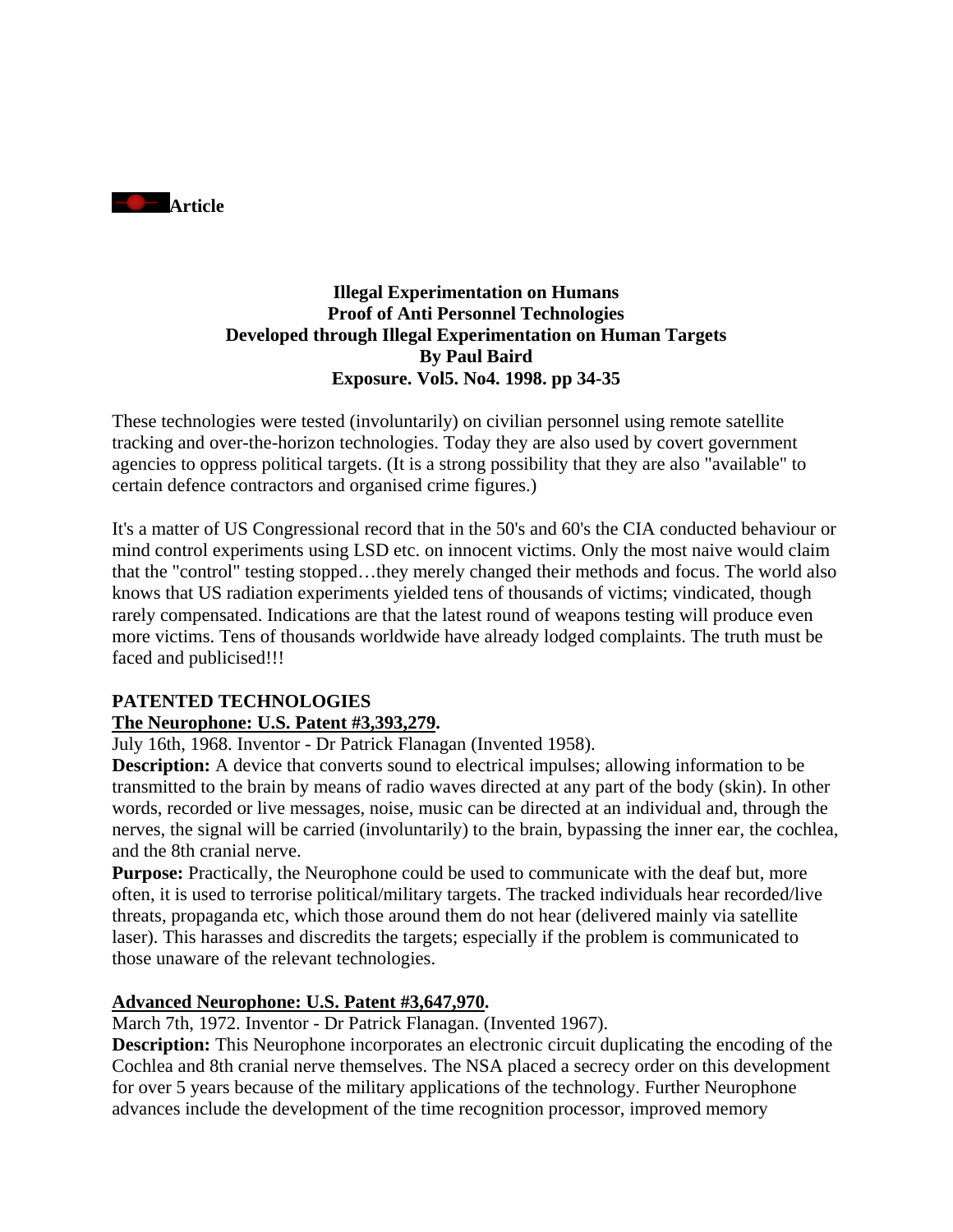**Article**

**Illegal Experimentation on Humans**
**Proof of Anti Personnel Technologies**
**Developed through Illegal Experimentation on Human Targets**
**By Paul Baird**
**Exposure. Vol5. No4. 1998. pp 34-35**

These technologies were tested (involuntarily) on civilian personnel using remote satellite tracking and over-the-horizon technologies. Today they are also used by covert government agencies to oppress political targets. (It is a strong possibility that they are also "available" to certain defence contractors and organised crime figures.)

It's a matter of US Congressional record that in the 50's and 60's the CIA conducted behaviour or mind control experiments using LSD etc. on innocent victims. Only the most naive would claim that the "control" testing stopped…they merely changed their methods and focus. The world also knows that US radiation experiments yielded tens of thousands of victims; vindicated, though rarely compensated. Indications are that the latest round of weapons testing will produce even more victims. Tens of thousands worldwide have already lodged complaints. The truth must be faced and publicised!!!

**PATENTED TECHNOLOGIES**

**The Neurophone: U.S. Patent #3,393,279.**

July 16th, 1968. Inventor - Dr Patrick Flanagan (Invented 1958).

**Description:** A device that converts sound to electrical impulses; allowing information to be transmitted to the brain by means of radio waves directed at any part of the body (skin). In other words, recorded or live messages, noise, music can be directed at an individual and, through the nerves, the signal will be carried (involuntarily) to the brain, bypassing the inner ear, the cochlea, and the 8th cranial nerve.

**Purpose:** Practically, the Neurophone could be used to communicate with the deaf but, more often, it is used to terrorise political/military targets. The tracked individuals hear recorded/live threats, propaganda etc, which those around them do not hear (delivered mainly via satellite laser). This harasses and discredits the targets; especially if the problem is communicated to those unaware of the relevant technologies.

**Advanced Neurophone: U.S. Patent #3,647,970.**

March 7th, 1972. Inventor - Dr Patrick Flanagan. (Invented 1967).

**Description:** This Neurophone incorporates an electronic circuit duplicating the encoding of the Cochlea and 8th cranial nerve themselves. The NSA placed a secrecy order on this development for over 5 years because of the military applications of the technology. Further Neurophone advances include the development of the time recognition processor, improved memory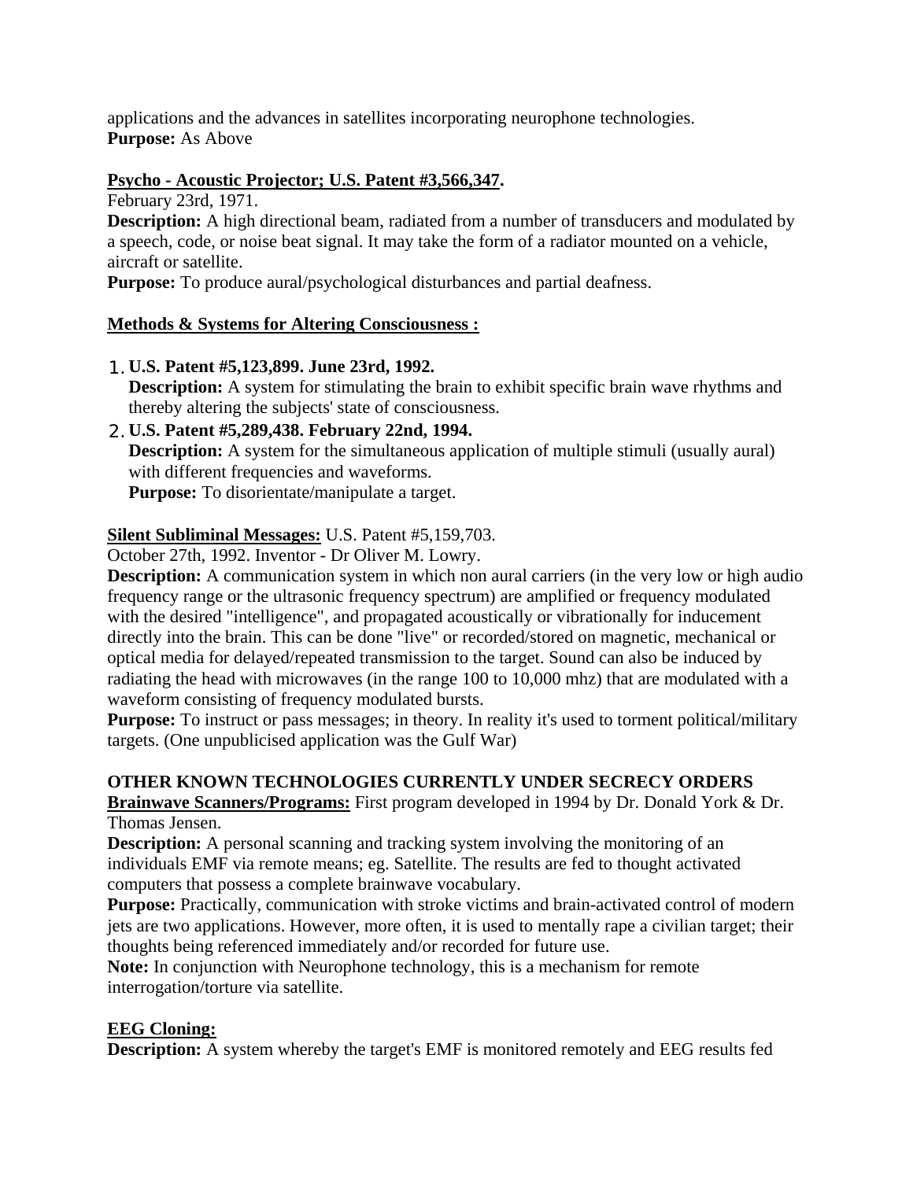applications and the advances in satellites incorporating neurophone technologies.
**Purpose:** As Above

**Psycho - Acoustic Projector; U.S. Patent #3,566,347.**
February 23rd, 1971.
**Description:** A high directional beam, radiated from a number of transducers and modulated by a speech, code, or noise beat signal. It may take the form of a radiator mounted on a vehicle, aircraft or satellite.
**Purpose:** To produce aural/psychological disturbances and partial deafness.

**Methods & Systems for Altering Consciousness :**

1. **U.S. Patent #5,123,899. June 23rd, 1992.**
   **Description:** A system for stimulating the brain to exhibit specific brain wave rhythms and thereby altering the subjects' state of consciousness.
2. **U.S. Patent #5,289,438. February 22nd, 1994.**
   **Description:** A system for the simultaneous application of multiple stimuli (usually aural) with different frequencies and waveforms.
   **Purpose:** To disorientate/manipulate a target.

**Silent Subliminal Messages:** U.S. Patent #5,159,703.
October 27th, 1992. Inventor - Dr Oliver M. Lowry.
**Description:** A communication system in which non aural carriers (in the very low or high audio frequency range or the ultrasonic frequency spectrum) are amplified or frequency modulated with the desired "intelligence", and propagated acoustically or vibrationally for inducement directly into the brain. This can be done "live" or recorded/stored on magnetic, mechanical or optical media for delayed/repeated transmission to the target. Sound can also be induced by radiating the head with microwaves (in the range 100 to 10,000 mhz) that are modulated with a waveform consisting of frequency modulated bursts.
**Purpose:** To instruct or pass messages; in theory. In reality it's used to torment political/military targets. (One unpublicised application was the Gulf War)

**OTHER KNOWN TECHNOLOGIES CURRENTLY UNDER SECRECY ORDERS**
**Brainwave Scanners/Programs:** First program developed in 1994 by Dr. Donald York & Dr. Thomas Jensen.
**Description:** A personal scanning and tracking system involving the monitoring of an individuals EMF via remote means; eg. Satellite. The results are fed to thought activated computers that possess a complete brainwave vocabulary.
**Purpose:** Practically, communication with stroke victims and brain-activated control of modern jets are two applications. However, more often, it is used to mentally rape a civilian target; their thoughts being referenced immediately and/or recorded for future use.
**Note:** In conjunction with Neurophone technology, this is a mechanism for remote interrogation/torture via satellite.

**EEG Cloning:**
**Description:** A system whereby the target's EMF is monitored remotely and EEG results fed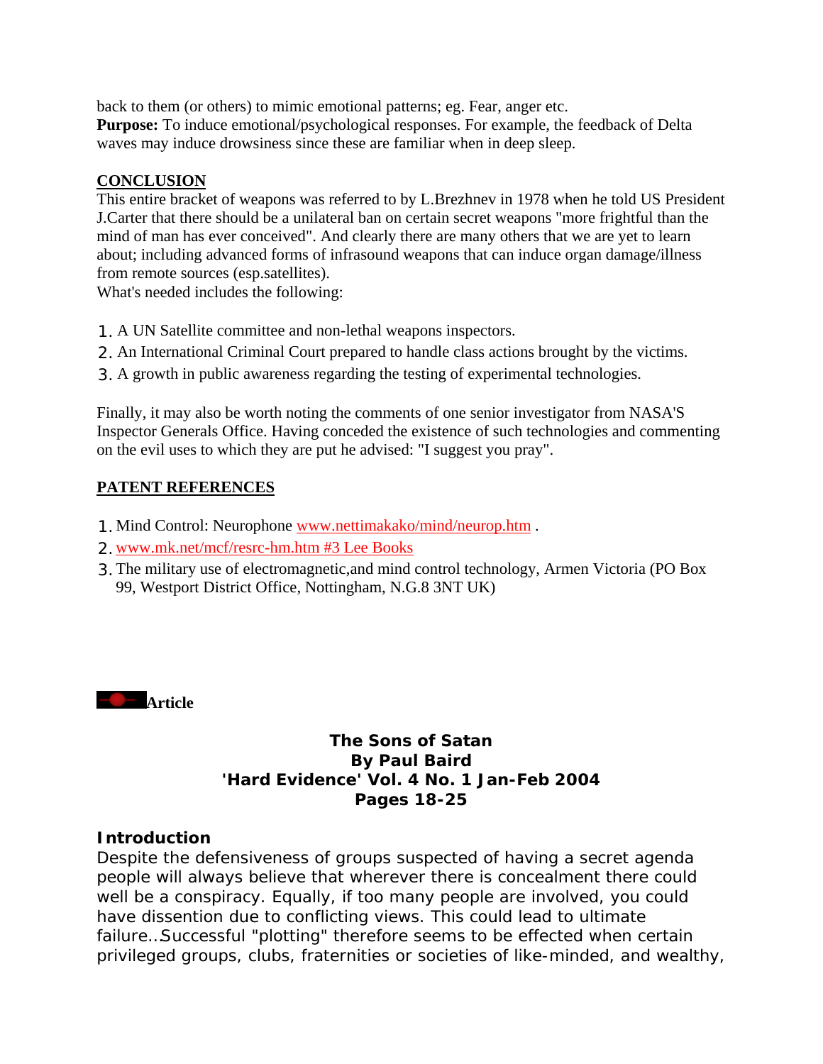back to them (or others) to mimic emotional patterns; eg. Fear, anger etc.
**Purpose:** To induce emotional/psychological responses. For example, the feedback of Delta waves may induce drowsiness since these are familiar when in deep sleep.

## CONCLUSION

This entire bracket of weapons was referred to by L.Brezhnev in 1978 when he told US President J.Carter that there should be a unilateral ban on certain secret weapons "more frightful than the mind of man has ever conceived". And clearly there are many others that we are yet to learn about; including advanced forms of infrasound weapons that can induce organ damage/illness from remote sources (esp.satellites).
What's needed includes the following:

1. A UN Satellite committee and non-lethal weapons inspectors.
2. An International Criminal Court prepared to handle class actions brought by the victims.
3. A growth in public awareness regarding the testing of experimental technologies.

Finally, it may also be worth noting the comments of one senior investigator from NASA'S Inspector Generals Office. Having conceded the existence of such technologies and commenting on the evil uses to which they are put he advised: "I suggest you pray".

## PATENT REFERENCES

1. Mind Control: Neurophone www.nettimakako/mind/neurop.htm .
2. www.mk.net/mcf/resrc-hm.htm #3 Lee Books
3. The military use of electromagnetic,and mind control technology, Armen Victoria (PO Box 99, Westport District Office, Nottingham, N.G.8 3NT UK)

**Article**

### The Sons of Satan
### By Paul Baird
### 'Hard Evidence' Vol. 4 No. 1 Jan-Feb 2004
### Pages 18-25

### Introduction

Despite the defensiveness of groups suspected of having a secret agenda people will always believe that wherever there is concealment there could well be a conspiracy. Equally, if too many people are involved, you could have dissention due to conflicting views. This could lead to ultimate failure..Successful "plotting" therefore seems to be effected when certain privileged groups, clubs, fraternities or societies of like-minded, and wealthy,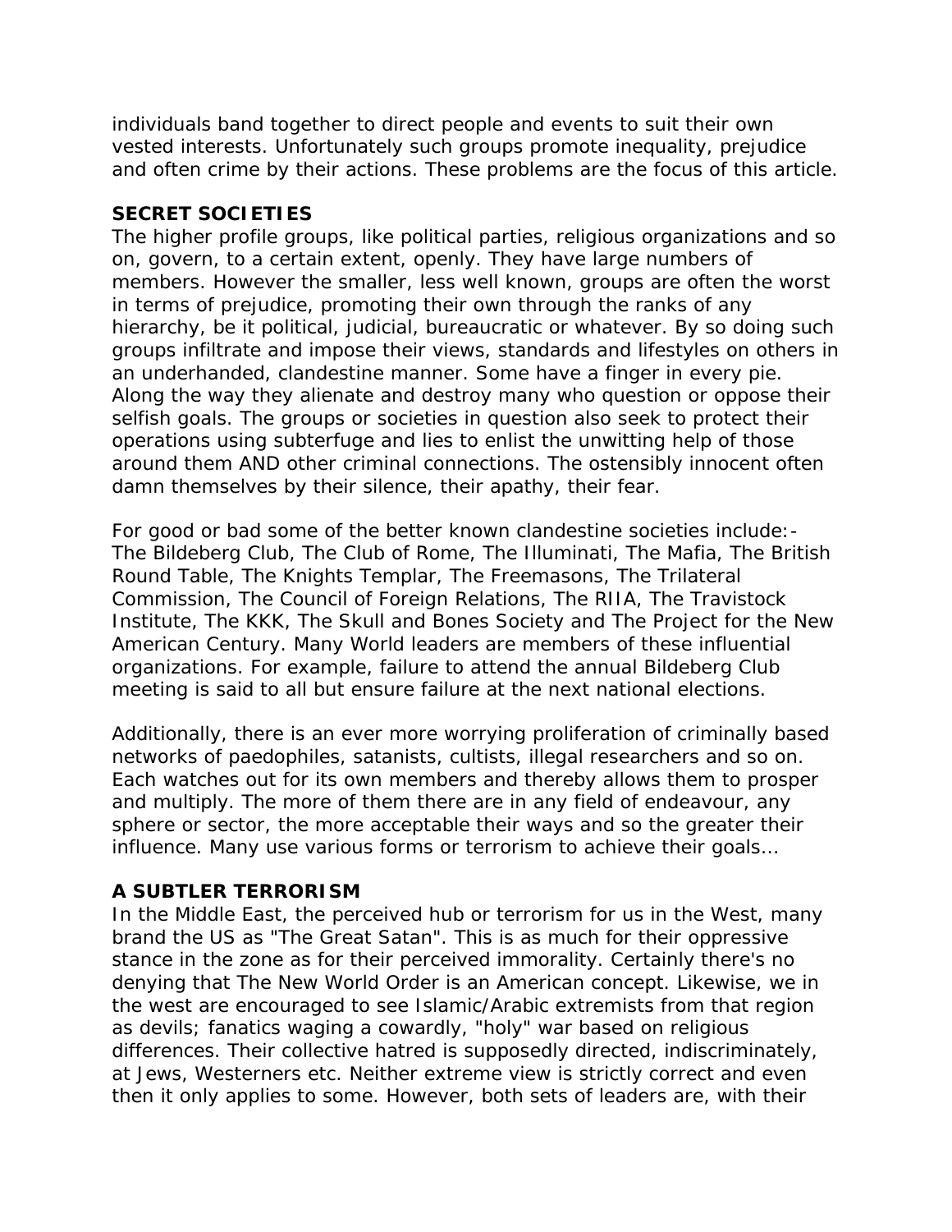individuals band together to direct people and events to suit their own vested interests. Unfortunately such groups promote inequality, prejudice and often crime by their actions. These problems are the focus of this article.

**SECRET SOCIETIES**

The higher profile groups, like political parties, religious organizations and so on, govern, to a certain extent, openly. They have large numbers of members. However the smaller, less well known, groups are often the worst in terms of prejudice, promoting their own through the ranks of any hierarchy, be it political, judicial, bureaucratic or whatever. By so doing such groups infiltrate and impose their views, standards and lifestyles on others in an underhanded, clandestine manner. Some have a finger in every pie. Along the way they alienate and destroy many who question or oppose their selfish goals. The groups or societies in question also seek to protect their operations using subterfuge and lies to enlist the unwitting help of those around them AND other criminal connections. The ostensibly innocent often damn themselves by their silence, their apathy, their fear.

For good or bad some of the better known clandestine societies include:- The Bildeberg Club, The Club of Rome, The Illuminati, The Mafia, The British Round Table, The Knights Templar, The Freemasons, The Trilateral Commission, The Council of Foreign Relations, The RIIA, The Travistock Institute, The KKK, The Skull and Bones Society and The Project for the New American Century. Many World leaders are members of these influential organizations. For example, failure to attend the annual Bildeberg Club meeting is said to all but ensure failure at the next national elections.

Additionally, there is an ever more worrying proliferation of criminally based networks of paedophiles, satanists, cultists, illegal researchers and so on. Each watches out for its own members and thereby allows them to prosper and multiply. The more of them there are in any field of endeavour, any sphere or sector, the more acceptable their ways and so the greater their influence. Many use various forms or terrorism to achieve their goals...

**A SUBTLER TERRORISM**

In the Middle East, the perceived hub or terrorism for us in the West, many brand the US as "The Great Satan". This is as much for their oppressive stance in the zone as for their perceived immorality. Certainly there's no denying that The New World Order is an American concept. Likewise, we in the west are encouraged to see Islamic/Arabic extremists from that region as devils; fanatics waging a cowardly, "holy" war based on religious differences. Their collective hatred is supposedly directed, indiscriminately, at Jews, Westerners etc. Neither extreme view is strictly correct and even then it only applies to some. However, both sets of leaders are, with their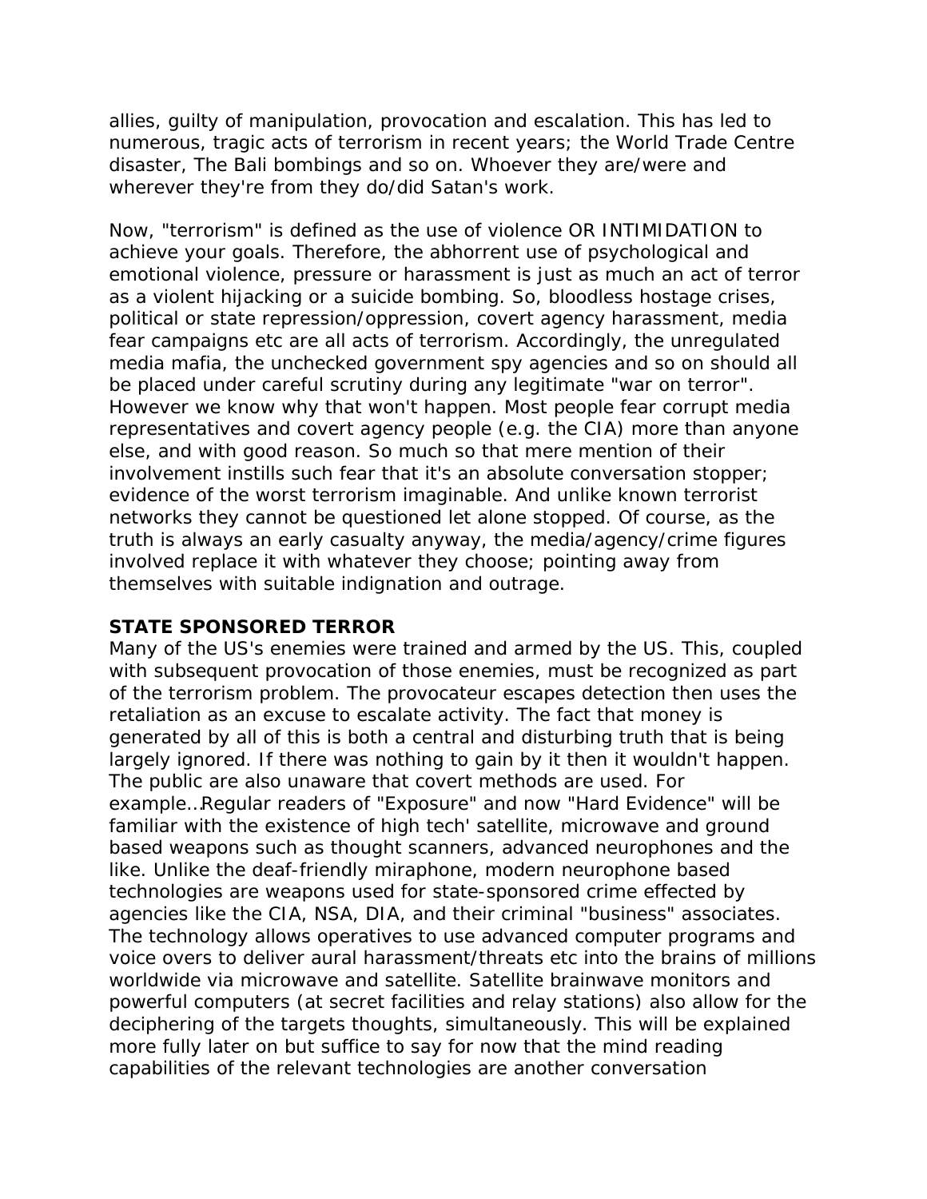allies, guilty of manipulation, provocation and escalation. This has led to numerous, tragic acts of terrorism in recent years; the World Trade Centre disaster, The Bali bombings and so on. Whoever they are/were and wherever they're from they do/did Satan's work.

Now, "terrorism" is defined as the use of violence OR INTIMIDATION to achieve your goals. Therefore, the abhorrent use of psychological and emotional violence, pressure or harassment is just as much an act of terror as a violent hijacking or a suicide bombing. So, bloodless hostage crises, political or state repression/oppression, covert agency harassment, media fear campaigns etc are all acts of terrorism. Accordingly, the unregulated media mafia, the unchecked government spy agencies and so on should all be placed under careful scrutiny during any legitimate "war on terror". However we know why that won't happen. Most people fear corrupt media representatives and covert agency people (e.g. the CIA) more than anyone else, and with good reason. So much so that mere mention of their involvement instills such fear that it's an absolute conversation stopper; evidence of the worst terrorism imaginable. And unlike known terrorist networks they cannot be questioned let alone stopped. Of course, as the truth is always an early casualty anyway, the media/agency/crime figures involved replace it with whatever they choose; pointing away from themselves with suitable indignation and outrage.

**STATE SPONSORED TERROR**

Many of the US's enemies were trained and armed by the US. This, coupled with subsequent provocation of those enemies, must be recognized as part of the terrorism problem. The provocateur escapes detection then uses the retaliation as an excuse to escalate activity. The fact that money is generated by all of this is both a central and disturbing truth that is being largely ignored. If there was nothing to gain by it then it wouldn't happen. The public are also unaware that covert methods are used. For example…Regular readers of "Exposure" and now "Hard Evidence" will be familiar with the existence of high tech' satellite, microwave and ground based weapons such as thought scanners, advanced neurophones and the like. Unlike the deaf-friendly miraphone, modern neurophone based technologies are weapons used for state-sponsored crime effected by agencies like the CIA, NSA, DIA, and their criminal "business" associates. The technology allows operatives to use advanced computer programs and voice overs to deliver aural harassment/threats etc into the brains of millions worldwide via microwave and satellite. Satellite brainwave monitors and powerful computers (at secret facilities and relay stations) also allow for the deciphering of the targets thoughts, simultaneously. This will be explained more fully later on but suffice to say for now that the mind reading capabilities of the relevant technologies are another conversation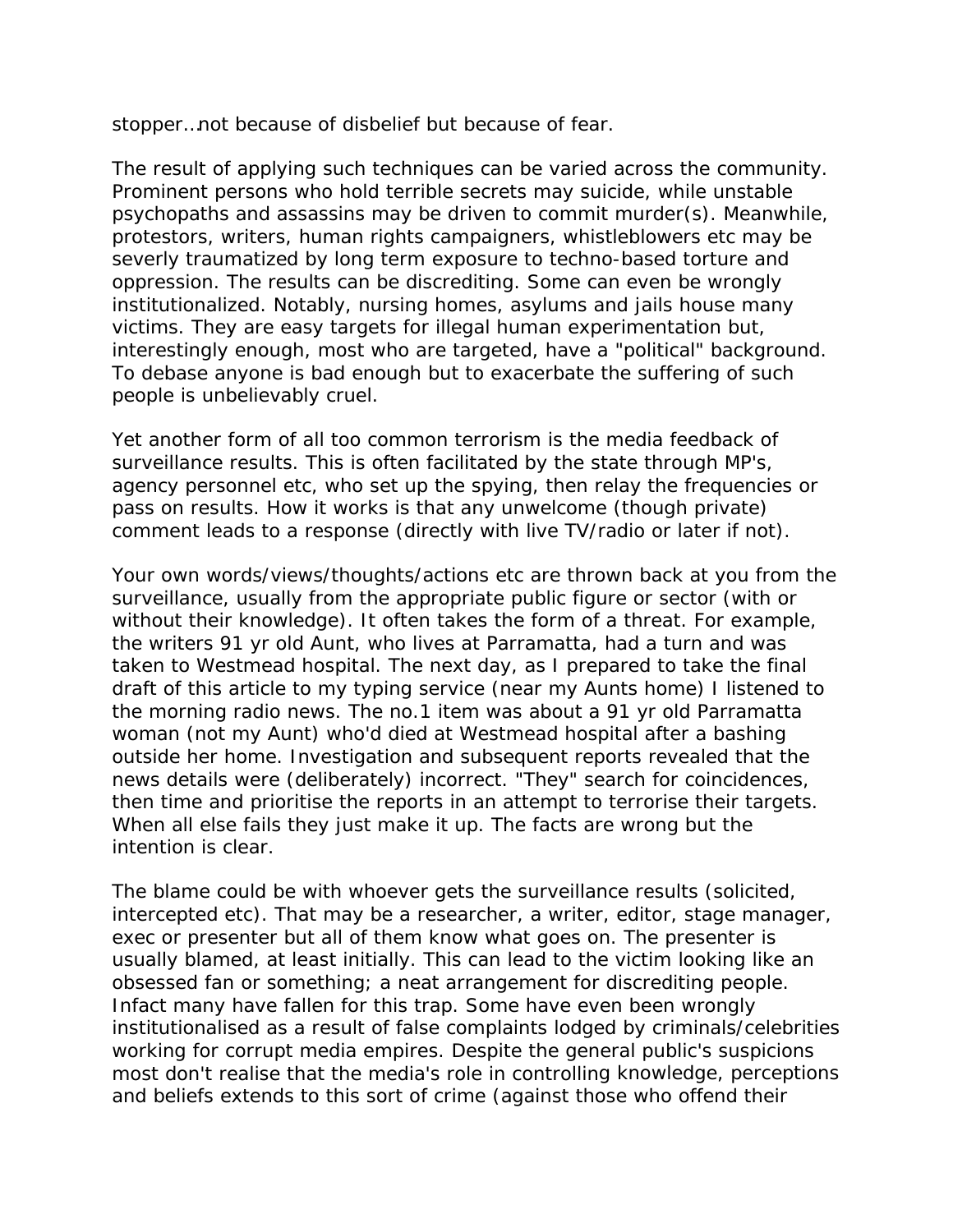stopper…not because of disbelief but because of fear.

The result of applying such techniques can be varied across the community. Prominent persons who hold terrible secrets may suicide, while unstable psychopaths and assassins may be driven to commit murder(s). Meanwhile, protestors, writers, human rights campaigners, whistleblowers etc may be severly traumatized by long term exposure to techno-based torture and oppression. The results can be discrediting. Some can even be wrongly institutionalized. Notably, nursing homes, asylums and jails house many victims. They are easy targets for illegal human experimentation but, interestingly enough, most who are targeted, have a "political" background. To debase anyone is bad enough but to exacerbate the suffering of such people is unbelievably cruel.

Yet another form of all too common terrorism is the media feedback of surveillance results. This is often facilitated by the state through MP's, agency personnel etc, who set up the spying, then relay the frequencies or pass on results. How it works is that any unwelcome (though private) comment leads to a response (directly with live TV/radio or later if not).

Your own words/views/thoughts/actions etc are thrown back at you from the surveillance, usually from the appropriate public figure or sector (with or without their knowledge). It often takes the form of a threat. For example, the writers 91 yr old Aunt, who lives at Parramatta, had a turn and was taken to Westmead hospital. The next day, as I prepared to take the final draft of this article to my typing service (near my Aunts home) I listened to the morning radio news. The no.1 item was about a 91 yr old Parramatta woman (not my Aunt) who'd died at Westmead hospital after a bashing outside her home. Investigation and subsequent reports revealed that the news details were (deliberately) incorrect. "They" search for coincidences, then time and prioritise the reports in an attempt to terrorise their targets. When all else fails they just make it up. The facts are wrong but the intention is clear.

The blame could be with whoever gets the surveillance results (solicited, intercepted etc). That may be a researcher, a writer, editor, stage manager, exec or presenter but all of them know what goes on. The presenter is usually blamed, at least initially. This can lead to the victim looking like an obsessed fan or something; a neat arrangement for discrediting people. Infact many have fallen for this trap. Some have even been wrongly institutionalised as a result of false complaints lodged by criminals/celebrities working for corrupt media empires. Despite the general public's suspicions most don't realise that the media's role in controlling knowledge, perceptions and beliefs extends to this sort of crime (against those who offend their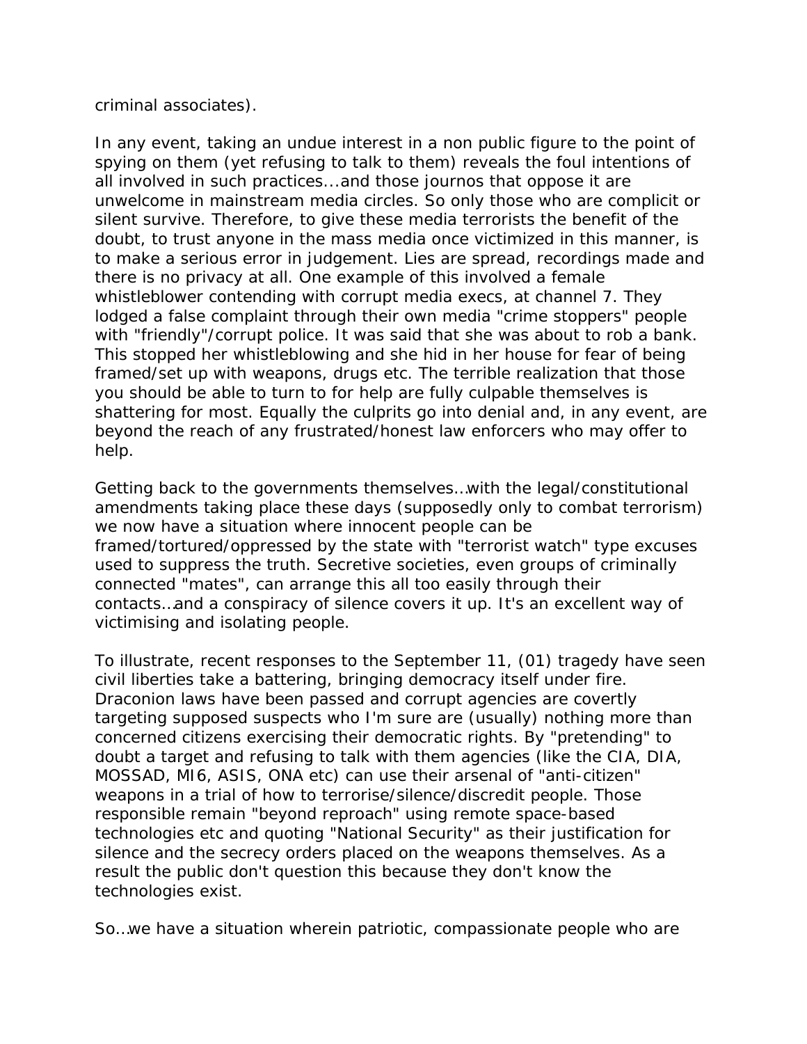criminal associates).

In any event, taking an undue interest in a non public figure to the point of spying on them (yet refusing to talk to them) reveals the foul intentions of all involved in such practices...and those journos that oppose it are unwelcome in mainstream media circles. So only those who are complicit or silent survive. Therefore, to give these media terrorists the benefit of the doubt, to trust anyone in the mass media once victimized in this manner, is to make a serious error in judgement. Lies are spread, recordings made and there is no privacy at all. One example of this involved a female whistleblower contending with corrupt media execs, at channel 7. They lodged a false complaint through their own media "crime stoppers" people with "friendly"/corrupt police. It was said that she was about to rob a bank. This stopped her whistleblowing and she hid in her house for fear of being framed/set up with weapons, drugs etc. The terrible realization that those you should be able to turn to for help are fully culpable themselves is shattering for most. Equally the culprits go into denial and, in any event, are beyond the reach of any frustrated/honest law enforcers who may offer to help.

Getting back to the governments themselves…with the legal/constitutional amendments taking place these days (supposedly only to combat terrorism) we now have a situation where innocent people can be framed/tortured/oppressed by the state with "terrorist watch" type excuses used to suppress the truth. Secretive societies, even groups of criminally connected "mates", can arrange this all too easily through their contacts…and a conspiracy of silence covers it up. It's an excellent way of victimising and isolating people.

To illustrate, recent responses to the September 11, (01) tragedy have seen civil liberties take a battering, bringing democracy itself under fire. Draconion laws have been passed and corrupt agencies are covertly targeting supposed suspects who I'm sure are (usually) nothing more than concerned citizens exercising their democratic rights. By "pretending" to doubt a target and refusing to talk with them agencies (like the CIA, DIA, MOSSAD, MI6, ASIS, ONA etc) can use their arsenal of "anti-citizen" weapons in a trial of how to terrorise/silence/discredit people. Those responsible remain "beyond reproach" using remote space-based technologies etc and quoting "National Security" as their justification for silence and the secrecy orders placed on the weapons themselves. As a result the public don't question this because they don't know the technologies exist.

So…we have a situation wherein patriotic, compassionate people who are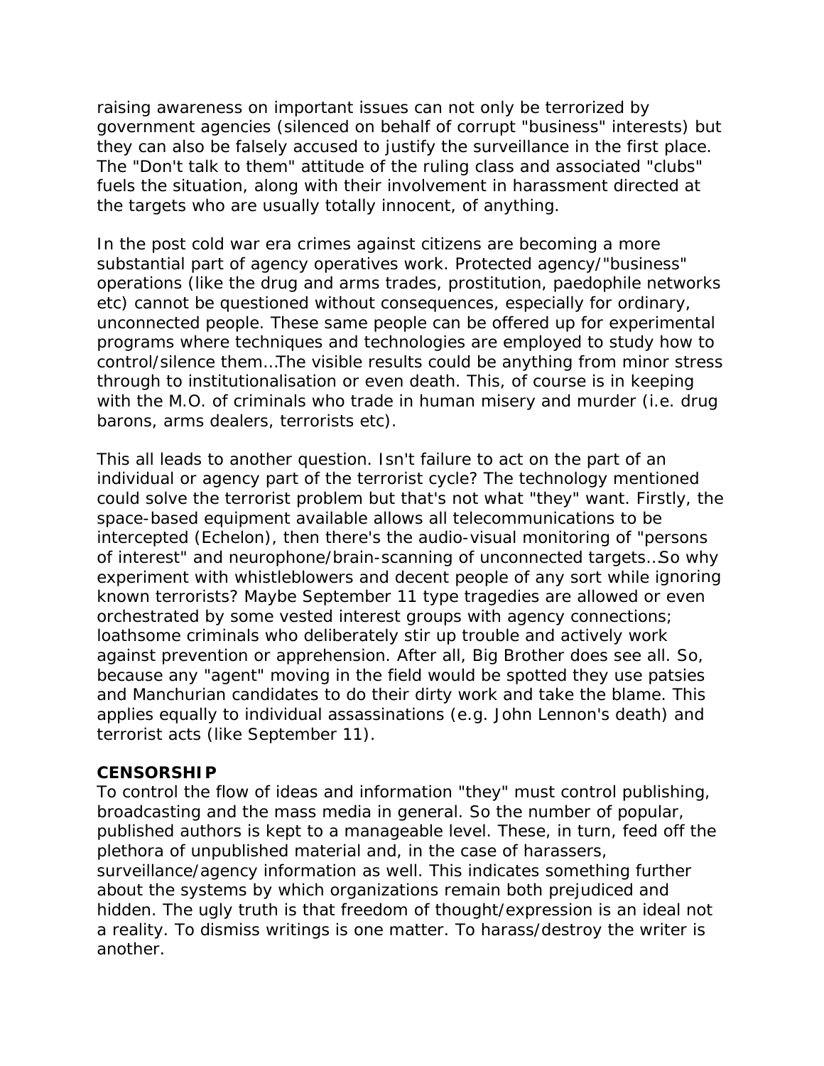raising awareness on important issues can not only be terrorized by government agencies (silenced on behalf of corrupt "business" interests) but they can also be falsely accused to justify the surveillance in the first place. The "Don't talk to them" attitude of the ruling class and associated "clubs" fuels the situation, along with their involvement in harassment directed at the targets who are usually totally innocent, of anything.

In the post cold war era crimes against citizens are becoming a more substantial part of agency operatives work. Protected agency/"business" operations (like the drug and arms trades, prostitution, paedophile networks etc) cannot be questioned without consequences, especially for ordinary, unconnected people. These same people can be offered up for experimental programs where techniques and technologies are employed to study how to control/silence them…The visible results could be anything from minor stress through to institutionalisation or even death. This, of course is in keeping with the M.O. of criminals who trade in human misery and murder (i.e. drug barons, arms dealers, terrorists etc).

This all leads to another question. Isn't failure to act on the part of an individual or agency part of the terrorist cycle? The technology mentioned could solve the terrorist problem but that's not what "they" want. Firstly, the space-based equipment available allows all telecommunications to be intercepted (Echelon), then there's the audio-visual monitoring of "persons of interest" and neurophone/brain-scanning of unconnected targets…So why experiment with whistleblowers and decent people of any sort while ignoring known terrorists? Maybe September 11 type tragedies are allowed or even orchestrated by some vested interest groups with agency connections; loathsome criminals who deliberately stir up trouble and actively work against prevention or apprehension. After all, Big Brother does see all. So, because any "agent" moving in the field would be spotted they use patsies and Manchurian candidates to do their dirty work and take the blame. This applies equally to individual assassinations (e.g. John Lennon's death) and terrorist acts (like September 11).

**CENSORSHIP**

To control the flow of ideas and information "they" must control publishing, broadcasting and the mass media in general. So the number of popular, published authors is kept to a manageable level. These, in turn, feed off the plethora of unpublished material and, in the case of harassers, surveillance/agency information as well. This indicates something further about the systems by which organizations remain both prejudiced and hidden. The ugly truth is that freedom of thought/expression is an ideal not a reality. To dismiss writings is one matter. To harass/destroy the writer is another.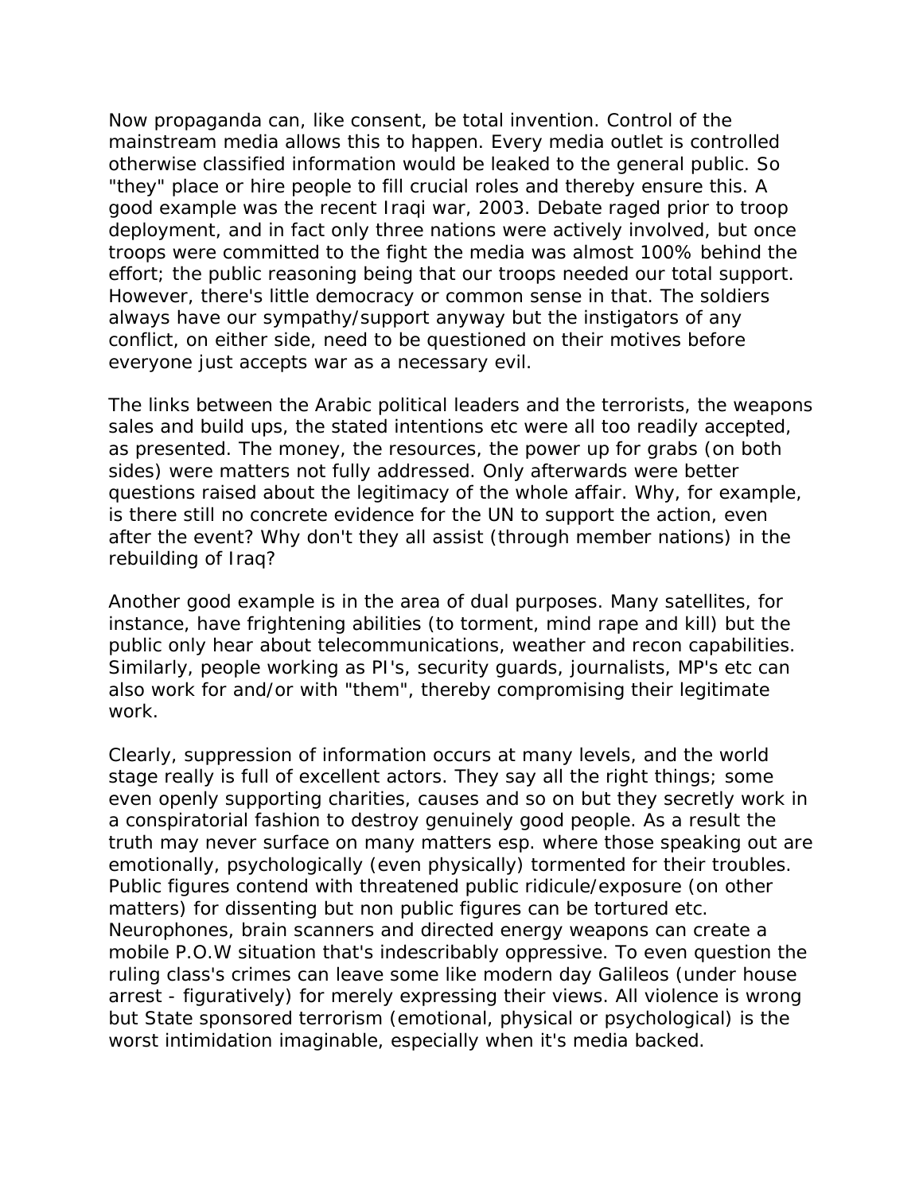Now propaganda can, like consent, be total invention. Control of the mainstream media allows this to happen. Every media outlet is controlled otherwise classified information would be leaked to the general public. So "they" place or hire people to fill crucial roles and thereby ensure this. A good example was the recent Iraqi war, 2003. Debate raged prior to troop deployment, and in fact only three nations were actively involved, but once troops were committed to the fight the media was almost 100% behind the effort; the public reasoning being that our troops needed our total support. However, there's little democracy or common sense in that. The soldiers always have our sympathy/support anyway but the instigators of any conflict, on either side, need to be questioned on their motives before everyone just accepts war as a necessary evil.

The links between the Arabic political leaders and the terrorists, the weapons sales and build ups, the stated intentions etc were all too readily accepted, as presented. The money, the resources, the power up for grabs (on both sides) were matters not fully addressed. Only afterwards were better questions raised about the legitimacy of the whole affair. Why, for example, is there still no concrete evidence for the UN to support the action, even after the event? Why don't they all assist (through member nations) in the rebuilding of Iraq?

Another good example is in the area of dual purposes. Many satellites, for instance, have frightening abilities (to torment, mind rape and kill) but the public only hear about telecommunications, weather and recon capabilities. Similarly, people working as PI's, security guards, journalists, MP's etc can also work for and/or with "them", thereby compromising their legitimate work.

Clearly, suppression of information occurs at many levels, and the world stage really is full of excellent actors. They say all the right things; some even openly supporting charities, causes and so on but they secretly work in a conspiratorial fashion to destroy genuinely good people. As a result the truth may never surface on many matters esp. where those speaking out are emotionally, psychologically (even physically) tormented for their troubles. Public figures contend with threatened public ridicule/exposure (on other matters) for dissenting but non public figures can be tortured etc. Neurophones, brain scanners and directed energy weapons can create a mobile P.O.W situation that's indescribably oppressive. To even question the ruling class's crimes can leave some like modern day Galileos (under house arrest - figuratively) for merely expressing their views. All violence is wrong but State sponsored terrorism (emotional, physical or psychological) is the worst intimidation imaginable, especially when it's media backed.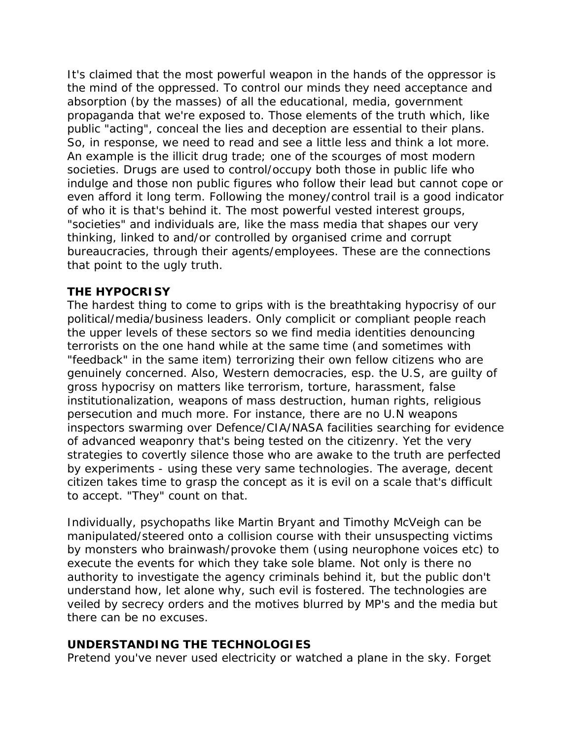It's claimed that the most powerful weapon in the hands of the oppressor is the mind of the oppressed. To control our minds they need acceptance and absorption (by the masses) of all the educational, media, government propaganda that we're exposed to. Those elements of the truth which, like public "acting", conceal the lies and deception are essential to their plans. So, in response, we need to read and see a little less and think a lot more. An example is the illicit drug trade; one of the scourges of most modern societies. Drugs are used to control/occupy both those in public life who indulge and those non public figures who follow their lead but cannot cope or even afford it long term. Following the money/control trail is a good indicator of who it is that's behind it. The most powerful vested interest groups, "societies" and individuals are, like the mass media that shapes our very thinking, linked to and/or controlled by organised crime and corrupt bureaucracies, through their agents/employees. These are the connections that point to the ugly truth.

**THE HYPOCRISY**

The hardest thing to come to grips with is the breathtaking hypocrisy of our political/media/business leaders. Only complicit or compliant people reach the upper levels of these sectors so we find media identities denouncing terrorists on the one hand while at the same time (and sometimes with "feedback" in the same item) terrorizing their own fellow citizens who are genuinely concerned. Also, Western democracies, esp. the U.S, are guilty of gross hypocrisy on matters like terrorism, torture, harassment, false institutionalization, weapons of mass destruction, human rights, religious persecution and much more. For instance, there are no U.N weapons inspectors swarming over Defence/CIA/NASA facilities searching for evidence of advanced weaponry that's being tested on the citizenry. Yet the very strategies to covertly silence those who are awake to the truth are perfected by experiments - using these very same technologies. The average, decent citizen takes time to grasp the concept as it is evil on a scale that's difficult to accept. "They" count on that.

Individually, psychopaths like Martin Bryant and Timothy McVeigh can be manipulated/steered onto a collision course with their unsuspecting victims by monsters who brainwash/provoke them (using neurophone voices etc) to execute the events for which they take sole blame. Not only is there no authority to investigate the agency criminals behind it, but the public don't understand how, let alone why, such evil is fostered. The technologies are veiled by secrecy orders and the motives blurred by MP's and the media but there can be no excuses.

**UNDERSTANDING THE TECHNOLOGIES**

Pretend you've never used electricity or watched a plane in the sky. Forget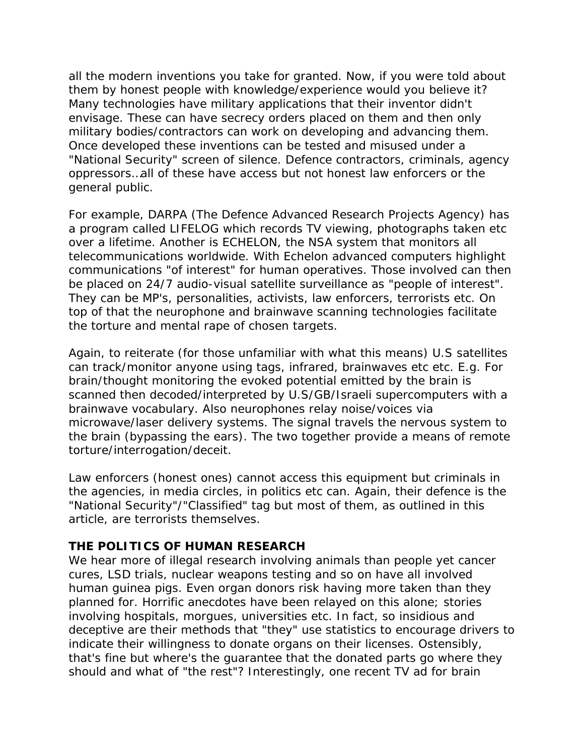all the modern inventions you take for granted. Now, if you were told about them by honest people with knowledge/experience would you believe it? Many technologies have military applications that their inventor didn't envisage. These can have secrecy orders placed on them and then only military bodies/contractors can work on developing and advancing them. Once developed these inventions can be tested and misused under a "National Security" screen of silence. Defence contractors, criminals, agency oppressors…all of these have access but not honest law enforcers or the general public.

For example, DARPA (The Defence Advanced Research Projects Agency) has a program called LIFELOG which records TV viewing, photographs taken etc over a lifetime. Another is ECHELON, the NSA system that monitors all telecommunications worldwide. With Echelon advanced computers highlight communications "of interest" for human operatives. Those involved can then be placed on 24/7 audio-visual satellite surveillance as "people of interest". They can be MP's, personalities, activists, law enforcers, terrorists etc. On top of that the neurophone and brainwave scanning technologies facilitate the torture and mental rape of chosen targets.

Again, to reiterate (for those unfamiliar with what this means) U.S satellites can track/monitor anyone using tags, infrared, brainwaves etc etc. E.g. For brain/thought monitoring the evoked potential emitted by the brain is scanned then decoded/interpreted by U.S/GB/Israeli supercomputers with a brainwave vocabulary. Also neurophones relay noise/voices via microwave/laser delivery systems. The signal travels the nervous system to the brain (bypassing the ears). The two together provide a means of remote torture/interrogation/deceit.

Law enforcers (honest ones) cannot access this equipment but criminals in the agencies, in media circles, in politics etc can. Again, their defence is the "National Security"/"Classified" tag but most of them, as outlined in this article, are terrorists themselves.

**THE POLITICS OF HUMAN RESEARCH**

We hear more of illegal research involving animals than people yet cancer cures, LSD trials, nuclear weapons testing and so on have all involved human guinea pigs. Even organ donors risk having more taken than they planned for. Horrific anecdotes have been relayed on this alone; stories involving hospitals, morgues, universities etc. In fact, so insidious and deceptive are their methods that "they" use statistics to encourage drivers to indicate their willingness to donate organs on their licenses. Ostensibly, that's fine but where's the guarantee that the donated parts go where they should and what of "the rest"? Interestingly, one recent TV ad for brain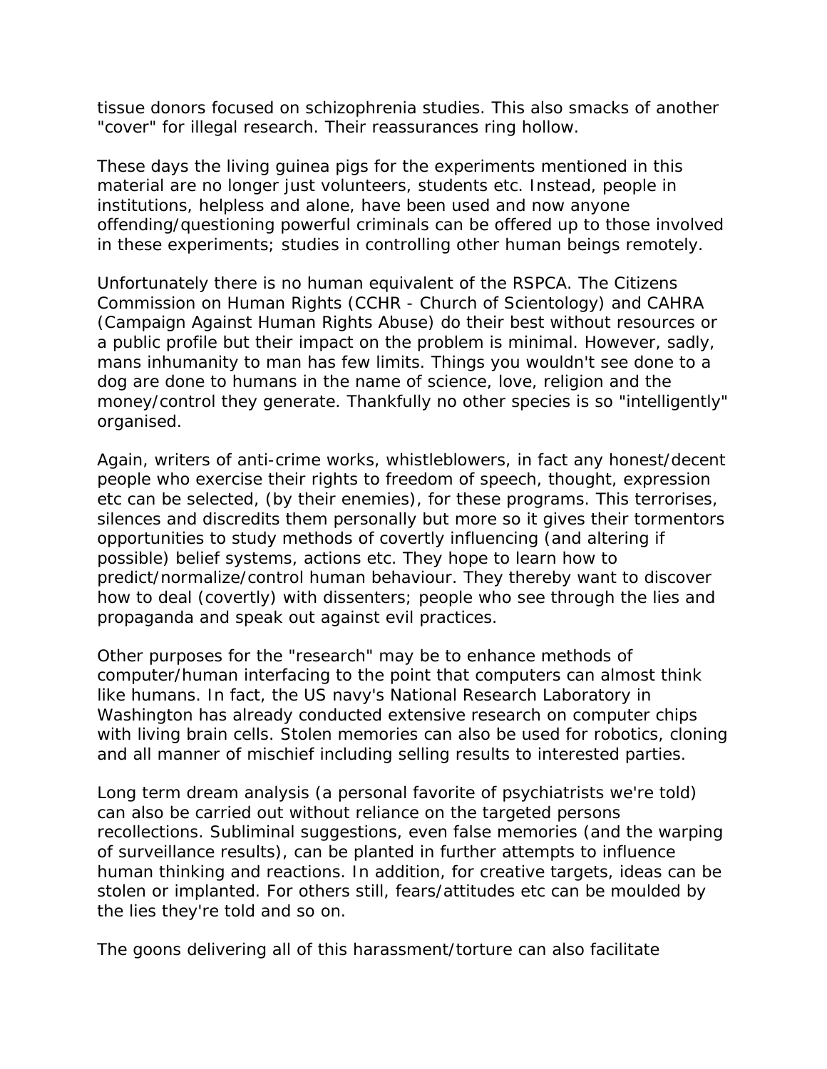tissue donors focused on schizophrenia studies. This also smacks of another "cover" for illegal research. Their reassurances ring hollow.

These days the living guinea pigs for the experiments mentioned in this material are no longer just volunteers, students etc. Instead, people in institutions, helpless and alone, have been used and now anyone offending/questioning powerful criminals can be offered up to those involved in these experiments; studies in controlling other human beings remotely.

Unfortunately there is no human equivalent of the RSPCA. The Citizens Commission on Human Rights (CCHR - Church of Scientology) and CAHRA (Campaign Against Human Rights Abuse) do their best without resources or a public profile but their impact on the problem is minimal. However, sadly, mans inhumanity to man has few limits. Things you wouldn't see done to a dog are done to humans in the name of science, love, religion and the money/control they generate. Thankfully no other species is so "intelligently" organised.

Again, writers of anti-crime works, whistleblowers, in fact any honest/decent people who exercise their rights to freedom of speech, thought, expression etc can be selected, (by their enemies), for these programs. This terrorises, silences and discredits them personally but more so it gives their tormentors opportunities to study methods of covertly influencing (and altering if possible) belief systems, actions etc. They hope to learn how to predict/normalize/control human behaviour. They thereby want to discover how to deal (covertly) with dissenters; people who see through the lies and propaganda and speak out against evil practices.

Other purposes for the "research" may be to enhance methods of computer/human interfacing to the point that computers can almost think like humans. In fact, the US navy's National Research Laboratory in Washington has already conducted extensive research on computer chips with living brain cells. Stolen memories can also be used for robotics, cloning and all manner of mischief including selling results to interested parties.

Long term dream analysis (a personal favorite of psychiatrists we're told) can also be carried out without reliance on the targeted persons recollections. Subliminal suggestions, even false memories (and the warping of surveillance results), can be planted in further attempts to influence human thinking and reactions. In addition, for creative targets, ideas can be stolen or implanted. For others still, fears/attitudes etc can be moulded by the lies they're told and so on.

The goons delivering all of this harassment/torture can also facilitate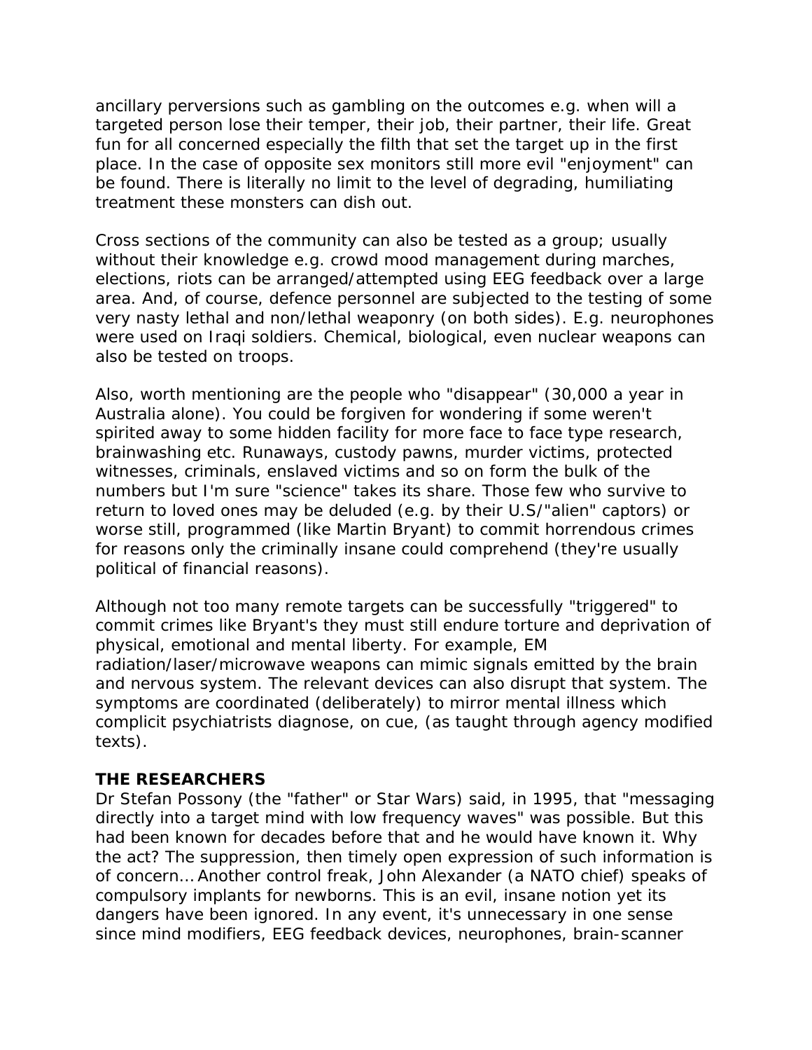ancillary perversions such as gambling on the outcomes e.g. when will a targeted person lose their temper, their job, their partner, their life. Great fun for all concerned especially the filth that set the target up in the first place. In the case of opposite sex monitors still more evil "enjoyment" can be found. There is literally no limit to the level of degrading, humiliating treatment these monsters can dish out.

Cross sections of the community can also be tested as a group; usually without their knowledge e.g. crowd mood management during marches, elections, riots can be arranged/attempted using EEG feedback over a large area. And, of course, defence personnel are subjected to the testing of some very nasty lethal and non/lethal weaponry (on both sides). E.g. neurophones were used on Iraqi soldiers. Chemical, biological, even nuclear weapons can also be tested on troops.

Also, worth mentioning are the people who "disappear" (30,000 a year in Australia alone). You could be forgiven for wondering if some weren't spirited away to some hidden facility for more face to face type research, brainwashing etc. Runaways, custody pawns, murder victims, protected witnesses, criminals, enslaved victims and so on form the bulk of the numbers but I'm sure "science" takes its share. Those few who survive to return to loved ones may be deluded (e.g. by their U.S/"alien" captors) or worse still, programmed (like Martin Bryant) to commit horrendous crimes for reasons only the criminally insane could comprehend (they're usually political of financial reasons).

Although not too many remote targets can be successfully "triggered" to commit crimes like Bryant's they must still endure torture and deprivation of physical, emotional and mental liberty. For example, EM radiation/laser/microwave weapons can mimic signals emitted by the brain and nervous system. The relevant devices can also disrupt that system. The symptoms are coordinated (deliberately) to mirror mental illness which complicit psychiatrists diagnose, on cue, (as taught through agency modified texts).

**THE RESEARCHERS**

Dr Stefan Possony (the "father" or Star Wars) said, in 1995, that "messaging directly into a target mind with low frequency waves" was possible. But this had been known for decades before that and he would have known it. Why the act? The suppression, then timely open expression of such information is of concern… Another control freak, John Alexander (a NATO chief) speaks of compulsory implants for newborns. This is an evil, insane notion yet its dangers have been ignored. In any event, it's unnecessary in one sense since mind modifiers, EEG feedback devices, neurophones, brain-scanner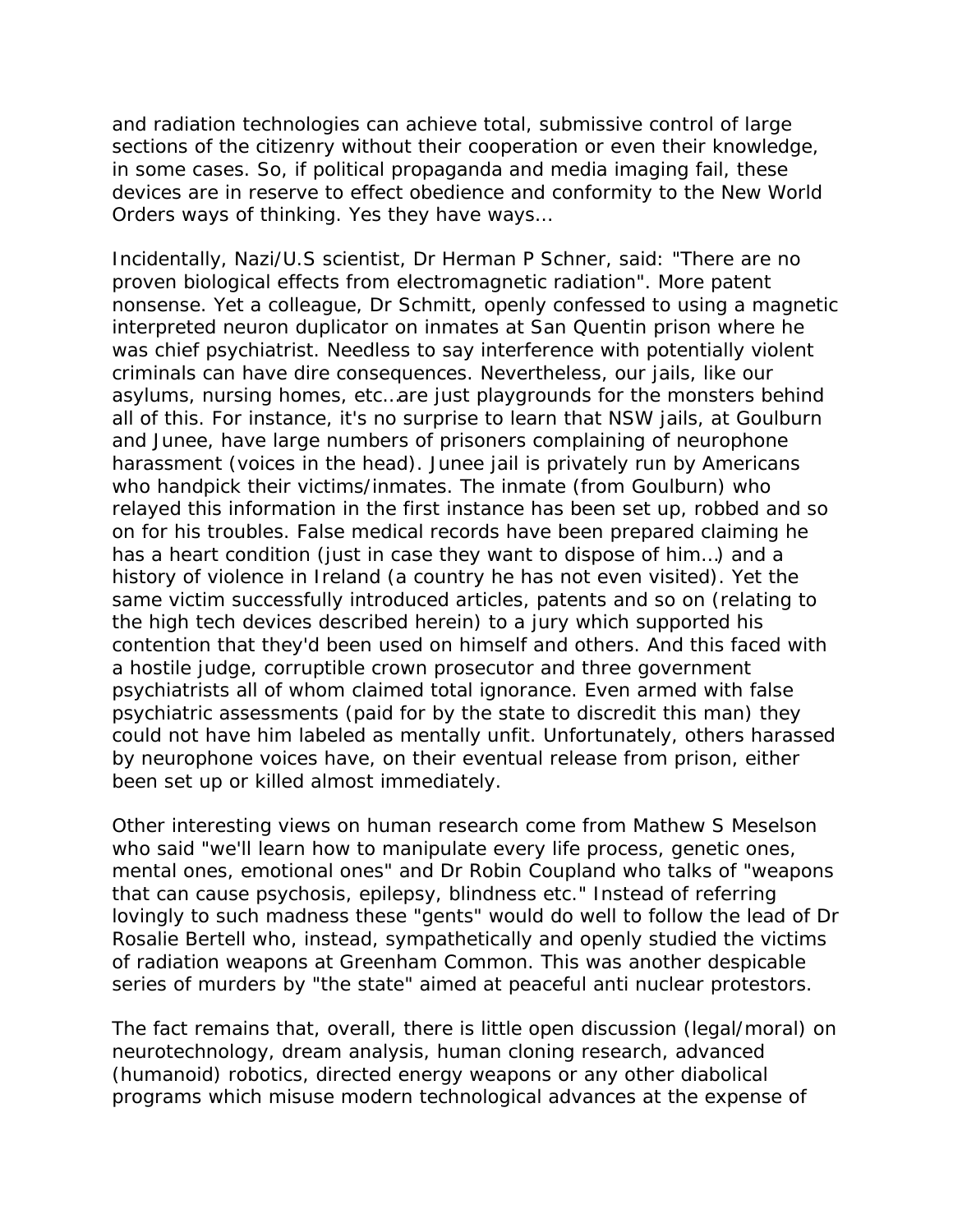and radiation technologies can achieve total, submissive control of large sections of the citizenry without their cooperation or even their knowledge, in some cases. So, if political propaganda and media imaging fail, these devices are in reserve to effect obedience and conformity to the New World Orders ways of thinking. Yes they have ways…

Incidentally, Nazi/U.S scientist, Dr Herman P Schner, said: "There are no proven biological effects from electromagnetic radiation". More patent nonsense. Yet a colleague, Dr Schmitt, openly confessed to using a magnetic interpreted neuron duplicator on inmates at San Quentin prison where he was chief psychiatrist. Needless to say interference with potentially violent criminals can have dire consequences. Nevertheless, our jails, like our asylums, nursing homes, etc…are just playgrounds for the monsters behind all of this. For instance, it's no surprise to learn that NSW jails, at Goulburn and Junee, have large numbers of prisoners complaining of neurophone harassment (voices in the head). Junee jail is privately run by Americans who handpick their victims/inmates. The inmate (from Goulburn) who relayed this information in the first instance has been set up, robbed and so on for his troubles. False medical records have been prepared claiming he has a heart condition (just in case they want to dispose of him…) and a history of violence in Ireland (a country he has not even visited). Yet the same victim successfully introduced articles, patents and so on (relating to the high tech devices described herein) to a jury which supported his contention that they'd been used on himself and others. And this faced with a hostile judge, corruptible crown prosecutor and three government psychiatrists all of whom claimed total ignorance. Even armed with false psychiatric assessments (paid for by the state to discredit this man) they could not have him labeled as mentally unfit. Unfortunately, others harassed by neurophone voices have, on their eventual release from prison, either been set up or killed almost immediately.

Other interesting views on human research come from Mathew S Meselson who said "we'll learn how to manipulate every life process, genetic ones, mental ones, emotional ones" and Dr Robin Coupland who talks of "weapons that can cause psychosis, epilepsy, blindness etc." Instead of referring lovingly to such madness these "gents" would do well to follow the lead of Dr Rosalie Bertell who, instead, sympathetically and openly studied the victims of radiation weapons at Greenham Common. This was another despicable series of murders by "the state" aimed at peaceful anti nuclear protestors.

The fact remains that, overall, there is little open discussion (legal/moral) on neurotechnology, dream analysis, human cloning research, advanced (humanoid) robotics, directed energy weapons or any other diabolical programs which misuse modern technological advances at the expense of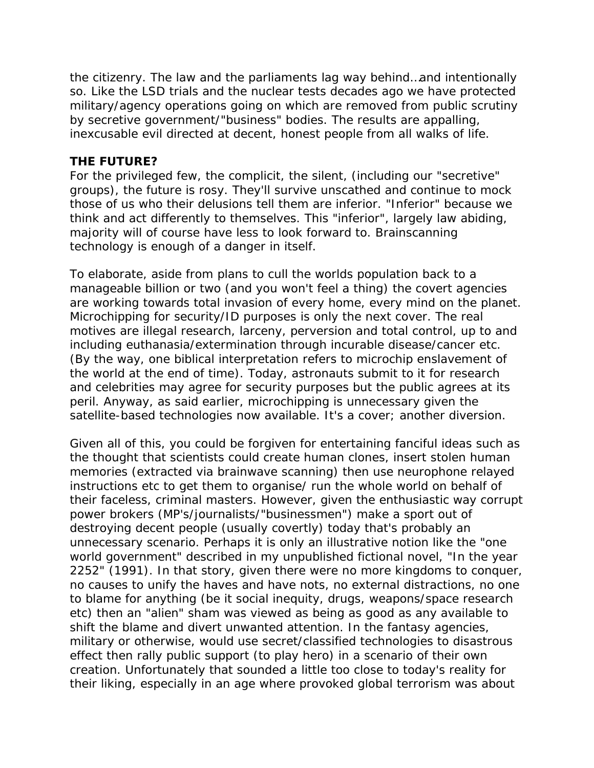the citizenry. The law and the parliaments lag way behind…and intentionally so. Like the LSD trials and the nuclear tests decades ago we have protected military/agency operations going on which are removed from public scrutiny by secretive government/"business" bodies. The results are appalling, inexcusable evil directed at decent, honest people from all walks of life.

**THE FUTURE?**

For the privileged few, the complicit, the silent, (including our "secretive" groups), the future is rosy. They'll survive unscathed and continue to mock those of us who their delusions tell them are inferior. "Inferior" because we think and act differently to themselves. This "inferior", largely law abiding, majority will of course have less to look forward to. Brainscanning technology is enough of a danger in itself.

To elaborate, aside from plans to cull the worlds population back to a manageable billion or two (and you won't feel a thing) the covert agencies are working towards total invasion of every home, every mind on the planet. Microchipping for security/ID purposes is only the next cover. The real motives are illegal research, larceny, perversion and total control, up to and including euthanasia/extermination through incurable disease/cancer etc. (By the way, one biblical interpretation refers to microchip enslavement of the world at the end of time). Today, astronauts submit to it for research and celebrities may agree for security purposes but the public agrees at its peril. Anyway, as said earlier, microchipping is unnecessary given the satellite-based technologies now available. It's a cover; another diversion.

Given all of this, you could be forgiven for entertaining fanciful ideas such as the thought that scientists could create human clones, insert stolen human memories (extracted via brainwave scanning) then use neurophone relayed instructions etc to get them to organise/ run the whole world on behalf of their faceless, criminal masters. However, given the enthusiastic way corrupt power brokers (MP's/journalists/"businessmen") make a sport out of destroying decent people (usually covertly) today that's probably an unnecessary scenario. Perhaps it is only an illustrative notion like the "one world government" described in my unpublished fictional novel, "In the year 2252" (1991). In that story, given there were no more kingdoms to conquer, no causes to unify the haves and have nots, no external distractions, no one to blame for anything (be it social inequity, drugs, weapons/space research etc) then an "alien" sham was viewed as being as good as any available to shift the blame and divert unwanted attention. In the fantasy agencies, military or otherwise, would use secret/classified technologies to disastrous effect then rally public support (to play hero) in a scenario of their own creation. Unfortunately that sounded a little too close to today's reality for their liking, especially in an age where provoked global terrorism was about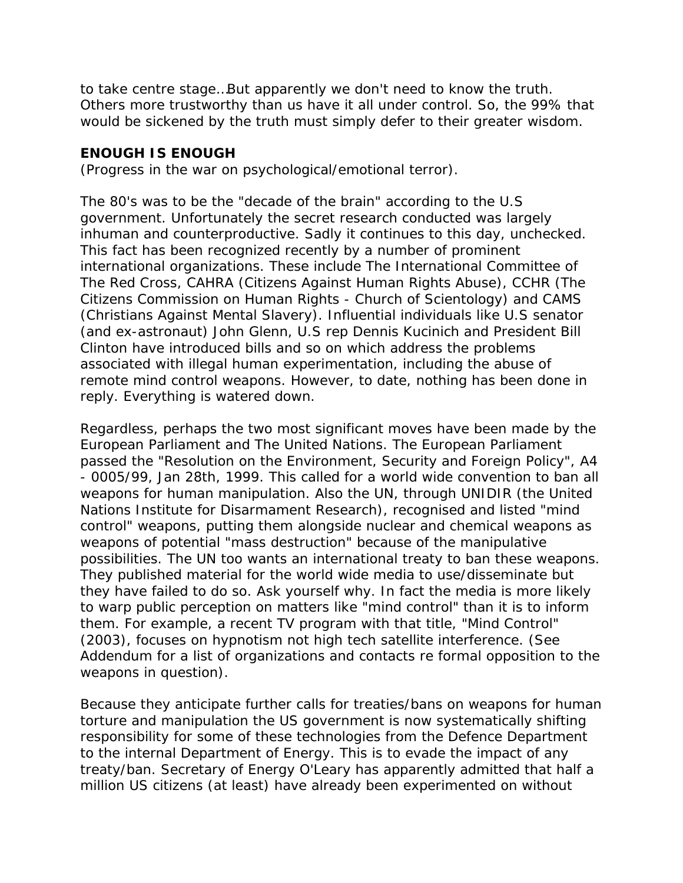to take centre stage…But apparently we don't need to know the truth. Others more trustworthy than us have it all under control. So, the 99% that would be sickened by the truth must simply defer to their greater wisdom.

**ENOUGH IS ENOUGH**
(Progress in the war on psychological/emotional terror).

The 80's was to be the "decade of the brain" according to the U.S government. Unfortunately the secret research conducted was largely inhuman and counterproductive. Sadly it continues to this day, unchecked. This fact has been recognized recently by a number of prominent international organizations. These include The International Committee of The Red Cross, CAHRA (Citizens Against Human Rights Abuse), CCHR (The Citizens Commission on Human Rights - Church of Scientology) and CAMS (Christians Against Mental Slavery). Influential individuals like U.S senator (and ex-astronaut) John Glenn, U.S rep Dennis Kucinich and President Bill Clinton have introduced bills and so on which address the problems associated with illegal human experimentation, including the abuse of remote mind control weapons. However, to date, nothing has been done in reply. Everything is watered down.

Regardless, perhaps the two most significant moves have been made by the European Parliament and The United Nations. The European Parliament passed the "Resolution on the Environment, Security and Foreign Policy", A4 - 0005/99, Jan 28th, 1999. This called for a world wide convention to ban all weapons for human manipulation. Also the UN, through UNIDIR (the United Nations Institute for Disarmament Research), recognised and listed "mind control" weapons, putting them alongside nuclear and chemical weapons as weapons of potential "mass destruction" because of the manipulative possibilities. The UN too wants an international treaty to ban these weapons. They published material for the world wide media to use/disseminate but they have failed to do so. Ask yourself why. In fact the media is more likely to warp public perception on matters like "mind control" than it is to inform them. For example, a recent TV program with that title, "Mind Control" (2003), focuses on hypnotism not high tech satellite interference. (See Addendum for a list of organizations and contacts re formal opposition to the weapons in question).

Because they anticipate further calls for treaties/bans on weapons for human torture and manipulation the US government is now systematically shifting responsibility for some of these technologies from the Defence Department to the internal Department of Energy. This is to evade the impact of any treaty/ban. Secretary of Energy O'Leary has apparently admitted that half a million US citizens (at least) have already been experimented on without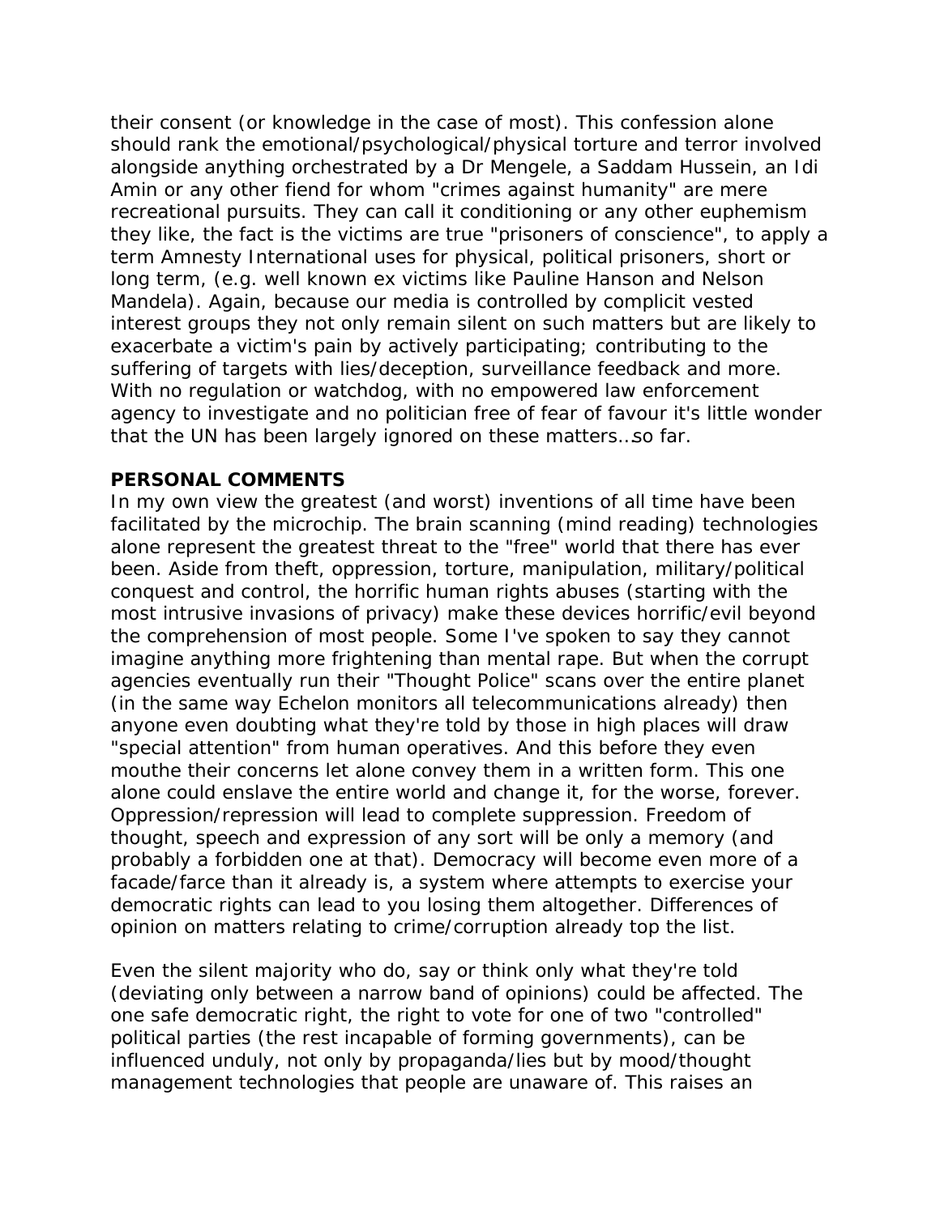their consent (or knowledge in the case of most). This confession alone should rank the emotional/psychological/physical torture and terror involved alongside anything orchestrated by a Dr Mengele, a Saddam Hussein, an Idi Amin or any other fiend for whom "crimes against humanity" are mere recreational pursuits. They can call it conditioning or any other euphemism they like, the fact is the victims are true "prisoners of conscience", to apply a term Amnesty International uses for physical, political prisoners, short or long term, (e.g. well known ex victims like Pauline Hanson and Nelson Mandela). Again, because our media is controlled by complicit vested interest groups they not only remain silent on such matters but are likely to exacerbate a victim's pain by actively participating; contributing to the suffering of targets with lies/deception, surveillance feedback and more. With no regulation or watchdog, with no empowered law enforcement agency to investigate and no politician free of fear of favour it's little wonder that the UN has been largely ignored on these matters…so far.

**PERSONAL COMMENTS**

In my own view the greatest (and worst) inventions of all time have been facilitated by the microchip. The brain scanning (mind reading) technologies alone represent the greatest threat to the "free" world that there has ever been. Aside from theft, oppression, torture, manipulation, military/political conquest and control, the horrific human rights abuses (starting with the most intrusive invasions of privacy) make these devices horrific/evil beyond the comprehension of most people. Some I've spoken to say they cannot imagine anything more frightening than mental rape. But when the corrupt agencies eventually run their "Thought Police" scans over the entire planet (in the same way Echelon monitors all telecommunications already) then anyone even doubting what they're told by those in high places will draw "special attention" from human operatives. And this before they even mouthe their concerns let alone convey them in a written form. This one alone could enslave the entire world and change it, for the worse, forever. Oppression/repression will lead to complete suppression. Freedom of thought, speech and expression of any sort will be only a memory (and probably a forbidden one at that). Democracy will become even more of a facade/farce than it already is, a system where attempts to exercise your democratic rights can lead to you losing them altogether. Differences of opinion on matters relating to crime/corruption already top the list.

Even the silent majority who do, say or think only what they're told (deviating only between a narrow band of opinions) could be affected. The one safe democratic right, the right to vote for one of two "controlled" political parties (the rest incapable of forming governments), can be influenced unduly, not only by propaganda/lies but by mood/thought management technologies that people are unaware of. This raises an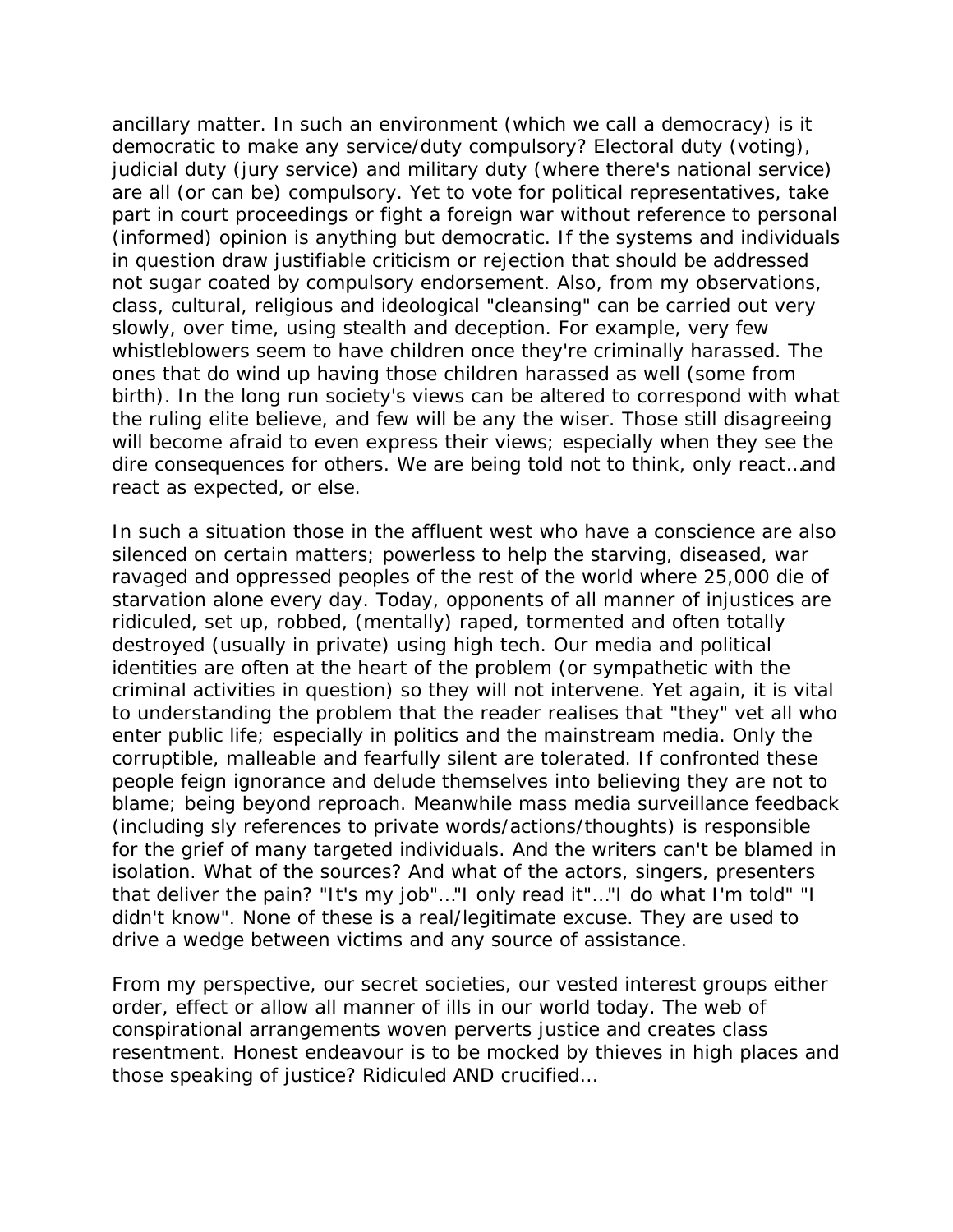ancillary matter. In such an environment (which we call a democracy) is it democratic to make any service/duty compulsory? Electoral duty (voting), judicial duty (jury service) and military duty (where there's national service) are all (or can be) compulsory. Yet to vote for political representatives, take part in court proceedings or fight a foreign war without reference to personal (informed) opinion is anything but democratic. If the systems and individuals in question draw justifiable criticism or rejection that should be addressed not sugar coated by compulsory endorsement. Also, from my observations, class, cultural, religious and ideological "cleansing" can be carried out very slowly, over time, using stealth and deception. For example, very few whistleblowers seem to have children once they're criminally harassed. The ones that do wind up having those children harassed as well (some from birth). In the long run society's views can be altered to correspond with what the ruling elite believe, and few will be any the wiser. Those still disagreeing will become afraid to even express their views; especially when they see the dire consequences for others. We are being told not to think, only react…and react as expected, or else.

In such a situation those in the affluent west who have a conscience are also silenced on certain matters; powerless to help the starving, diseased, war ravaged and oppressed peoples of the rest of the world where 25,000 die of starvation alone every day. Today, opponents of all manner of injustices are ridiculed, set up, robbed, (mentally) raped, tormented and often totally destroyed (usually in private) using high tech. Our media and political identities are often at the heart of the problem (or sympathetic with the criminal activities in question) so they will not intervene. Yet again, it is vital to understanding the problem that the reader realises that "they" vet all who enter public life; especially in politics and the mainstream media. Only the corruptible, malleable and fearfully silent are tolerated. If confronted these people feign ignorance and delude themselves into believing they are not to blame; being beyond reproach. Meanwhile mass media surveillance feedback (including sly references to private words/actions/thoughts) is responsible for the grief of many targeted individuals. And the writers can't be blamed in isolation. What of the sources? And what of the actors, singers, presenters that deliver the pain? "It's my job"…"I only read it"…"I do what I'm told" "I didn't know". None of these is a real/legitimate excuse. They are used to drive a wedge between victims and any source of assistance.

From my perspective, our secret societies, our vested interest groups either order, effect or allow all manner of ills in our world today. The web of conspirational arrangements woven perverts justice and creates class resentment. Honest endeavour is to be mocked by thieves in high places and those speaking of justice? Ridiculed AND crucified…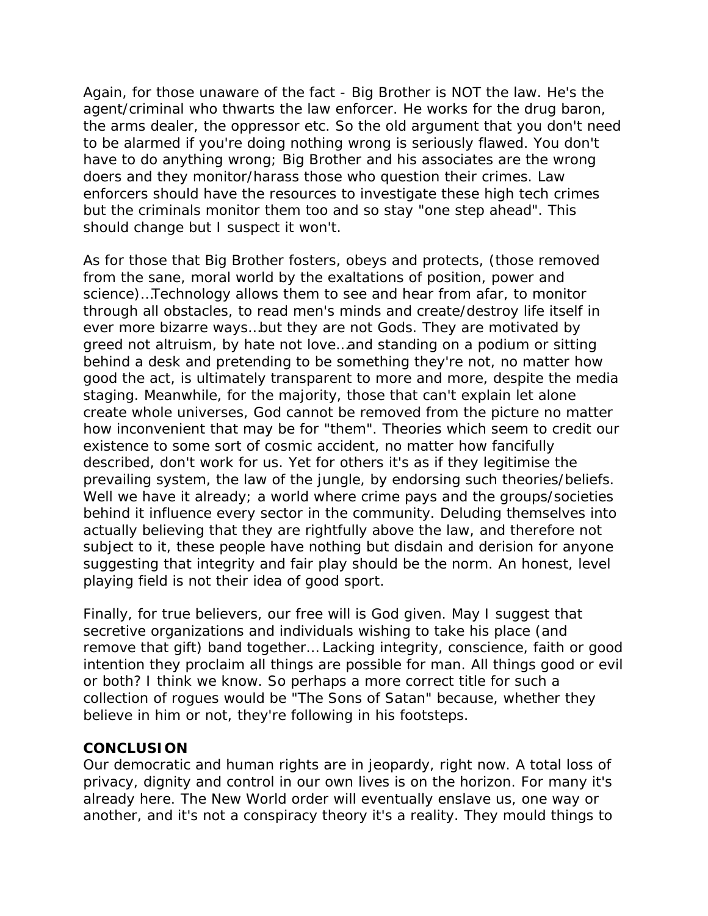Again, for those unaware of the fact - Big Brother is NOT the law. He's the agent/criminal who thwarts the law enforcer. He works for the drug baron, the arms dealer, the oppressor etc. So the old argument that you don't need to be alarmed if you're doing nothing wrong is seriously flawed. You don't have to do anything wrong; Big Brother and his associates are the wrong doers and they monitor/harass those who question their crimes. Law enforcers should have the resources to investigate these high tech crimes but the criminals monitor them too and so stay "one step ahead". This should change but I suspect it won't.

As for those that Big Brother fosters, obeys and protects, (those removed from the sane, moral world by the exaltations of position, power and science)…Technology allows them to see and hear from afar, to monitor through all obstacles, to read men's minds and create/destroy life itself in ever more bizarre ways…but they are not Gods. They are motivated by greed not altruism, by hate not love…and standing on a podium or sitting behind a desk and pretending to be something they're not, no matter how good the act, is ultimately transparent to more and more, despite the media staging. Meanwhile, for the majority, those that can't explain let alone create whole universes, God cannot be removed from the picture no matter how inconvenient that may be for "them". Theories which seem to credit our existence to some sort of cosmic accident, no matter how fancifully described, don't work for us. Yet for others it's as if they legitimise the prevailing system, the law of the jungle, by endorsing such theories/beliefs. Well we have it already; a world where crime pays and the groups/societies behind it influence every sector in the community. Deluding themselves into actually believing that they are rightfully above the law, and therefore not subject to it, these people have nothing but disdain and derision for anyone suggesting that integrity and fair play should be the norm. An honest, level playing field is not their idea of good sport.

Finally, for true believers, our free will is God given. May I suggest that secretive organizations and individuals wishing to take his place (and remove that gift) band together… Lacking integrity, conscience, faith or good intention they proclaim all things are possible for man. All things good or evil or both? I think we know. So perhaps a more correct title for such a collection of rogues would be "The Sons of Satan" because, whether they believe in him or not, they're following in his footsteps.

**CONCLUSION**

Our democratic and human rights are in jeopardy, right now. A total loss of privacy, dignity and control in our own lives is on the horizon. For many it's already here. The New World order will eventually enslave us, one way or another, and it's not a conspiracy theory it's a reality. They mould things to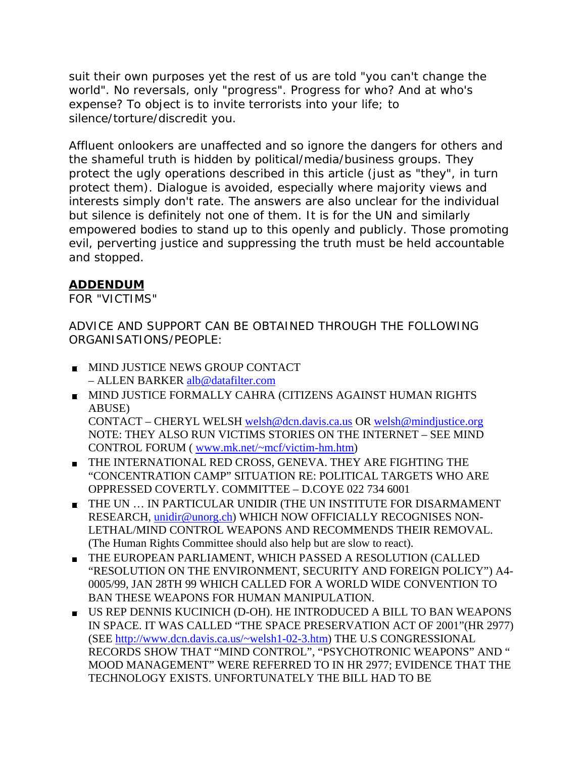suit their own purposes yet the rest of us are told "you can't change the world". No reversals, only "progress". Progress for who? And at who's expense? To object is to invite terrorists into your life; to silence/torture/discredit you.

Affluent onlookers are unaffected and so ignore the dangers for others and the shameful truth is hidden by political/media/business groups. They protect the ugly operations described in this article (just as "they", in turn protect them). Dialogue is avoided, especially where majority views and interests simply don't rate. The answers are also unclear for the individual but silence is definitely not one of them. It is for the UN and similarly empowered bodies to stand up to this openly and publicly. Those promoting evil, perverting justice and suppressing the truth must be held accountable and stopped.

## ADDENDUM

FOR "VICTIMS"

ADVICE AND SUPPORT CAN BE OBTAINED THROUGH THE FOLLOWING ORGANISATIONS/PEOPLE:

- MIND JUSTICE NEWS GROUP CONTACT – ALLEN BARKER alb@datafilter.com
- MIND JUSTICE FORMALLY CAHRA (CITIZENS AGAINST HUMAN RIGHTS ABUSE) CONTACT – CHERYL WELSH welsh@dcn.davis.ca.us OR welsh@mindjustice.org NOTE: THEY ALSO RUN VICTIMS STORIES ON THE INTERNET – SEE MIND CONTROL FORUM ( www.mk.net/~mcf/victim-hm.htm)
- THE INTERNATIONAL RED CROSS, GENEVA. THEY ARE FIGHTING THE "CONCENTRATION CAMP" SITUATION RE: POLITICAL TARGETS WHO ARE OPPRESSED COVERTLY. COMMITTEE – D.COYE 022 734 6001
- THE UN … IN PARTICULAR UNIDIR (THE UN INSTITUTE FOR DISARMAMENT RESEARCH, unidir@unorg.ch) WHICH NOW OFFICIALLY RECOGNISES NON-LETHAL/MIND CONTROL WEAPONS AND RECOMMENDS THEIR REMOVAL. (The Human Rights Committee should also help but are slow to react).
- THE EUROPEAN PARLIAMENT, WHICH PASSED A RESOLUTION (CALLED "RESOLUTION ON THE ENVIRONMENT, SECURITY AND FOREIGN POLICY") A4-0005/99, JAN 28TH 99 WHICH CALLED FOR A WORLD WIDE CONVENTION TO BAN THESE WEAPONS FOR HUMAN MANIPULATION.
- US REP DENNIS KUCINICH (D-OH). HE INTRODUCED A BILL TO BAN WEAPONS IN SPACE. IT WAS CALLED "THE SPACE PRESERVATION ACT OF 2001"(HR 2977) (SEE http://www.dcn.davis.ca.us/~welsh1-02-3.htm) THE U.S CONGRESSIONAL RECORDS SHOW THAT "MIND CONTROL", "PSYCHOTRONIC WEAPONS" AND " MOOD MANAGEMENT" WERE REFERRED TO IN HR 2977; EVIDENCE THAT THE TECHNOLOGY EXISTS. UNFORTUNATELY THE BILL HAD TO BE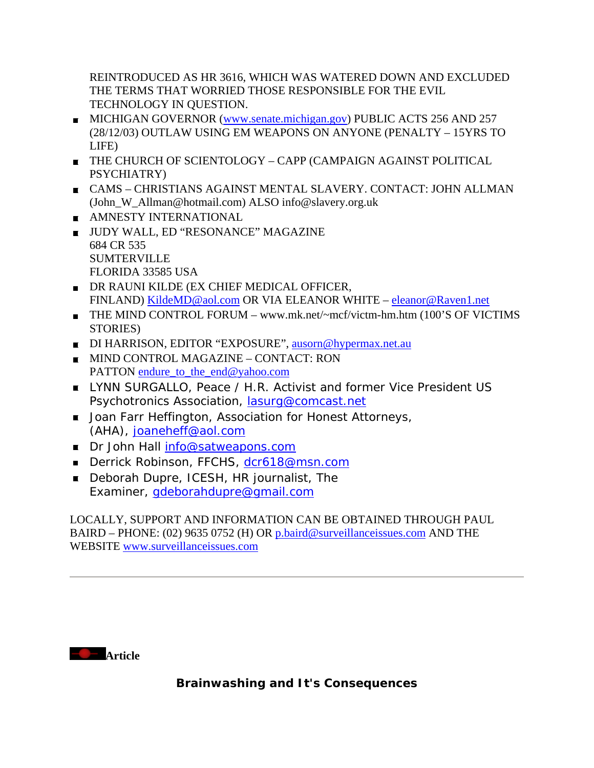REINTRODUCED AS HR 3616, WHICH WAS WATERED DOWN AND EXCLUDED THE TERMS THAT WORRIED THOSE RESPONSIBLE FOR THE EVIL TECHNOLOGY IN QUESTION.

- MICHIGAN GOVERNOR (www.senate.michigan.gov) PUBLIC ACTS 256 AND 257 (28/12/03) OUTLAW USING EM WEAPONS ON ANYONE (PENALTY – 15YRS TO LIFE)
- THE CHURCH OF SCIENTOLOGY – CAPP (CAMPAIGN AGAINST POLITICAL PSYCHIATRY)
- CAMS – CHRISTIANS AGAINST MENTAL SLAVERY. CONTACT: JOHN ALLMAN (John_W_Allman@hotmail.com) ALSO info@slavery.org.uk
- AMNESTY INTERNATIONAL
- JUDY WALL, ED "RESONANCE" MAGAZINE
  684 CR 535
  SUMTERVILLE
  FLORIDA 33585 USA
- DR RAUNI KILDE (EX CHIEF MEDICAL OFFICER, FINLAND) KildeMD@aol.com OR VIA ELEANOR WHITE – eleanor@Raven1.net
- THE MIND CONTROL FORUM – www.mk.net/~mcf/victm-hm.htm (100'S OF VICTIMS STORIES)
- DI HARRISON, EDITOR "EXPOSURE", ausorn@hypermax.net.au
- MIND CONTROL MAGAZINE – CONTACT: RON PATTON endure_to_the_end@yahoo.com
- LYNN SURGALLO, Peace / H.R. Activist and former Vice President US Psychotronics Association, lasurg@comcast.net
- Joan Farr Heffington, Association for Honest Attorneys, (AHA), joaneheff@aol.com
- Dr John Hall info@satweapons.com
- Derrick Robinson, FFCHS, dcr618@msn.com
- Deborah Dupre, ICESH, HR journalist, The Examiner, gdeborahdupre@gmail.com

LOCALLY, SUPPORT AND INFORMATION CAN BE OBTAINED THROUGH PAUL BAIRD – PHONE: (02) 9635 0752 (H) OR p.baird@surveillanceissues.com AND THE WEBSITE www.surveillanceissues.com

---

**Article**

## Brainwashing and It's Consequences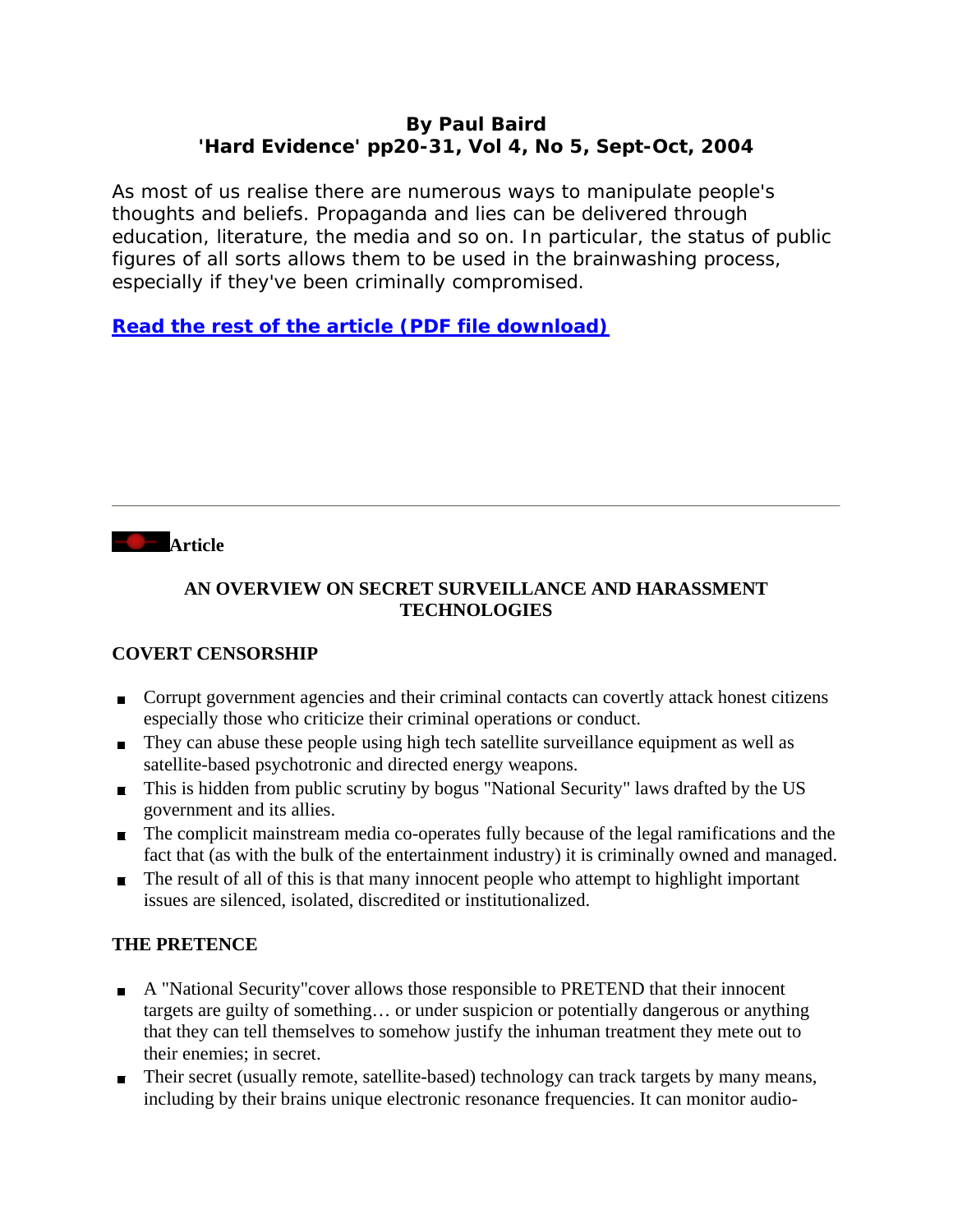**By Paul Baird**
**'Hard Evidence' pp20-31, Vol 4, No 5, Sept-Oct, 2004**

As most of us realise there are numerous ways to manipulate people's thoughts and beliefs. Propaganda and lies can be delivered through education, literature, the media and so on. In particular, the status of public figures of all sorts allows them to be used in the brainwashing process, especially if they've been criminally compromised.

**Read the rest of the article (PDF file download)**

---

**Article**

### AN OVERVIEW ON SECRET SURVEILLANCE AND HARASSMENT TECHNOLOGIES

#### COVERT CENSORSHIP

- Corrupt government agencies and their criminal contacts can covertly attack honest citizens especially those who criticize their criminal operations or conduct.
- They can abuse these people using high tech satellite surveillance equipment as well as satellite-based psychotronic and directed energy weapons.
- This is hidden from public scrutiny by bogus "National Security" laws drafted by the US government and its allies.
- The complicit mainstream media co-operates fully because of the legal ramifications and the fact that (as with the bulk of the entertainment industry) it is criminally owned and managed.
- The result of all of this is that many innocent people who attempt to highlight important issues are silenced, isolated, discredited or institutionalized.

#### THE PRETENCE

- A "National Security"cover allows those responsible to PRETEND that their innocent targets are guilty of something… or under suspicion or potentially dangerous or anything that they can tell themselves to somehow justify the inhuman treatment they mete out to their enemies; in secret.
- Their secret (usually remote, satellite-based) technology can track targets by many means, including by their brains unique electronic resonance frequencies. It can monitor audio-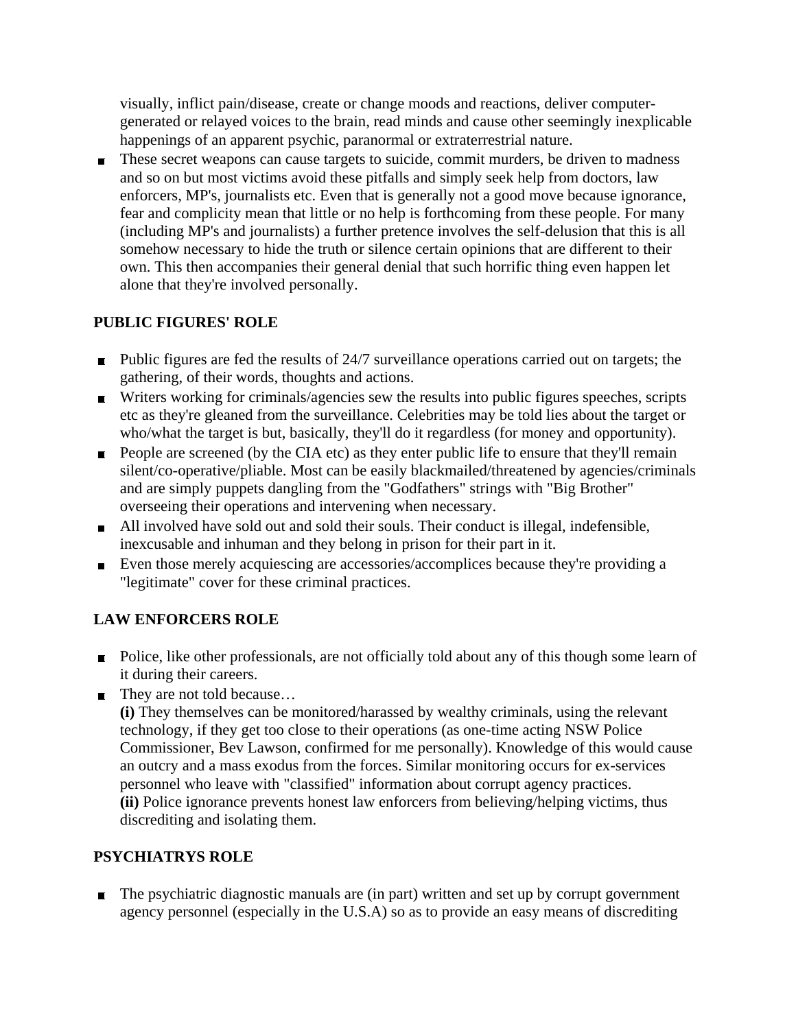visually, inflict pain/disease, create or change moods and reactions, deliver computer-generated or relayed voices to the brain, read minds and cause other seemingly inexplicable happenings of an apparent psychic, paranormal or extraterrestrial nature.

- These secret weapons can cause targets to suicide, commit murders, be driven to madness and so on but most victims avoid these pitfalls and simply seek help from doctors, law enforcers, MP's, journalists etc. Even that is generally not a good move because ignorance, fear and complicity mean that little or no help is forthcoming from these people. For many (including MP's and journalists) a further pretence involves the self-delusion that this is all somehow necessary to hide the truth or silence certain opinions that are different to their own. This then accompanies their general denial that such horrific thing even happen let alone that they're involved personally.

### PUBLIC FIGURES' ROLE

- Public figures are fed the results of 24/7 surveillance operations carried out on targets; the gathering, of their words, thoughts and actions.
- Writers working for criminals/agencies sew the results into public figures speeches, scripts etc as they're gleaned from the surveillance. Celebrities may be told lies about the target or who/what the target is but, basically, they'll do it regardless (for money and opportunity).
- People are screened (by the CIA etc) as they enter public life to ensure that they'll remain silent/co-operative/pliable. Most can be easily blackmailed/threatened by agencies/criminals and are simply puppets dangling from the "Godfathers" strings with "Big Brother" overseeing their operations and intervening when necessary.
- All involved have sold out and sold their souls. Their conduct is illegal, indefensible, inexcusable and inhuman and they belong in prison for their part in it.
- Even those merely acquiescing are accessories/accomplices because they're providing a "legitimate" cover for these criminal practices.

### LAW ENFORCERS ROLE

- Police, like other professionals, are not officially told about any of this though some learn of it during their careers.
- They are not told because…
  **(i)** They themselves can be monitored/harassed by wealthy criminals, using the relevant technology, if they get too close to their operations (as one-time acting NSW Police Commissioner, Bev Lawson, confirmed for me personally). Knowledge of this would cause an outcry and a mass exodus from the forces. Similar monitoring occurs for ex-services personnel who leave with "classified" information about corrupt agency practices.
  **(ii)** Police ignorance prevents honest law enforcers from believing/helping victims, thus discrediting and isolating them.

### PSYCHIATRYS ROLE

- The psychiatric diagnostic manuals are (in part) written and set up by corrupt government agency personnel (especially in the U.S.A) so as to provide an easy means of discrediting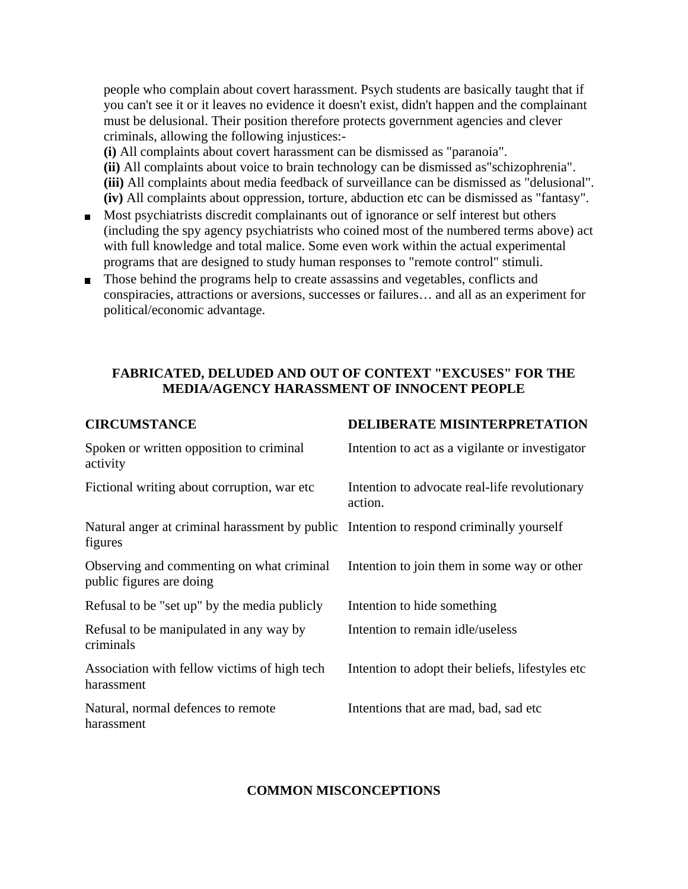people who complain about covert harassment. Psych students are basically taught that if you can't see it or it leaves no evidence it doesn't exist, didn't happen and the complainant must be delusional. Their position therefore protects government agencies and clever criminals, allowing the following injustices:-

**(i)** All complaints about covert harassment can be dismissed as "paranoia".
**(ii)** All complaints about voice to brain technology can be dismissed as"schizophrenia".
**(iii)** All complaints about media feedback of surveillance can be dismissed as "delusional".
**(iv)** All complaints about oppression, torture, abduction etc can be dismissed as "fantasy".

- Most psychiatrists discredit complainants out of ignorance or self interest but others (including the spy agency psychiatrists who coined most of the numbered terms above) act with full knowledge and total malice. Some even work within the actual experimental programs that are designed to study human responses to "remote control" stimuli.
- Those behind the programs help to create assassins and vegetables, conflicts and conspiracies, attractions or aversions, successes or failures… and all as an experiment for political/economic advantage.

**FABRICATED, DELUDED AND OUT OF CONTEXT "EXCUSES" FOR THE MEDIA/AGENCY HARASSMENT OF INNOCENT PEOPLE**

| CIRCUMSTANCE | DELIBERATE MISINTERPRETATION |
| --- | --- |
| Spoken or written opposition to criminal activity | Intention to act as a vigilante or investigator |
| Fictional writing about corruption, war etc | Intention to advocate real-life revolutionary action. |
| Natural anger at criminal harassment by public figures | Intention to respond criminally yourself |
| Observing and commenting on what criminal public figures are doing | Intention to join them in some way or other |
| Refusal to be "set up" by the media publicly | Intention to hide something |
| Refusal to be manipulated in any way by criminals | Intention to remain idle/useless |
| Association with fellow victims of high tech harassment | Intention to adopt their beliefs, lifestyles etc |
| Natural, normal defences to remote harassment | Intentions that are mad, bad, sad etc |

**COMMON MISCONCEPTIONS**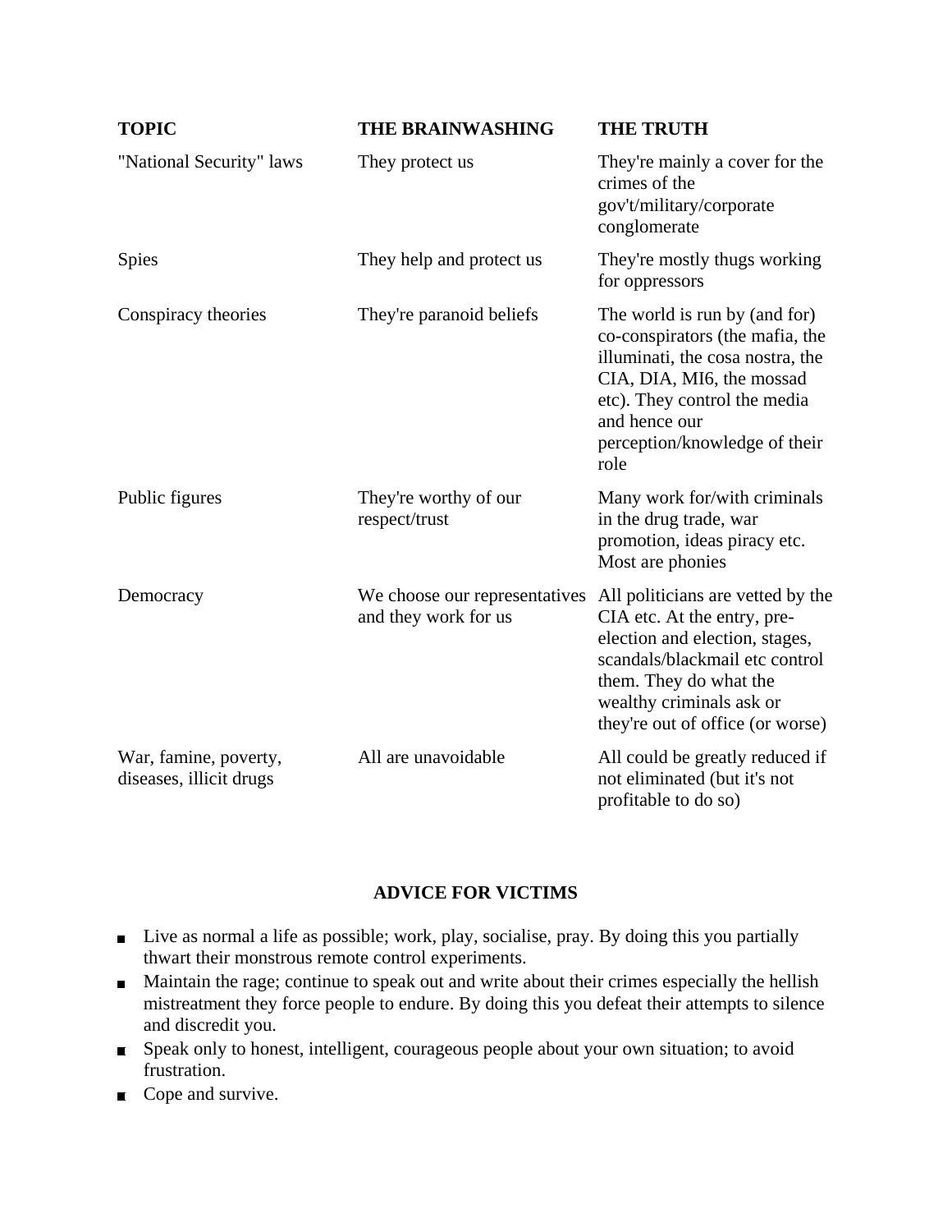| TOPIC | THE BRAINWASHING | THE TRUTH |
| --- | --- | --- |
| "National Security" laws | They protect us | They're mainly a cover for the crimes of the gov't/military/corporate conglomerate |
| Spies | They help and protect us | They're mostly thugs working for oppressors |
| Conspiracy theories | They're paranoid beliefs | The world is run by (and for) co-conspirators (the mafia, the illuminati, the cosa nostra, the CIA, DIA, MI6, the mossad etc). They control the media and hence our perception/knowledge of their role |
| Public figures | They're worthy of our respect/trust | Many work for/with criminals in the drug trade, war promotion, ideas piracy etc. Most are phonies |
| Democracy | We choose our representatives and they work for us | All politicians are vetted by the CIA etc. At the entry, pre-election and election, stages, scandals/blackmail etc control them. They do what the wealthy criminals ask or they're out of office (or worse) |
| War, famine, poverty, diseases, illicit drugs | All are unavoidable | All could be greatly reduced if not eliminated (but it's not profitable to do so) |

## ADVICE FOR VICTIMS

- Live as normal a life as possible; work, play, socialise, pray. By doing this you partially thwart their monstrous remote control experiments.
- Maintain the rage; continue to speak out and write about their crimes especially the hellish mistreatment they force people to endure. By doing this you defeat their attempts to silence and discredit you.
- Speak only to honest, intelligent, courageous people about your own situation; to avoid frustration.
- Cope and survive.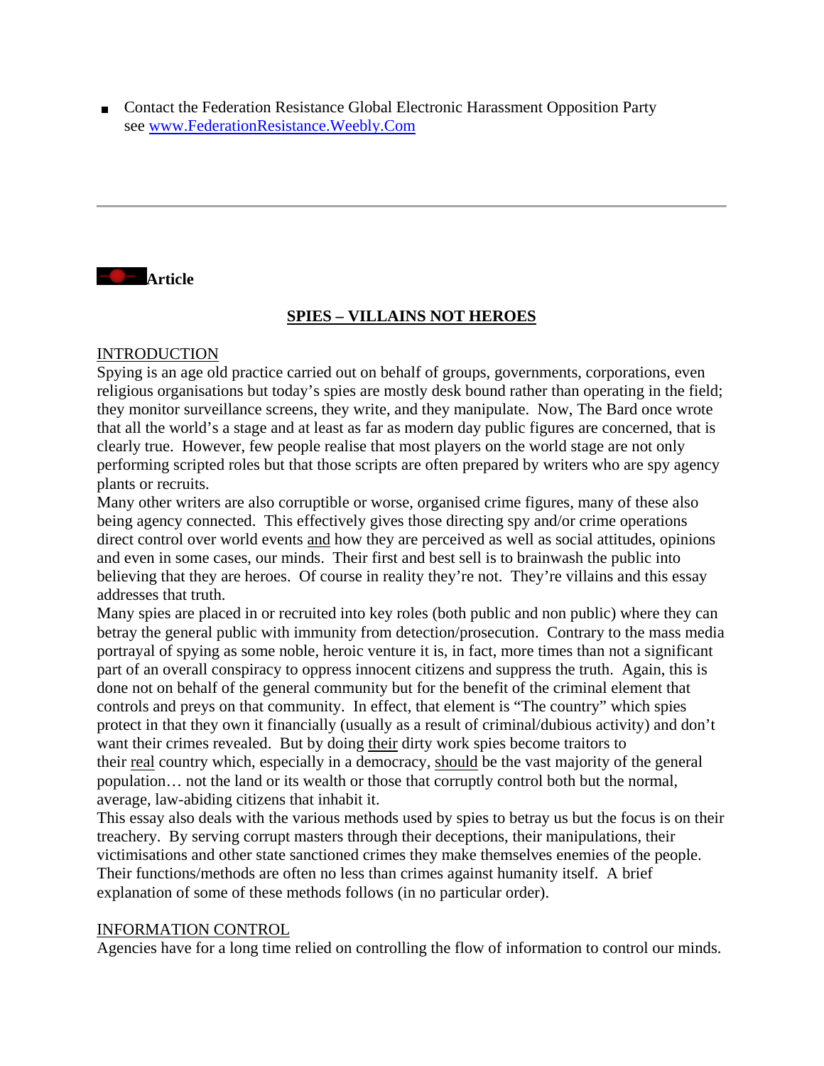- Contact the Federation Resistance Global Electronic Harassment Opposition Party see www.FederationResistance.Weebly.Com

---

**Article**

## SPIES – VILLAINS NOT HEROES

INTRODUCTION

Spying is an age old practice carried out on behalf of groups, governments, corporations, even religious organisations but today's spies are mostly desk bound rather than operating in the field; they monitor surveillance screens, they write, and they manipulate. Now, The Bard once wrote that all the world's a stage and at least as far as modern day public figures are concerned, that is clearly true. However, few people realise that most players on the world stage are not only performing scripted roles but that those scripts are often prepared by writers who are spy agency plants or recruits.

Many other writers are also corruptible or worse, organised crime figures, many of these also being agency connected. This effectively gives those directing spy and/or crime operations direct control over world events and how they are perceived as well as social attitudes, opinions and even in some cases, our minds. Their first and best sell is to brainwash the public into believing that they are heroes. Of course in reality they're not. They're villains and this essay addresses that truth.

Many spies are placed in or recruited into key roles (both public and non public) where they can betray the general public with immunity from detection/prosecution. Contrary to the mass media portrayal of spying as some noble, heroic venture it is, in fact, more times than not a significant part of an overall conspiracy to oppress innocent citizens and suppress the truth. Again, this is done not on behalf of the general community but for the benefit of the criminal element that controls and preys on that community. In effect, that element is "The country" which spies protect in that they own it financially (usually as a result of criminal/dubious activity) and don't want their crimes revealed. But by doing their dirty work spies become traitors to their real country which, especially in a democracy, should be the vast majority of the general population… not the land or its wealth or those that corruptly control both but the normal, average, law-abiding citizens that inhabit it.

This essay also deals with the various methods used by spies to betray us but the focus is on their treachery. By serving corrupt masters through their deceptions, their manipulations, their victimisations and other state sanctioned crimes they make themselves enemies of the people. Their functions/methods are often no less than crimes against humanity itself. A brief explanation of some of these methods follows (in no particular order).

INFORMATION CONTROL

Agencies have for a long time relied on controlling the flow of information to control our minds.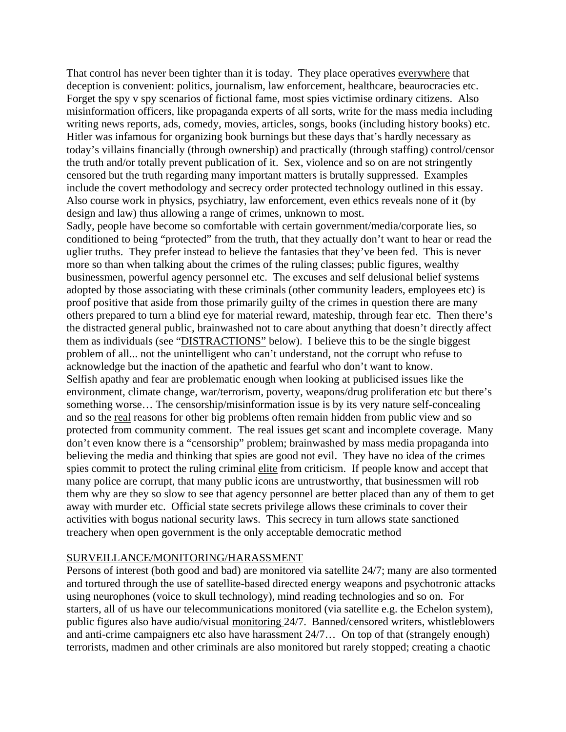That control has never been tighter than it is today. They place operatives everywhere that deception is convenient: politics, journalism, law enforcement, healthcare, beaurocracies etc. Forget the spy v spy scenarios of fictional fame, most spies victimise ordinary citizens. Also misinformation officers, like propaganda experts of all sorts, write for the mass media including writing news reports, ads, comedy, movies, articles, songs, books (including history books) etc. Hitler was infamous for organizing book burnings but these days that's hardly necessary as today's villains financially (through ownership) and practically (through staffing) control/censor the truth and/or totally prevent publication of it. Sex, violence and so on are not stringently censored but the truth regarding many important matters is brutally suppressed. Examples include the covert methodology and secrecy order protected technology outlined in this essay. Also course work in physics, psychiatry, law enforcement, even ethics reveals none of it (by design and law) thus allowing a range of crimes, unknown to most.

Sadly, people have become so comfortable with certain government/media/corporate lies, so conditioned to being "protected" from the truth, that they actually don't want to hear or read the uglier truths. They prefer instead to believe the fantasies that they've been fed. This is never more so than when talking about the crimes of the ruling classes; public figures, wealthy businessmen, powerful agency personnel etc. The excuses and self delusional belief systems adopted by those associating with these criminals (other community leaders, employees etc) is proof positive that aside from those primarily guilty of the crimes in question there are many others prepared to turn a blind eye for material reward, mateship, through fear etc. Then there's the distracted general public, brainwashed not to care about anything that doesn't directly affect them as individuals (see "DISTRACTIONS" below). I believe this to be the single biggest problem of all... not the unintelligent who can't understand, not the corrupt who refuse to acknowledge but the inaction of the apathetic and fearful who don't want to know.

Selfish apathy and fear are problematic enough when looking at publicised issues like the environment, climate change, war/terrorism, poverty, weapons/drug proliferation etc but there's something worse… The censorship/misinformation issue is by its very nature self-concealing and so the real reasons for other big problems often remain hidden from public view and so protected from community comment. The real issues get scant and incomplete coverage. Many don't even know there is a "censorship" problem; brainwashed by mass media propaganda into believing the media and thinking that spies are good not evil. They have no idea of the crimes spies commit to protect the ruling criminal elite from criticism. If people know and accept that many police are corrupt, that many public icons are untrustworthy, that businessmen will rob them why are they so slow to see that agency personnel are better placed than any of them to get away with murder etc. Official state secrets privilege allows these criminals to cover their activities with bogus national security laws. This secrecy in turn allows state sanctioned treachery when open government is the only acceptable democratic method

## SURVEILLANCE/MONITORING/HARASSMENT

Persons of interest (both good and bad) are monitored via satellite 24/7; many are also tormented and tortured through the use of satellite-based directed energy weapons and psychotronic attacks using neurophones (voice to skull technology), mind reading technologies and so on. For starters, all of us have our telecommunications monitored (via satellite e.g. the Echelon system), public figures also have audio/visual monitoring 24/7. Banned/censored writers, whistleblowers and anti-crime campaigners etc also have harassment 24/7… On top of that (strangely enough) terrorists, madmen and other criminals are also monitored but rarely stopped; creating a chaotic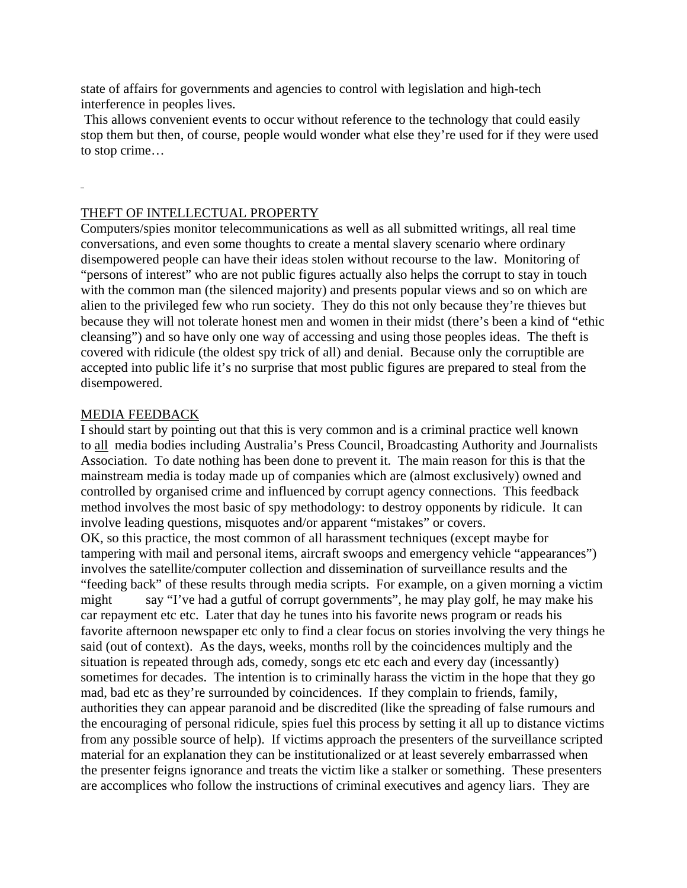state of affairs for governments and agencies to control with legislation and high-tech interference in peoples lives.

This allows convenient events to occur without reference to the technology that could easily stop them but then, of course, people would wonder what else they're used for if they were used to stop crime…

## THEFT OF INTELLECTUAL PROPERTY

Computers/spies monitor telecommunications as well as all submitted writings, all real time conversations, and even some thoughts to create a mental slavery scenario where ordinary disempowered people can have their ideas stolen without recourse to the law. Monitoring of "persons of interest" who are not public figures actually also helps the corrupt to stay in touch with the common man (the silenced majority) and presents popular views and so on which are alien to the privileged few who run society. They do this not only because they're thieves but because they will not tolerate honest men and women in their midst (there's been a kind of "ethic cleansing") and so have only one way of accessing and using those peoples ideas. The theft is covered with ridicule (the oldest spy trick of all) and denial. Because only the corruptible are accepted into public life it's no surprise that most public figures are prepared to steal from the disempowered.

## MEDIA FEEDBACK

I should start by pointing out that this is very common and is a criminal practice well known to all media bodies including Australia's Press Council, Broadcasting Authority and Journalists Association. To date nothing has been done to prevent it. The main reason for this is that the mainstream media is today made up of companies which are (almost exclusively) owned and controlled by organised crime and influenced by corrupt agency connections. This feedback method involves the most basic of spy methodology: to destroy opponents by ridicule. It can involve leading questions, misquotes and/or apparent "mistakes" or covers.

OK, so this practice, the most common of all harassment techniques (except maybe for tampering with mail and personal items, aircraft swoops and emergency vehicle "appearances") involves the satellite/computer collection and dissemination of surveillance results and the "feeding back" of these results through media scripts. For example, on a given morning a victim might say "I've had a gutful of corrupt governments", he may play golf, he may make his car repayment etc etc. Later that day he tunes into his favorite news program or reads his favorite afternoon newspaper etc only to find a clear focus on stories involving the very things he said (out of context). As the days, weeks, months roll by the coincidences multiply and the situation is repeated through ads, comedy, songs etc etc each and every day (incessantly) sometimes for decades. The intention is to criminally harass the victim in the hope that they go mad, bad etc as they're surrounded by coincidences. If they complain to friends, family, authorities they can appear paranoid and be discredited (like the spreading of false rumours and the encouraging of personal ridicule, spies fuel this process by setting it all up to distance victims from any possible source of help). If victims approach the presenters of the surveillance scripted material for an explanation they can be institutionalized or at least severely embarrassed when the presenter feigns ignorance and treats the victim like a stalker or something. These presenters are accomplices who follow the instructions of criminal executives and agency liars. They are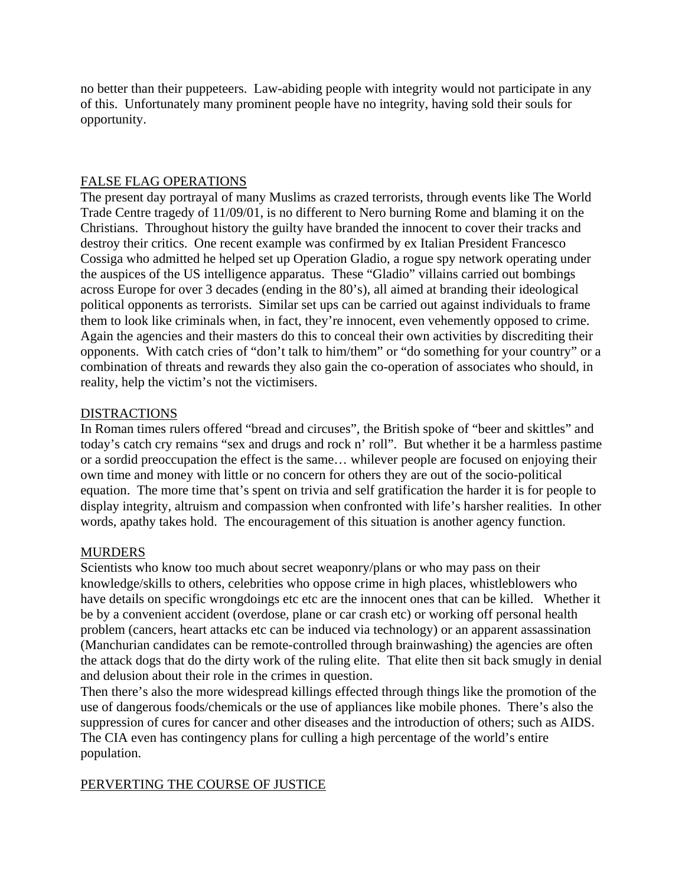no better than their puppeteers. Law-abiding people with integrity would not participate in any of this. Unfortunately many prominent people have no integrity, having sold their souls for opportunity.

## FALSE FLAG OPERATIONS

The present day portrayal of many Muslims as crazed terrorists, through events like The World Trade Centre tragedy of 11/09/01, is no different to Nero burning Rome and blaming it on the Christians. Throughout history the guilty have branded the innocent to cover their tracks and destroy their critics. One recent example was confirmed by ex Italian President Francesco Cossiga who admitted he helped set up Operation Gladio, a rogue spy network operating under the auspices of the US intelligence apparatus. These "Gladio" villains carried out bombings across Europe for over 3 decades (ending in the 80's), all aimed at branding their ideological political opponents as terrorists. Similar set ups can be carried out against individuals to frame them to look like criminals when, in fact, they're innocent, even vehemently opposed to crime. Again the agencies and their masters do this to conceal their own activities by discrediting their opponents. With catch cries of "don't talk to him/them" or "do something for your country" or a combination of threats and rewards they also gain the co-operation of associates who should, in reality, help the victim's not the victimisers.

## DISTRACTIONS

In Roman times rulers offered "bread and circuses", the British spoke of "beer and skittles" and today's catch cry remains "sex and drugs and rock n' roll". But whether it be a harmless pastime or a sordid preoccupation the effect is the same… whilever people are focused on enjoying their own time and money with little or no concern for others they are out of the socio-political equation. The more time that's spent on trivia and self gratification the harder it is for people to display integrity, altruism and compassion when confronted with life's harsher realities. In other words, apathy takes hold. The encouragement of this situation is another agency function.

## MURDERS

Scientists who know too much about secret weaponry/plans or who may pass on their knowledge/skills to others, celebrities who oppose crime in high places, whistleblowers who have details on specific wrongdoings etc etc are the innocent ones that can be killed. Whether it be by a convenient accident (overdose, plane or car crash etc) or working off personal health problem (cancers, heart attacks etc can be induced via technology) or an apparent assassination (Manchurian candidates can be remote-controlled through brainwashing) the agencies are often the attack dogs that do the dirty work of the ruling elite. That elite then sit back smugly in denial and delusion about their role in the crimes in question.

Then there's also the more widespread killings effected through things like the promotion of the use of dangerous foods/chemicals or the use of appliances like mobile phones. There's also the suppression of cures for cancer and other diseases and the introduction of others; such as AIDS. The CIA even has contingency plans for culling a high percentage of the world's entire population.

## PERVERTING THE COURSE OF JUSTICE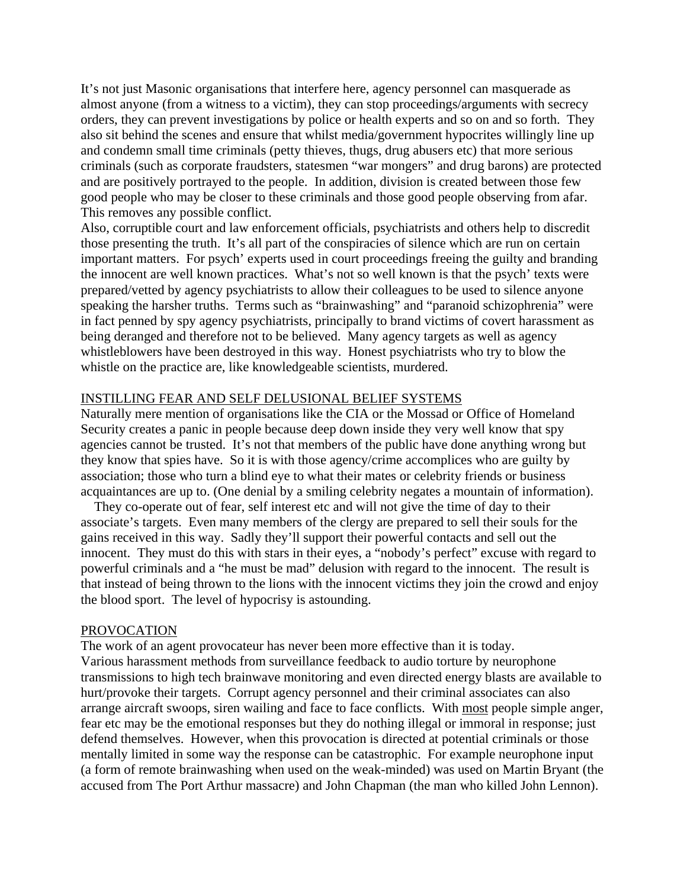It's not just Masonic organisations that interfere here, agency personnel can masquerade as almost anyone (from a witness to a victim), they can stop proceedings/arguments with secrecy orders, they can prevent investigations by police or health experts and so on and so forth. They also sit behind the scenes and ensure that whilst media/government hypocrites willingly line up and condemn small time criminals (petty thieves, thugs, drug abusers etc) that more serious criminals (such as corporate fraudsters, statesmen "war mongers" and drug barons) are protected and are positively portrayed to the people. In addition, division is created between those few good people who may be closer to these criminals and those good people observing from afar. This removes any possible conflict.

Also, corruptible court and law enforcement officials, psychiatrists and others help to discredit those presenting the truth. It's all part of the conspiracies of silence which are run on certain important matters. For psych' experts used in court proceedings freeing the guilty and branding the innocent are well known practices. What's not so well known is that the psych' texts were prepared/vetted by agency psychiatrists to allow their colleagues to be used to silence anyone speaking the harsher truths. Terms such as "brainwashing" and "paranoid schizophrenia" were in fact penned by spy agency psychiatrists, principally to brand victims of covert harassment as being deranged and therefore not to be believed. Many agency targets as well as agency whistleblowers have been destroyed in this way. Honest psychiatrists who try to blow the whistle on the practice are, like knowledgeable scientists, murdered.

## INSTILLING FEAR AND SELF DELUSIONAL BELIEF SYSTEMS

Naturally mere mention of organisations like the CIA or the Mossad or Office of Homeland Security creates a panic in people because deep down inside they very well know that spy agencies cannot be trusted. It's not that members of the public have done anything wrong but they know that spies have. So it is with those agency/crime accomplices who are guilty by association; those who turn a blind eye to what their mates or celebrity friends or business acquaintances are up to. (One denial by a smiling celebrity negates a mountain of information).

They co-operate out of fear, self interest etc and will not give the time of day to their associate's targets. Even many members of the clergy are prepared to sell their souls for the gains received in this way. Sadly they'll support their powerful contacts and sell out the innocent. They must do this with stars in their eyes, a "nobody's perfect" excuse with regard to powerful criminals and a "he must be mad" delusion with regard to the innocent. The result is that instead of being thrown to the lions with the innocent victims they join the crowd and enjoy the blood sport. The level of hypocrisy is astounding.

## PROVOCATION

The work of an agent provocateur has never been more effective than it is today.

Various harassment methods from surveillance feedback to audio torture by neurophone transmissions to high tech brainwave monitoring and even directed energy blasts are available to hurt/provoke their targets. Corrupt agency personnel and their criminal associates can also arrange aircraft swoops, siren wailing and face to face conflicts. With most people simple anger, fear etc may be the emotional responses but they do nothing illegal or immoral in response; just defend themselves. However, when this provocation is directed at potential criminals or those mentally limited in some way the response can be catastrophic. For example neurophone input (a form of remote brainwashing when used on the weak-minded) was used on Martin Bryant (the accused from The Port Arthur massacre) and John Chapman (the man who killed John Lennon).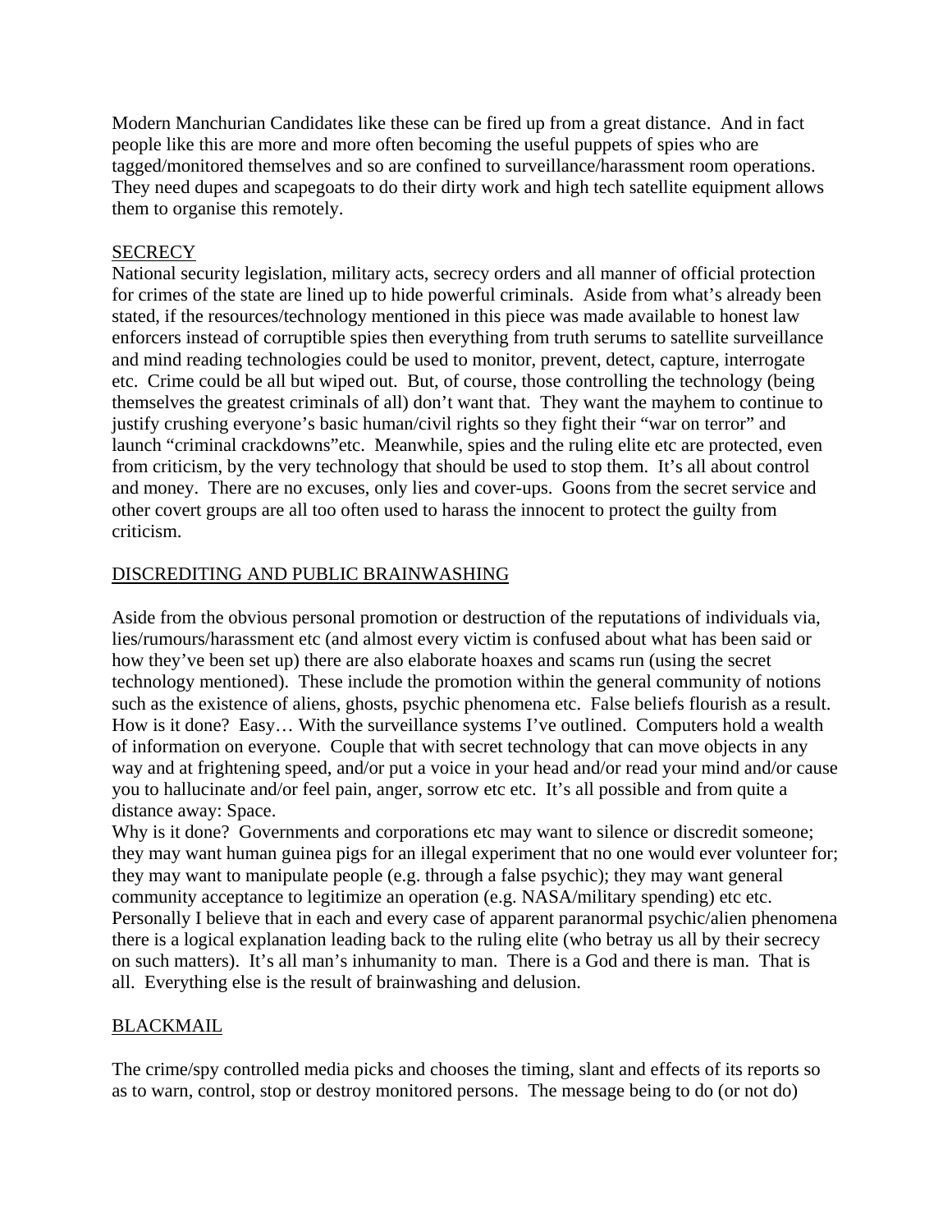Modern Manchurian Candidates like these can be fired up from a great distance. And in fact people like this are more and more often becoming the useful puppets of spies who are tagged/monitored themselves and so are confined to surveillance/harassment room operations. They need dupes and scapegoats to do their dirty work and high tech satellite equipment allows them to organise this remotely.

<u>SECRECY</u>

National security legislation, military acts, secrecy orders and all manner of official protection for crimes of the state are lined up to hide powerful criminals. Aside from what's already been stated, if the resources/technology mentioned in this piece was made available to honest law enforcers instead of corruptible spies then everything from truth serums to satellite surveillance and mind reading technologies could be used to monitor, prevent, detect, capture, interrogate etc. Crime could be all but wiped out. But, of course, those controlling the technology (being themselves the greatest criminals of all) don't want that. They want the mayhem to continue to justify crushing everyone's basic human/civil rights so they fight their "war on terror" and launch "criminal crackdowns"etc. Meanwhile, spies and the ruling elite etc are protected, even from criticism, by the very technology that should be used to stop them. It's all about control and money. There are no excuses, only lies and cover-ups. Goons from the secret service and other covert groups are all too often used to harass the innocent to protect the guilty from criticism.

<u>DISCREDITING AND PUBLIC BRAINWASHING</u>

Aside from the obvious personal promotion or destruction of the reputations of individuals via, lies/rumours/harassment etc (and almost every victim is confused about what has been said or how they've been set up) there are also elaborate hoaxes and scams run (using the secret technology mentioned). These include the promotion within the general community of notions such as the existence of aliens, ghosts, psychic phenomena etc. False beliefs flourish as a result. How is it done? Easy… With the surveillance systems I've outlined. Computers hold a wealth of information on everyone. Couple that with secret technology that can move objects in any way and at frightening speed, and/or put a voice in your head and/or read your mind and/or cause you to hallucinate and/or feel pain, anger, sorrow etc etc. It's all possible and from quite a distance away: Space.

Why is it done? Governments and corporations etc may want to silence or discredit someone; they may want human guinea pigs for an illegal experiment that no one would ever volunteer for; they may want to manipulate people (e.g. through a false psychic); they may want general community acceptance to legitimize an operation (e.g. NASA/military spending) etc etc. Personally I believe that in each and every case of apparent paranormal psychic/alien phenomena there is a logical explanation leading back to the ruling elite (who betray us all by their secrecy on such matters). It's all man's inhumanity to man. There is a God and there is man. That is all. Everything else is the result of brainwashing and delusion.

<u>BLACKMAIL</u>

The crime/spy controlled media picks and chooses the timing, slant and effects of its reports so as to warn, control, stop or destroy monitored persons. The message being to do (or not do)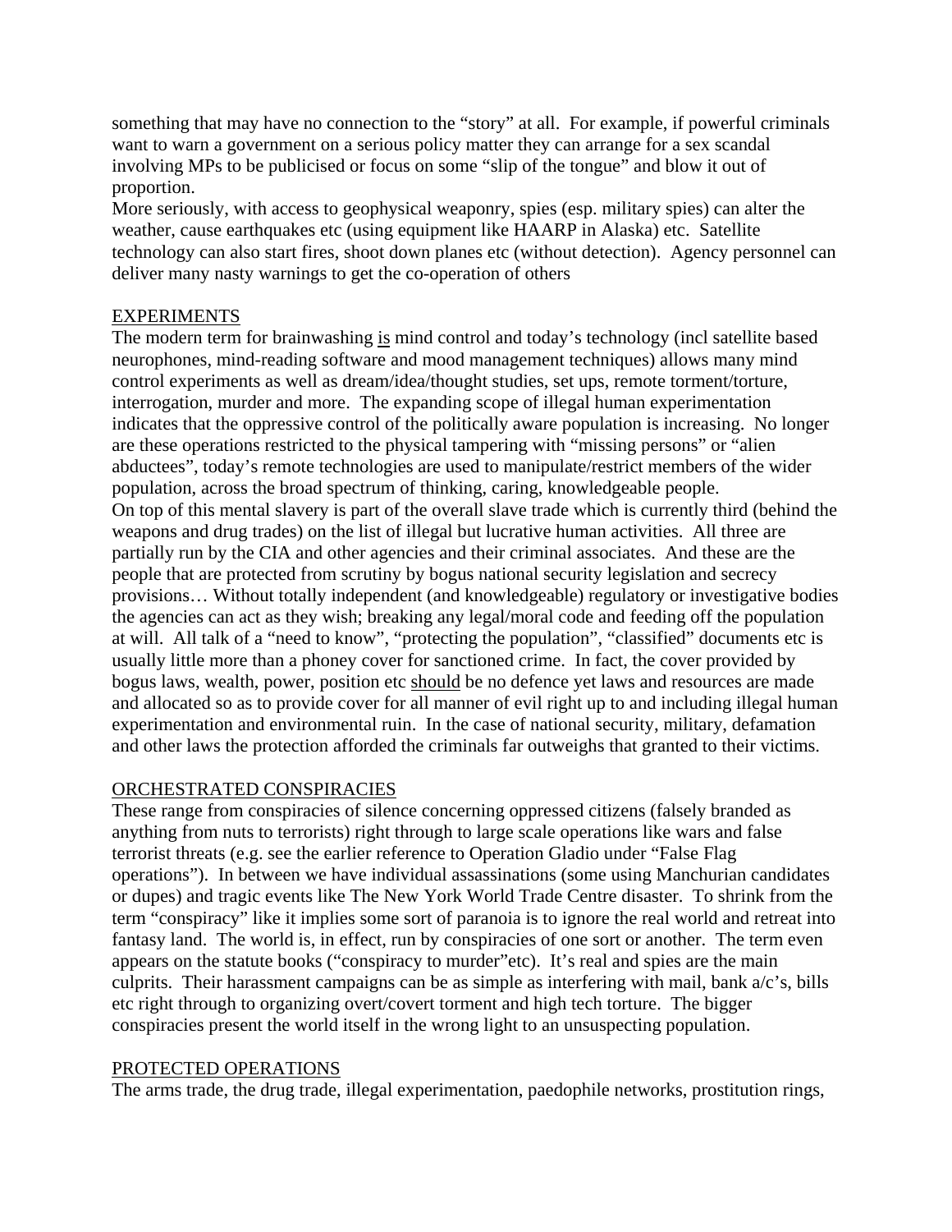something that may have no connection to the "story" at all. For example, if powerful criminals want to warn a government on a serious policy matter they can arrange for a sex scandal involving MPs to be publicised or focus on some "slip of the tongue" and blow it out of proportion.

More seriously, with access to geophysical weaponry, spies (esp. military spies) can alter the weather, cause earthquakes etc (using equipment like HAARP in Alaska) etc. Satellite technology can also start fires, shoot down planes etc (without detection). Agency personnel can deliver many nasty warnings to get the co-operation of others

## EXPERIMENTS

The modern term for brainwashing is mind control and today's technology (incl satellite based neurophones, mind-reading software and mood management techniques) allows many mind control experiments as well as dream/idea/thought studies, set ups, remote torment/torture, interrogation, murder and more. The expanding scope of illegal human experimentation indicates that the oppressive control of the politically aware population is increasing. No longer are these operations restricted to the physical tampering with "missing persons" or "alien abductees", today's remote technologies are used to manipulate/restrict members of the wider population, across the broad spectrum of thinking, caring, knowledgeable people.

On top of this mental slavery is part of the overall slave trade which is currently third (behind the weapons and drug trades) on the list of illegal but lucrative human activities. All three are partially run by the CIA and other agencies and their criminal associates. And these are the people that are protected from scrutiny by bogus national security legislation and secrecy provisions… Without totally independent (and knowledgeable) regulatory or investigative bodies the agencies can act as they wish; breaking any legal/moral code and feeding off the population at will. All talk of a "need to know", "protecting the population", "classified" documents etc is usually little more than a phoney cover for sanctioned crime. In fact, the cover provided by bogus laws, wealth, power, position etc should be no defence yet laws and resources are made and allocated so as to provide cover for all manner of evil right up to and including illegal human experimentation and environmental ruin. In the case of national security, military, defamation and other laws the protection afforded the criminals far outweighs that granted to their victims.

## ORCHESTRATED CONSPIRACIES

These range from conspiracies of silence concerning oppressed citizens (falsely branded as anything from nuts to terrorists) right through to large scale operations like wars and false terrorist threats (e.g. see the earlier reference to Operation Gladio under "False Flag operations"). In between we have individual assassinations (some using Manchurian candidates or dupes) and tragic events like The New York World Trade Centre disaster. To shrink from the term "conspiracy" like it implies some sort of paranoia is to ignore the real world and retreat into fantasy land. The world is, in effect, run by conspiracies of one sort or another. The term even appears on the statute books ("conspiracy to murder"etc). It's real and spies are the main culprits. Their harassment campaigns can be as simple as interfering with mail, bank a/c's, bills etc right through to organizing overt/covert torment and high tech torture. The bigger conspiracies present the world itself in the wrong light to an unsuspecting population.

## PROTECTED OPERATIONS

The arms trade, the drug trade, illegal experimentation, paedophile networks, prostitution rings,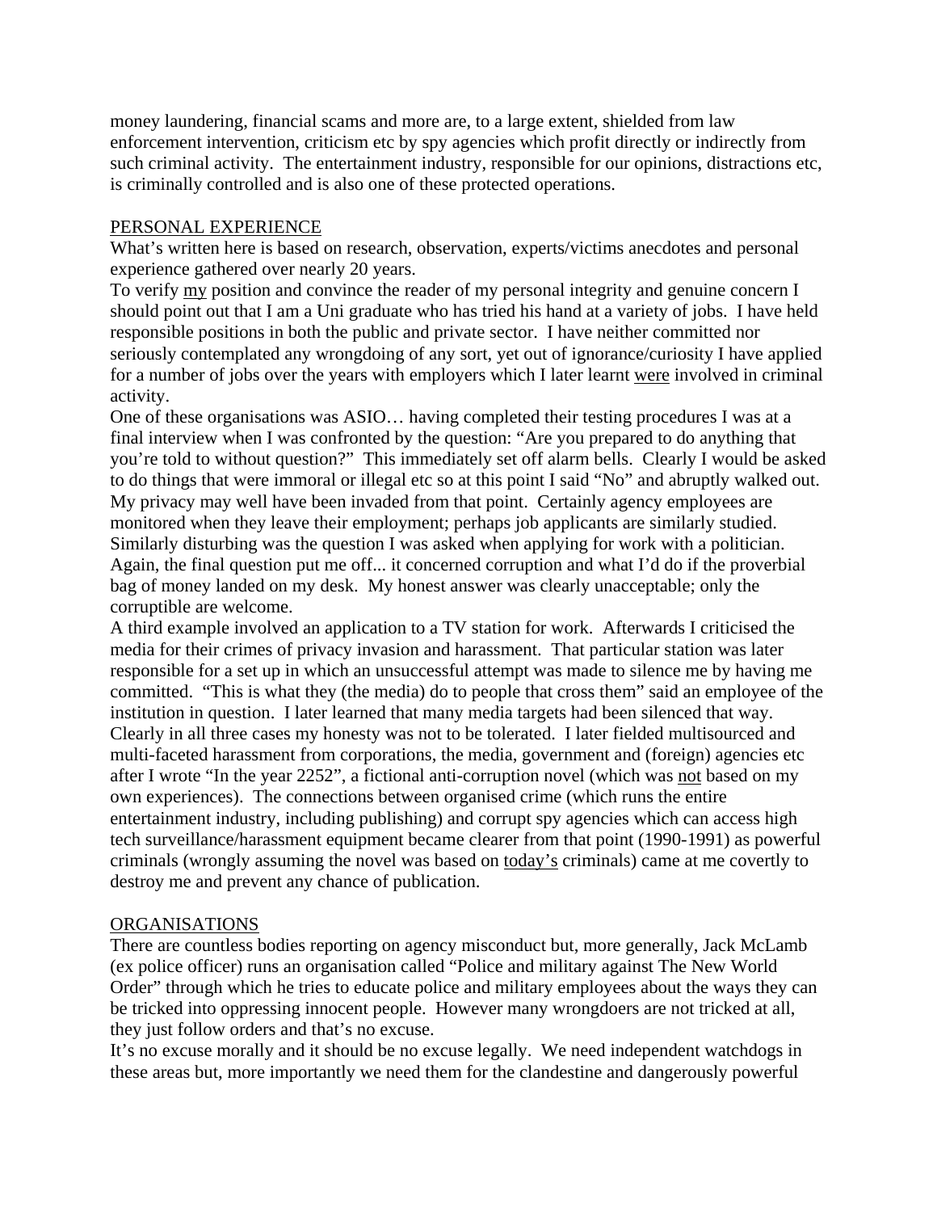money laundering, financial scams and more are, to a large extent, shielded from law enforcement intervention, criticism etc by spy agencies which profit directly or indirectly from such criminal activity. The entertainment industry, responsible for our opinions, distractions etc, is criminally controlled and is also one of these protected operations.

## PERSONAL EXPERIENCE

What's written here is based on research, observation, experts/victims anecdotes and personal experience gathered over nearly 20 years.

To verify my position and convince the reader of my personal integrity and genuine concern I should point out that I am a Uni graduate who has tried his hand at a variety of jobs. I have held responsible positions in both the public and private sector. I have neither committed nor seriously contemplated any wrongdoing of any sort, yet out of ignorance/curiosity I have applied for a number of jobs over the years with employers which I later learnt were involved in criminal activity.

One of these organisations was ASIO… having completed their testing procedures I was at a final interview when I was confronted by the question: "Are you prepared to do anything that you're told to without question?" This immediately set off alarm bells. Clearly I would be asked to do things that were immoral or illegal etc so at this point I said "No" and abruptly walked out. My privacy may well have been invaded from that point. Certainly agency employees are monitored when they leave their employment; perhaps job applicants are similarly studied.

Similarly disturbing was the question I was asked when applying for work with a politician. Again, the final question put me off... it concerned corruption and what I'd do if the proverbial bag of money landed on my desk. My honest answer was clearly unacceptable; only the corruptible are welcome.

A third example involved an application to a TV station for work. Afterwards I criticised the media for their crimes of privacy invasion and harassment. That particular station was later responsible for a set up in which an unsuccessful attempt was made to silence me by having me committed. "This is what they (the media) do to people that cross them" said an employee of the institution in question. I later learned that many media targets had been silenced that way.

Clearly in all three cases my honesty was not to be tolerated. I later fielded multisourced and multi-faceted harassment from corporations, the media, government and (foreign) agencies etc after I wrote "In the year 2252", a fictional anti-corruption novel (which was not based on my own experiences). The connections between organised crime (which runs the entire entertainment industry, including publishing) and corrupt spy agencies which can access high tech surveillance/harassment equipment became clearer from that point (1990-1991) as powerful criminals (wrongly assuming the novel was based on today's criminals) came at me covertly to destroy me and prevent any chance of publication.

## ORGANISATIONS

There are countless bodies reporting on agency misconduct but, more generally, Jack McLamb (ex police officer) runs an organisation called "Police and military against The New World Order" through which he tries to educate police and military employees about the ways they can be tricked into oppressing innocent people. However many wrongdoers are not tricked at all, they just follow orders and that's no excuse.

It's no excuse morally and it should be no excuse legally. We need independent watchdogs in these areas but, more importantly we need them for the clandestine and dangerously powerful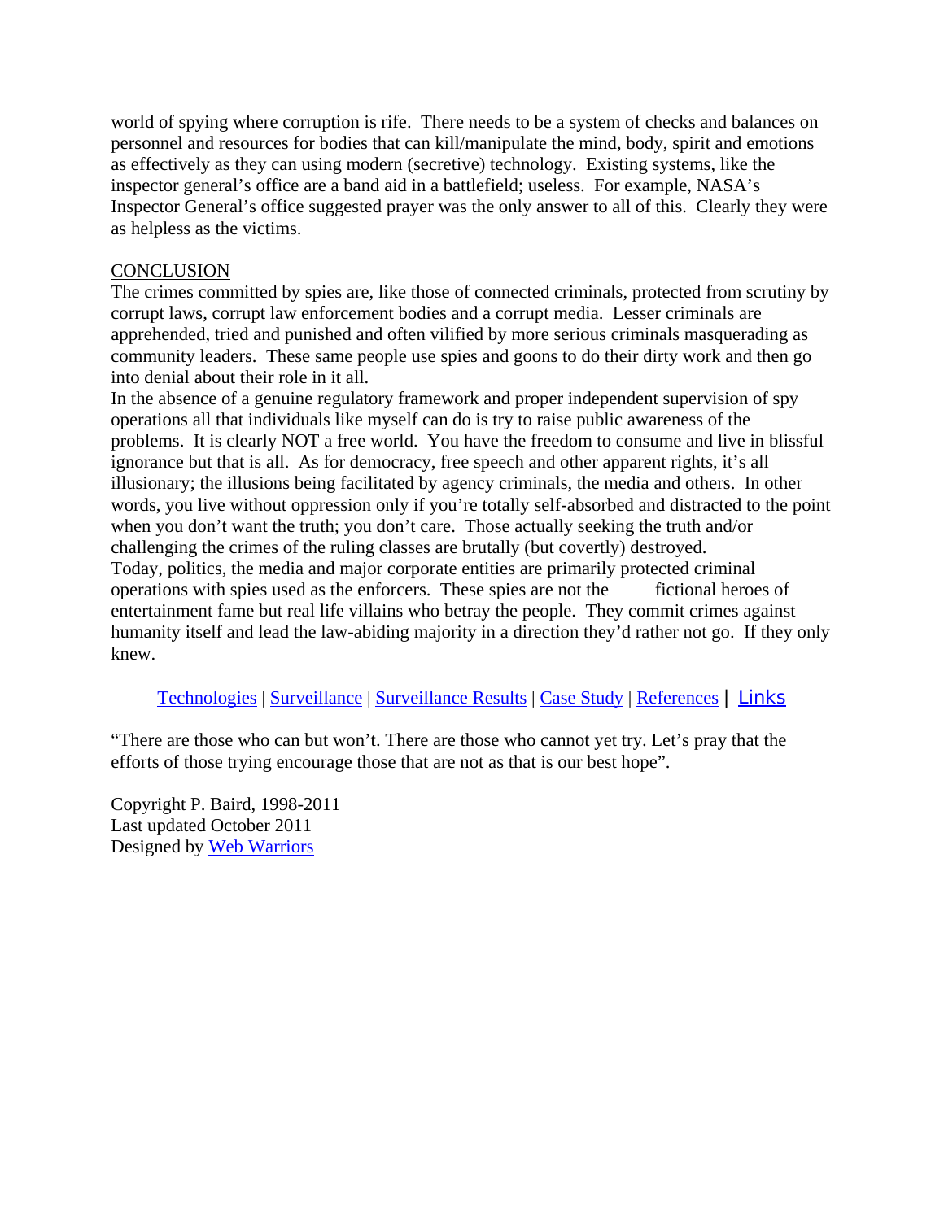world of spying where corruption is rife. There needs to be a system of checks and balances on personnel and resources for bodies that can kill/manipulate the mind, body, spirit and emotions as effectively as they can using modern (secretive) technology. Existing systems, like the inspector general's office are a band aid in a battlefield; useless. For example, NASA's Inspector General's office suggested prayer was the only answer to all of this. Clearly they were as helpless as the victims.

## CONCLUSION

The crimes committed by spies are, like those of connected criminals, protected from scrutiny by corrupt laws, corrupt law enforcement bodies and a corrupt media. Lesser criminals are apprehended, tried and punished and often vilified by more serious criminals masquerading as community leaders. These same people use spies and goons to do their dirty work and then go into denial about their role in it all.

In the absence of a genuine regulatory framework and proper independent supervision of spy operations all that individuals like myself can do is try to raise public awareness of the problems. It is clearly NOT a free world. You have the freedom to consume and live in blissful ignorance but that is all. As for democracy, free speech and other apparent rights, it's all illusionary; the illusions being facilitated by agency criminals, the media and others. In other words, you live without oppression only if you're totally self-absorbed and distracted to the point when you don't want the truth; you don't care. Those actually seeking the truth and/or challenging the crimes of the ruling classes are brutally (but covertly) destroyed.

Today, politics, the media and major corporate entities are primarily protected criminal operations with spies used as the enforcers. These spies are not the fictional heroes of entertainment fame but real life villains who betray the people. They commit crimes against humanity itself and lead the law-abiding majority in a direction they'd rather not go. If they only knew.

Technologies | Surveillance | Surveillance Results | Case Study | References | Links

"There are those who can but won't. There are those who cannot yet try. Let's pray that the efforts of those trying encourage those that are not as that is our best hope".

Copyright P. Baird, 1998-2011
Last updated October 2011
Designed by Web Warriors